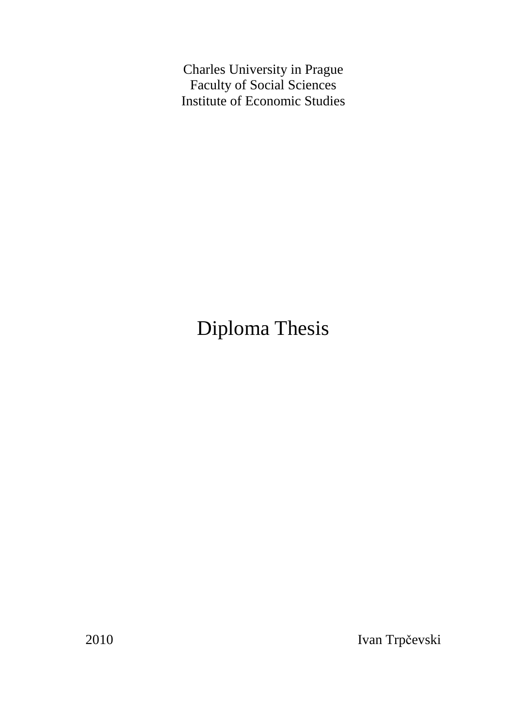Charles University in Prague
Faculty of Social Sciences
Institute of Economic Studies

# Diploma Thesis

2010 Ivan Trpčevski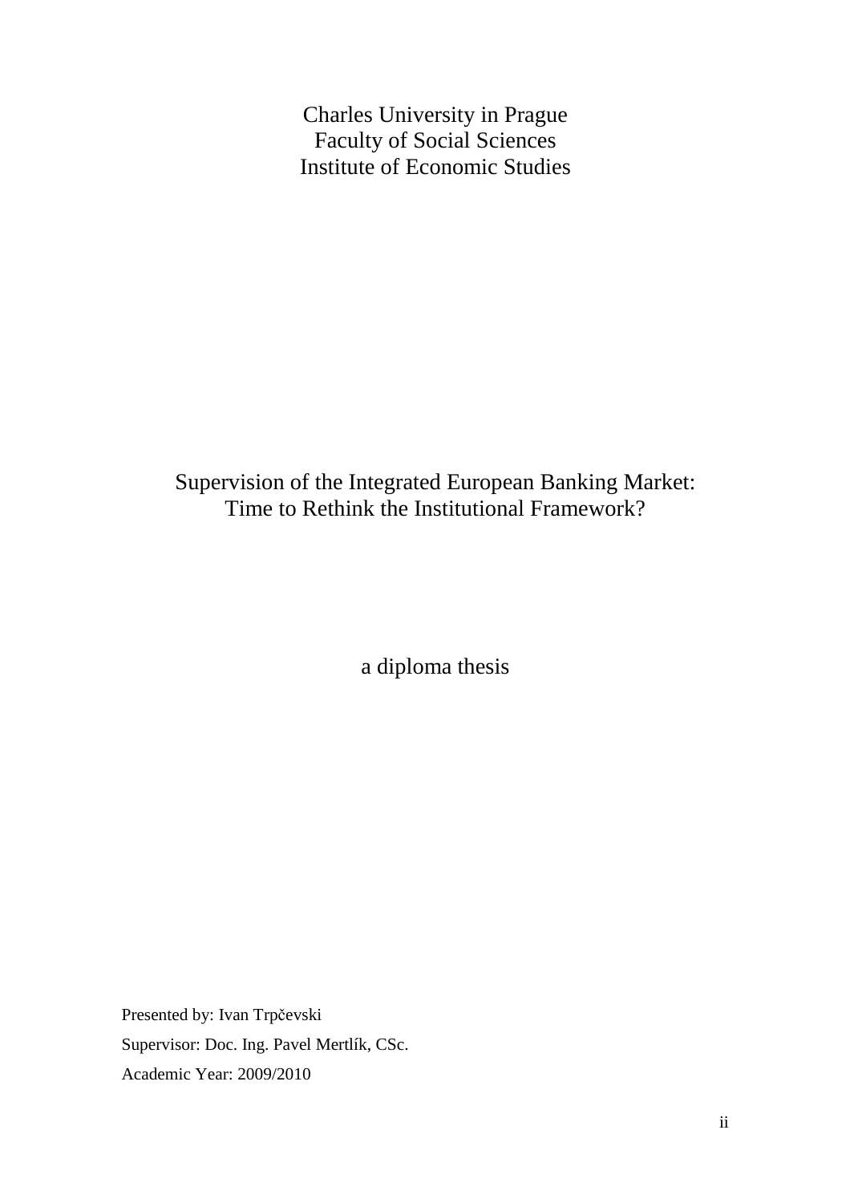Charles University in Prague
Faculty of Social Sciences
Institute of Economic Studies

# Supervision of the Integrated European Banking Market: Time to Rethink the Institutional Framework?

a diploma thesis

Presented by: Ivan Trpčevski

Supervisor: Doc. Ing. Pavel Mertlík, CSc.

Academic Year: 2009/2010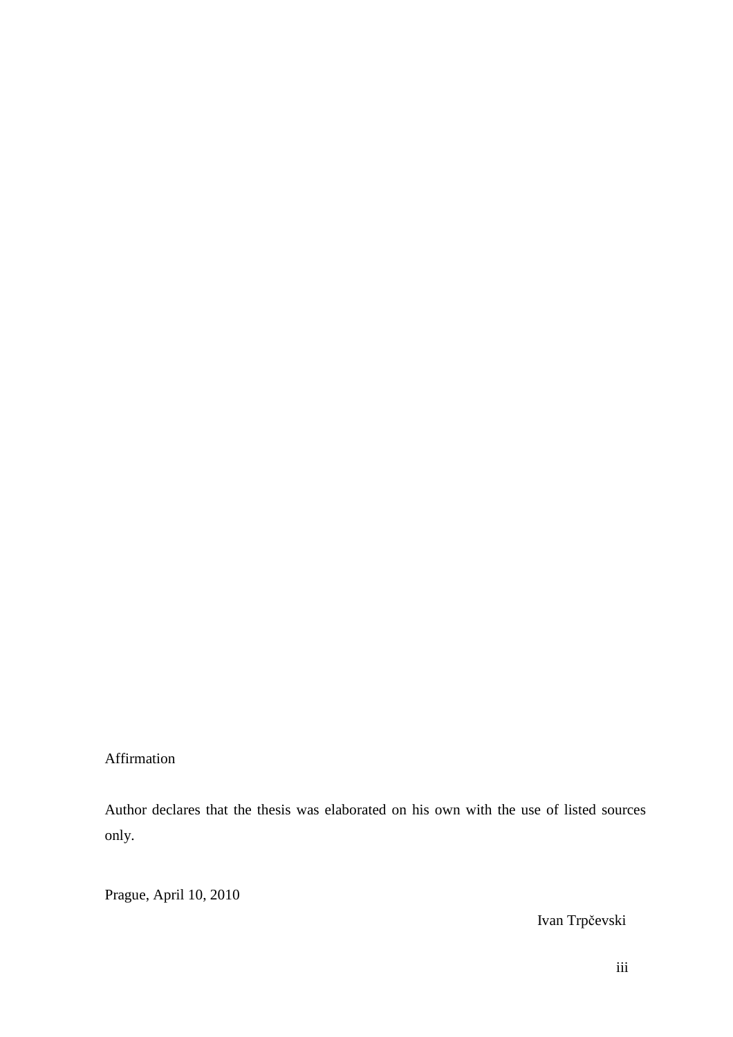Affirmation

Author declares that the thesis was elaborated on his own with the use of listed sources only.

Prague, April 10, 2010

Ivan Trpčevski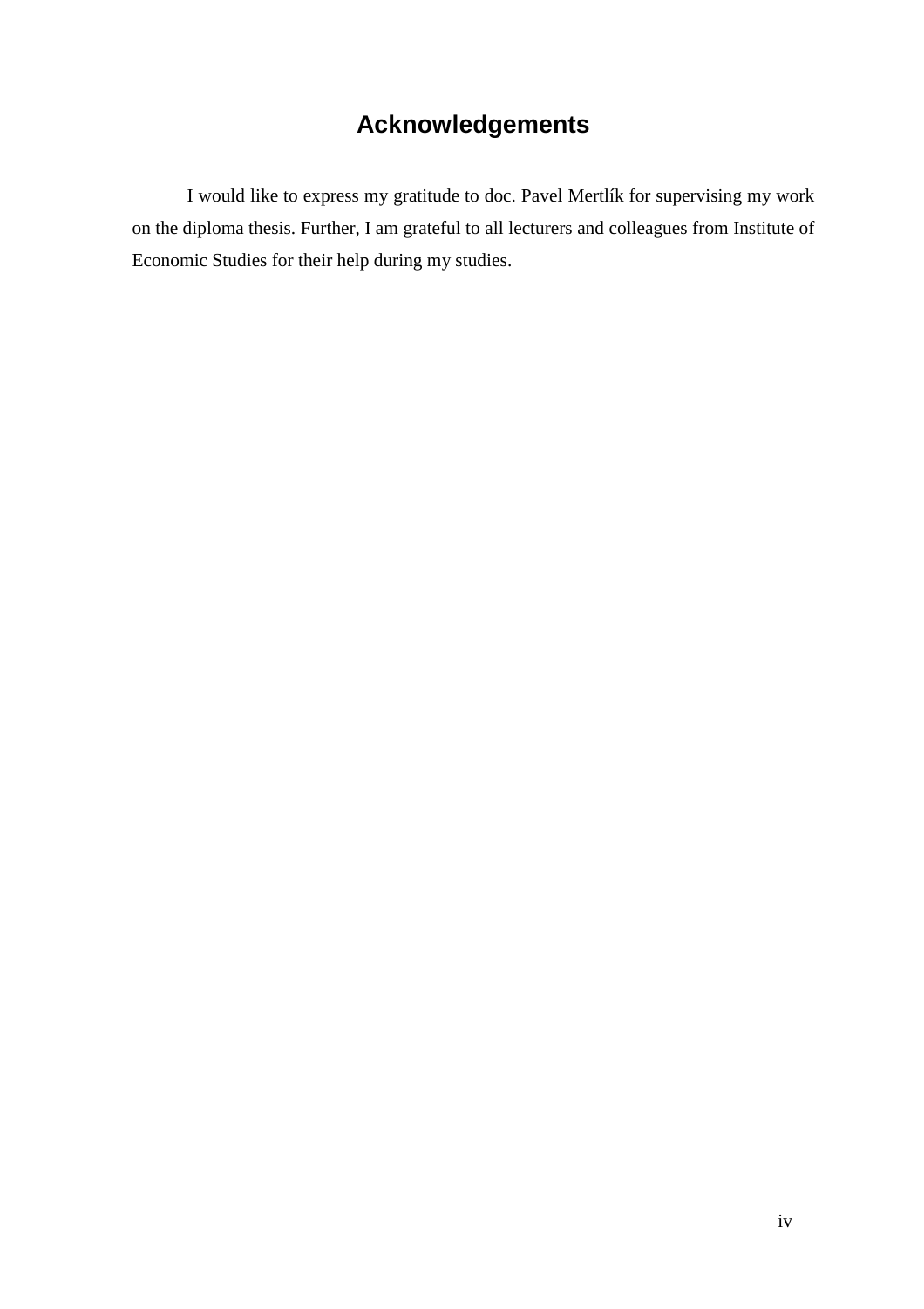# Acknowledgements

I would like to express my gratitude to doc. Pavel Mertlík for supervising my work on the diploma thesis. Further, I am grateful to all lecturers and colleagues from Institute of Economic Studies for their help during my studies.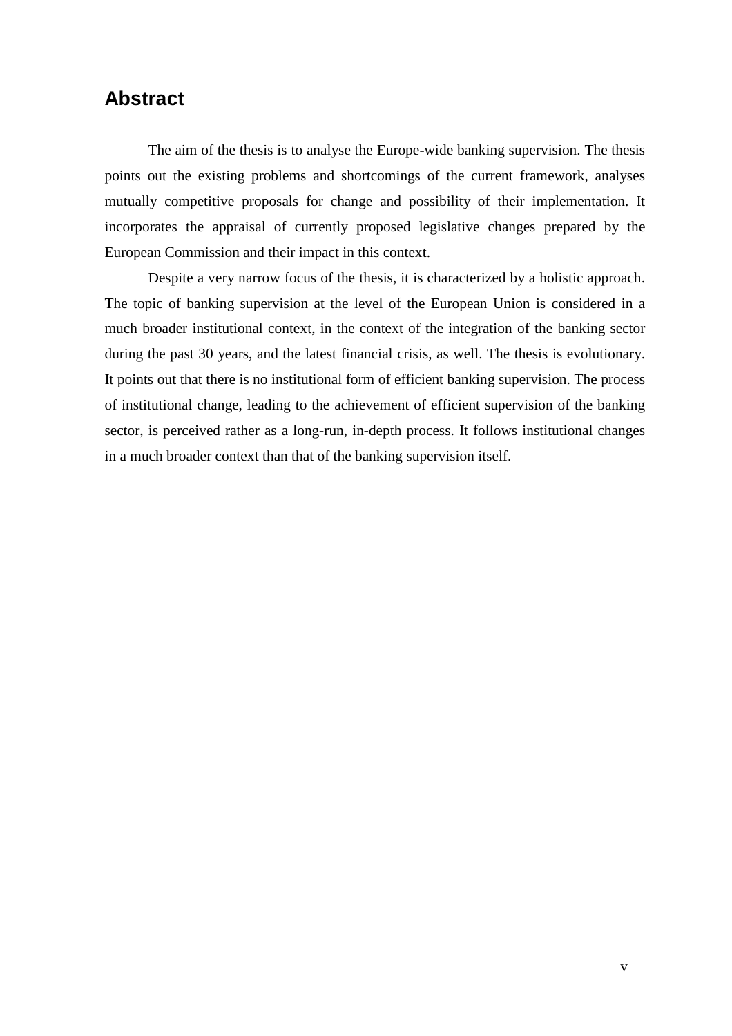# Abstract

The aim of the thesis is to analyse the Europe-wide banking supervision. The thesis points out the existing problems and shortcomings of the current framework, analyses mutually competitive proposals for change and possibility of their implementation. It incorporates the appraisal of currently proposed legislative changes prepared by the European Commission and their impact in this context.

Despite a very narrow focus of the thesis, it is characterized by a holistic approach. The topic of banking supervision at the level of the European Union is considered in a much broader institutional context, in the context of the integration of the banking sector during the past 30 years, and the latest financial crisis, as well. The thesis is evolutionary. It points out that there is no institutional form of efficient banking supervision. The process of institutional change, leading to the achievement of efficient supervision of the banking sector, is perceived rather as a long-run, in-depth process. It follows institutional changes in a much broader context than that of the banking supervision itself.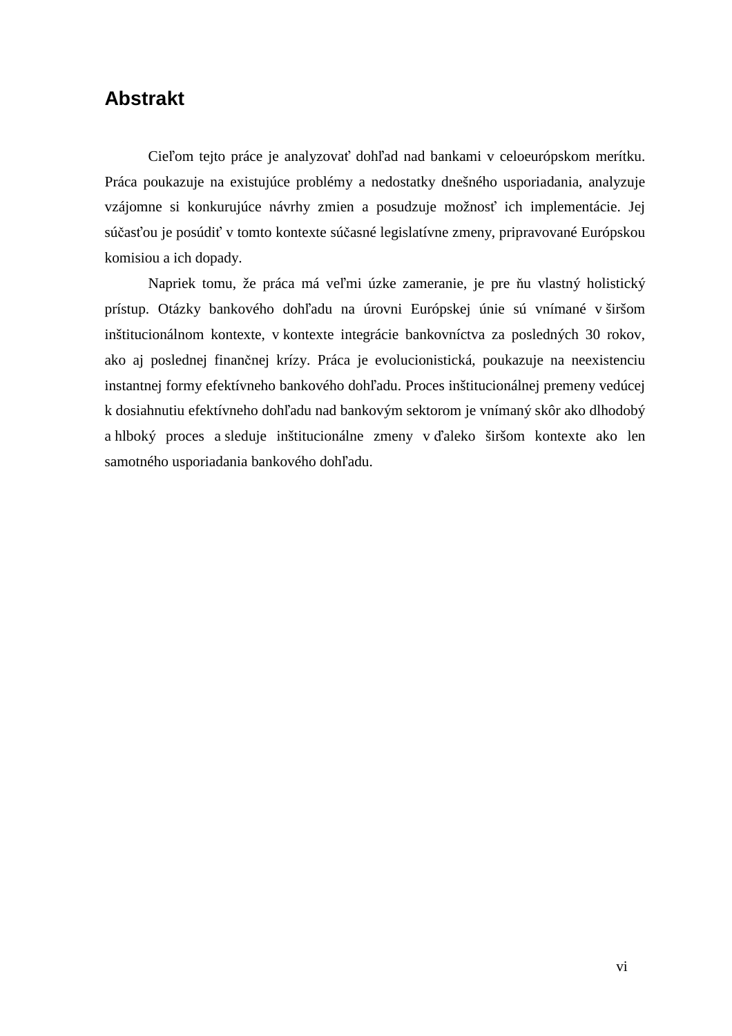# Abstrakt

Cieľom tejto práce je analyzovať dohľad nad bankami v celoeurópskom merítku. Práca poukazuje na existujúce problémy a nedostatky dnešného usporiadania, analyzuje vzájomne si konkurujúce návrhy zmien a posudzuje možnosť ich implementácie. Jej súčasťou je posúdiť v tomto kontexte súčasné legislatívne zmeny, pripravované Európskou komisiou a ich dopady.

Napriek tomu, že práca má veľmi úzke zameranie, je pre ňu vlastný holistický prístup. Otázky bankového dohľadu na úrovni Európskej únie sú vnímané v širšom inštitucionálnom kontexte, v kontexte integrácie bankovníctva za posledných 30 rokov, ako aj poslednej finančnej krízy. Práca je evolucionistická, poukazuje na neexistenciu instantnej formy efektívneho bankového dohľadu. Proces inštitucionálnej premeny vedúcej k dosiahnutiu efektívneho dohľadu nad bankovým sektorom je vnímaný skôr ako dlhodobý a hlboký proces a sleduje inštitucionálne zmeny v ďaleko širšom kontexte ako len samotného usporiadania bankového dohľadu.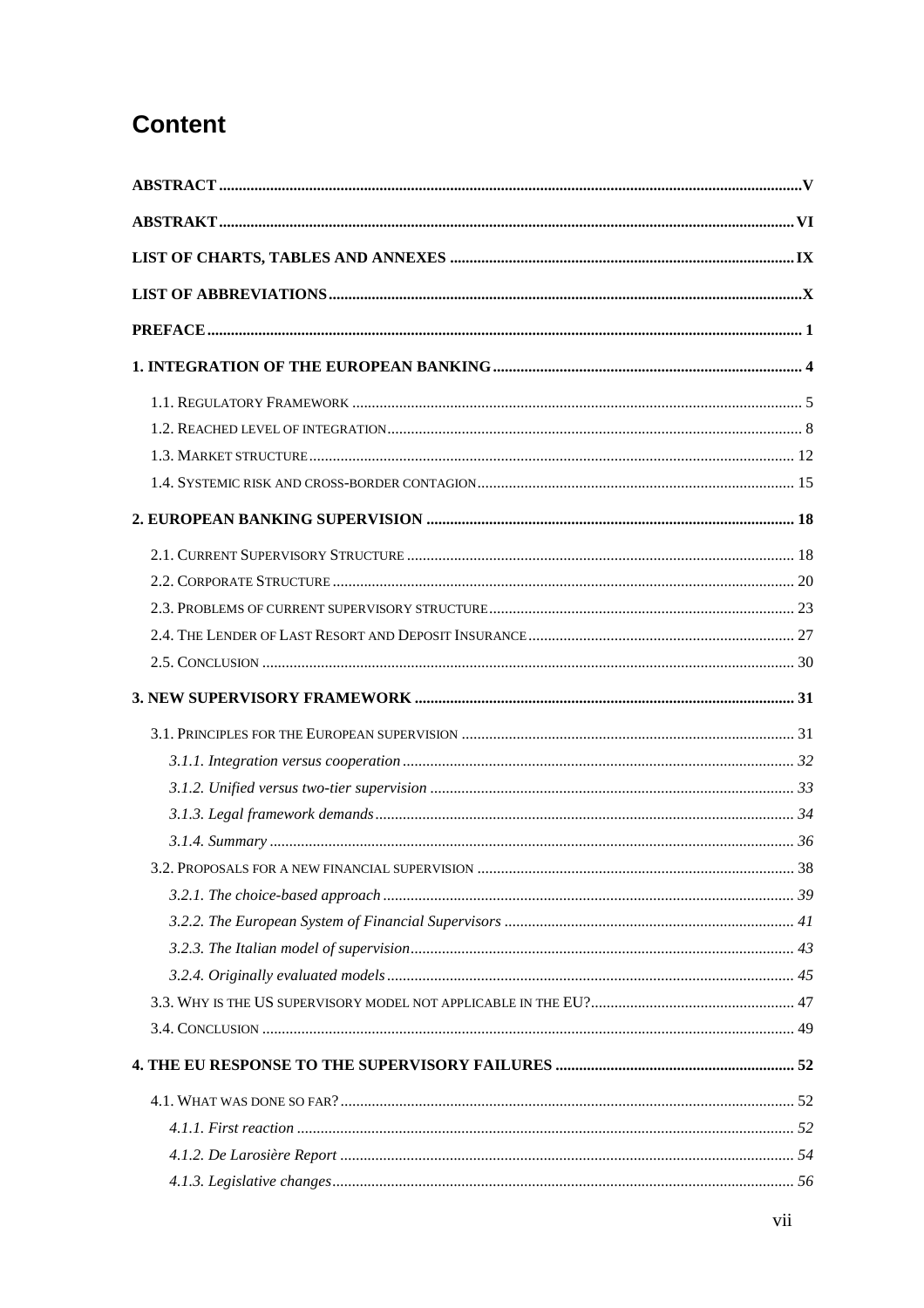# Content

ABSTRACT ..... V

ABSTRAKT ..... VI

LIST OF CHARTS, TABLES AND ANNEXES ..... IX

LIST OF ABBREVIATIONS ..... X

PREFACE ..... 1

1. INTEGRATION OF THE EUROPEAN BANKING ..... 4

- 1.1. Regulatory Framework ..... 5
- 1.2. Reached level of integration ..... 8
- 1.3. Market structure ..... 12
- 1.4. Systemic risk and cross-border contagion ..... 15

2. EUROPEAN BANKING SUPERVISION ..... 18

- 2.1. Current Supervisory Structure ..... 18
- 2.2. Corporate Structure ..... 20
- 2.3. Problems of current supervisory structure ..... 23
- 2.4. The Lender of Last Resort and Deposit Insurance ..... 27
- 2.5. Conclusion ..... 30

3. NEW SUPERVISORY FRAMEWORK ..... 31

- 3.1. Principles for the European supervision ..... 31
  - *3.1.1. Integration versus cooperation ..... 32*
  - *3.1.2. Unified versus two-tier supervision ..... 33*
  - *3.1.3. Legal framework demands ..... 34*
  - *3.1.4. Summary ..... 36*
- 3.2. Proposals for a new financial supervision ..... 38
  - *3.2.1. The choice-based approach ..... 39*
  - *3.2.2. The European System of Financial Supervisors ..... 41*
  - *3.2.3. The Italian model of supervision ..... 43*
  - *3.2.4. Originally evaluated models ..... 45*
- 3.3. Why is the US supervisory model not applicable in the EU? ..... 47
- 3.4. Conclusion ..... 49

4. THE EU RESPONSE TO THE SUPERVISORY FAILURES ..... 52

- 4.1. What was done so far? ..... 52
  - *4.1.1. First reaction ..... 52*
  - *4.1.2. De Larosière Report ..... 54*
  - *4.1.3. Legislative changes ..... 56*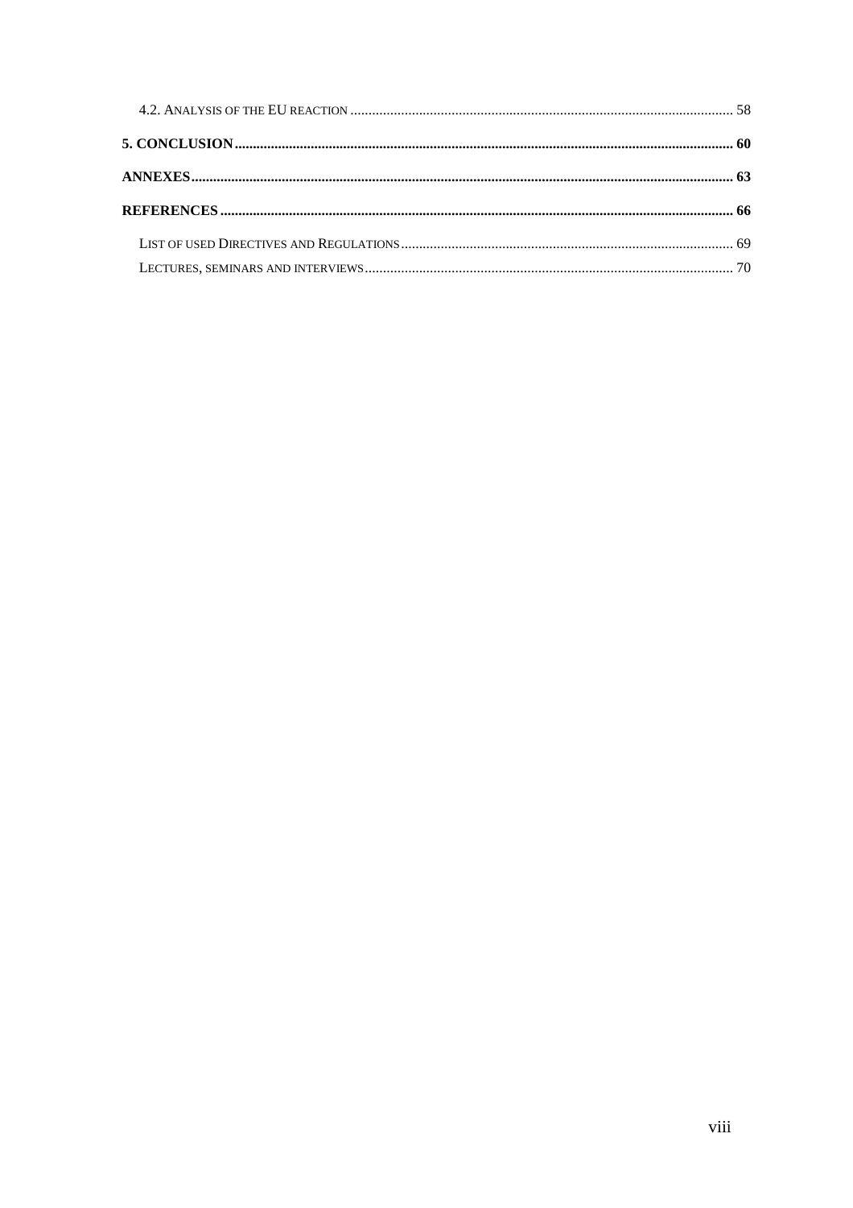4.2. Analysis of the EU reaction ..... 58

**5. CONCLUSION ..... 60**

**ANNEXES ..... 63**

**REFERENCES ..... 66**

List of used Directives and Regulations ..... 69

Lectures, seminars and interviews ..... 70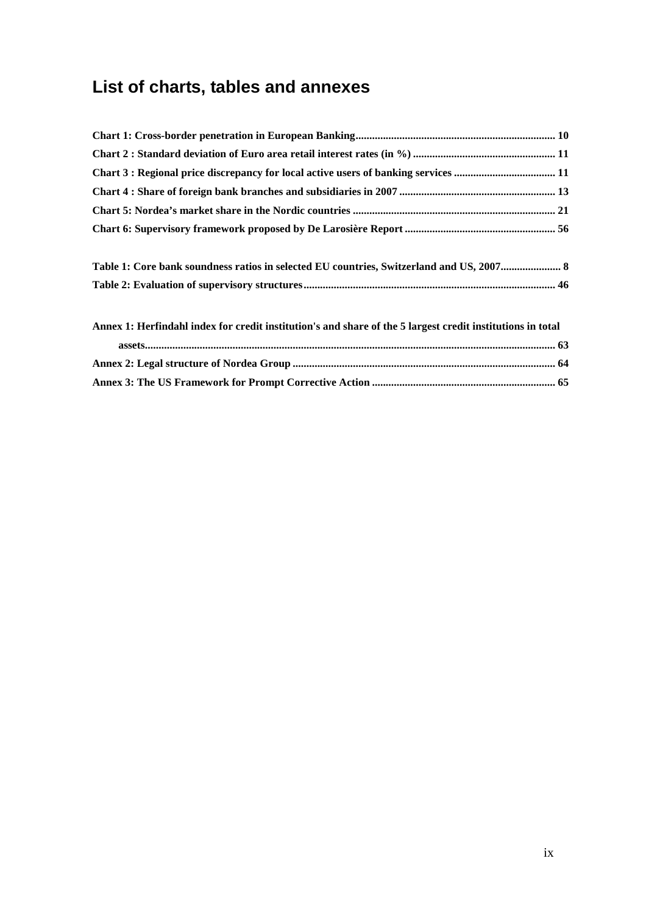# List of charts, tables and annexes

**Chart 1: Cross-border penetration in European Banking........................................................................ 10**

**Chart 2 : Standard deviation of Euro area retail interest rates (in %) ................................................... 11**

**Chart 3 : Regional price discrepancy for local active users of banking services .................................... 11**

**Chart 4 : Share of foreign bank branches and subsidiaries in 2007 ........................................................ 13**

**Chart 5: Nordea's market share in the Nordic countries ......................................................................... 21**

**Chart 6: Supervisory framework proposed by De Larosière Report ...................................................... 56**

**Table 1: Core bank soundness ratios in selected EU countries, Switzerland and US, 2007...................... 8**

**Table 2: Evaluation of supervisory structures........................................................................................... 46**

**Annex 1: Herfindahl index for credit institution's and share of the 5 largest credit institutions in total assets..................................................................................................................................................... 63**

**Annex 2: Legal structure of Nordea Group .............................................................................................. 64**

**Annex 3: The US Framework for Prompt Corrective Action .................................................................. 65**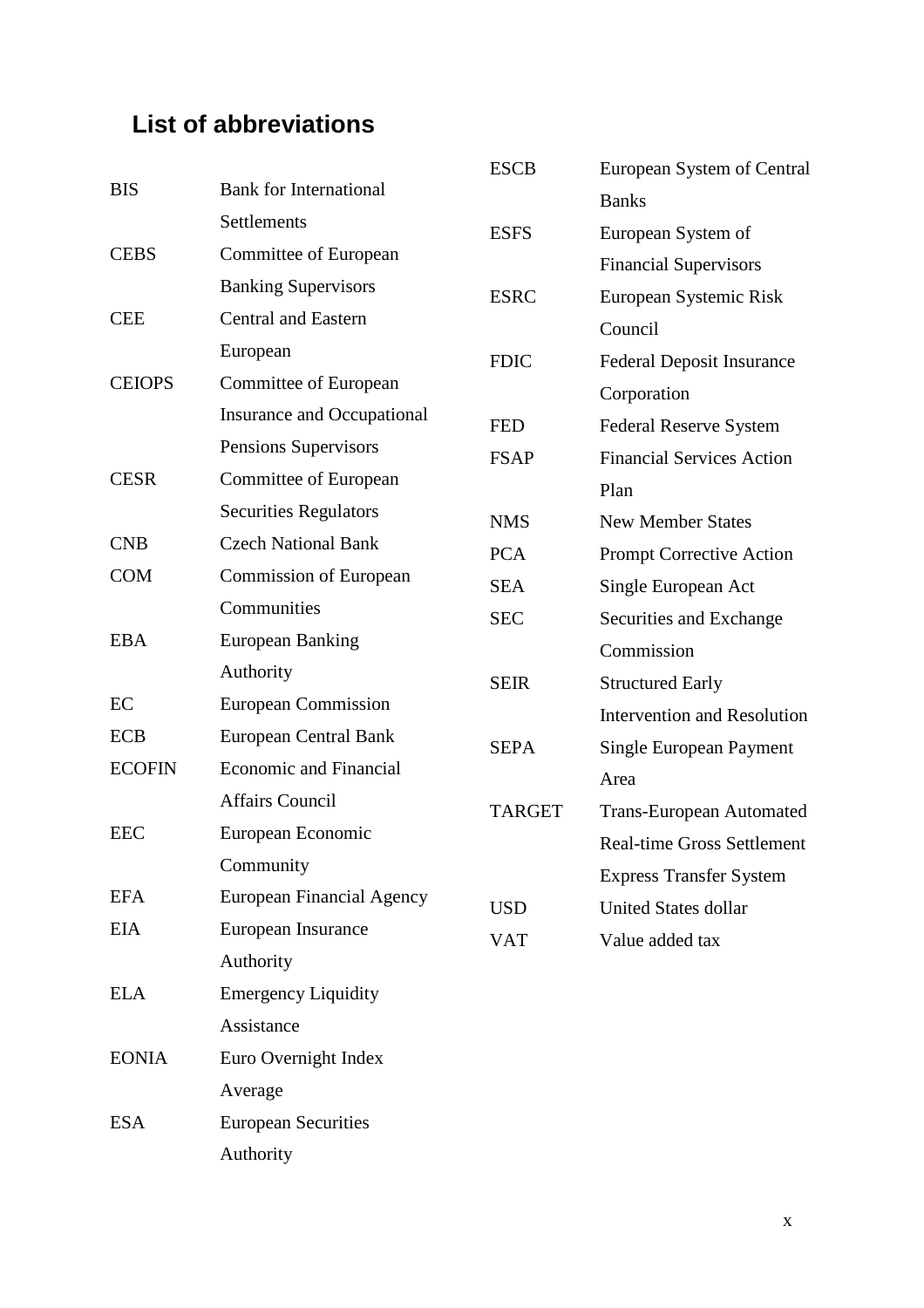## List of abbreviations

| Abbreviation | Meaning |
|---|---|
| BIS | Bank for International Settlements |
| CEBS | Committee of European Banking Supervisors |
| CEE | Central and Eastern European |
| CEIOPS | Committee of European Insurance and Occupational Pensions Supervisors |
| CESR | Committee of European Securities Regulators |
| CNB | Czech National Bank |
| COM | Commission of European Communities |
| EBA | European Banking Authority |
| EC | European Commission |
| ECB | European Central Bank |
| ECOFIN | Economic and Financial Affairs Council |
| EEC | European Economic Community |
| EFA | European Financial Agency |
| EIA | European Insurance Authority |
| ELA | Emergency Liquidity Assistance |
| EONIA | Euro Overnight Index Average |
| ESA | European Securities Authority |
| ESCB | European System of Central Banks |
| ESFS | European System of Financial Supervisors |
| ESRC | European Systemic Risk Council |
| FDIC | Federal Deposit Insurance Corporation |
| FED | Federal Reserve System |
| FSAP | Financial Services Action Plan |
| NMS | New Member States |
| PCA | Prompt Corrective Action |
| SEA | Single European Act |
| SEC | Securities and Exchange Commission |
| SEIR | Structured Early Intervention and Resolution |
| SEPA | Single European Payment Area |
| TARGET | Trans-European Automated Real-time Gross Settlement Express Transfer System |
| USD | United States dollar |
| VAT | Value added tax |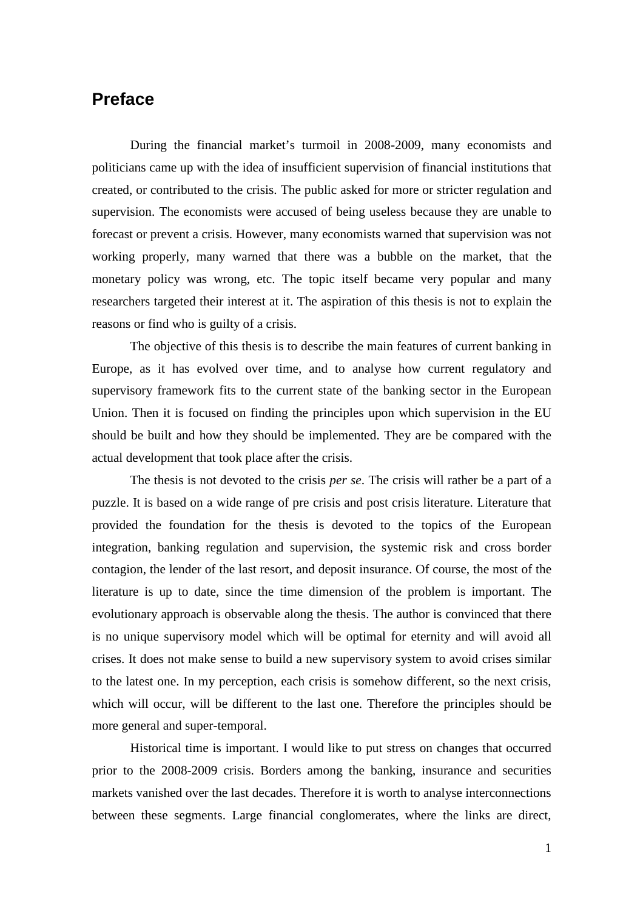## Preface

During the financial market's turmoil in 2008-2009, many economists and politicians came up with the idea of insufficient supervision of financial institutions that created, or contributed to the crisis. The public asked for more or stricter regulation and supervision. The economists were accused of being useless because they are unable to forecast or prevent a crisis. However, many economists warned that supervision was not working properly, many warned that there was a bubble on the market, that the monetary policy was wrong, etc. The topic itself became very popular and many researchers targeted their interest at it. The aspiration of this thesis is not to explain the reasons or find who is guilty of a crisis.

The objective of this thesis is to describe the main features of current banking in Europe, as it has evolved over time, and to analyse how current regulatory and supervisory framework fits to the current state of the banking sector in the European Union. Then it is focused on finding the principles upon which supervision in the EU should be built and how they should be implemented. They are be compared with the actual development that took place after the crisis.

The thesis is not devoted to the crisis *per se*. The crisis will rather be a part of a puzzle. It is based on a wide range of pre crisis and post crisis literature. Literature that provided the foundation for the thesis is devoted to the topics of the European integration, banking regulation and supervision, the systemic risk and cross border contagion, the lender of the last resort, and deposit insurance. Of course, the most of the literature is up to date, since the time dimension of the problem is important. The evolutionary approach is observable along the thesis. The author is convinced that there is no unique supervisory model which will be optimal for eternity and will avoid all crises. It does not make sense to build a new supervisory system to avoid crises similar to the latest one. In my perception, each crisis is somehow different, so the next crisis, which will occur, will be different to the last one. Therefore the principles should be more general and super-temporal.

Historical time is important. I would like to put stress on changes that occurred prior to the 2008-2009 crisis. Borders among the banking, insurance and securities markets vanished over the last decades. Therefore it is worth to analyse interconnections between these segments. Large financial conglomerates, where the links are direct,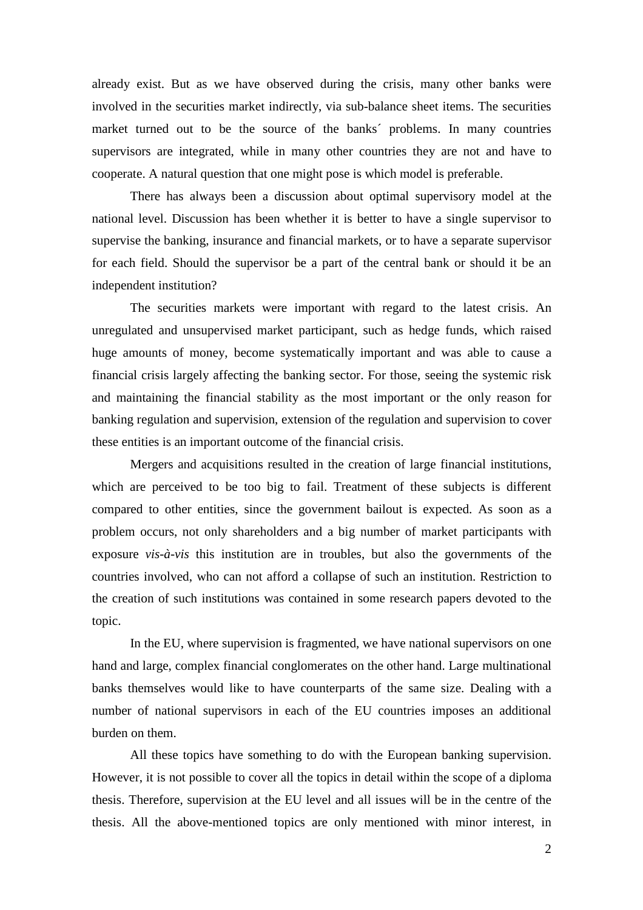already exist. But as we have observed during the crisis, many other banks were involved in the securities market indirectly, via sub-balance sheet items. The securities market turned out to be the source of the banks´ problems. In many countries supervisors are integrated, while in many other countries they are not and have to cooperate. A natural question that one might pose is which model is preferable.

There has always been a discussion about optimal supervisory model at the national level. Discussion has been whether it is better to have a single supervisor to supervise the banking, insurance and financial markets, or to have a separate supervisor for each field. Should the supervisor be a part of the central bank or should it be an independent institution?

The securities markets were important with regard to the latest crisis. An unregulated and unsupervised market participant, such as hedge funds, which raised huge amounts of money, become systematically important and was able to cause a financial crisis largely affecting the banking sector. For those, seeing the systemic risk and maintaining the financial stability as the most important or the only reason for banking regulation and supervision, extension of the regulation and supervision to cover these entities is an important outcome of the financial crisis.

Mergers and acquisitions resulted in the creation of large financial institutions, which are perceived to be too big to fail. Treatment of these subjects is different compared to other entities, since the government bailout is expected. As soon as a problem occurs, not only shareholders and a big number of market participants with exposure *vis-à-vis* this institution are in troubles, but also the governments of the countries involved, who can not afford a collapse of such an institution. Restriction to the creation of such institutions was contained in some research papers devoted to the topic.

In the EU, where supervision is fragmented, we have national supervisors on one hand and large, complex financial conglomerates on the other hand. Large multinational banks themselves would like to have counterparts of the same size. Dealing with a number of national supervisors in each of the EU countries imposes an additional burden on them.

All these topics have something to do with the European banking supervision. However, it is not possible to cover all the topics in detail within the scope of a diploma thesis. Therefore, supervision at the EU level and all issues will be in the centre of the thesis. All the above-mentioned topics are only mentioned with minor interest, in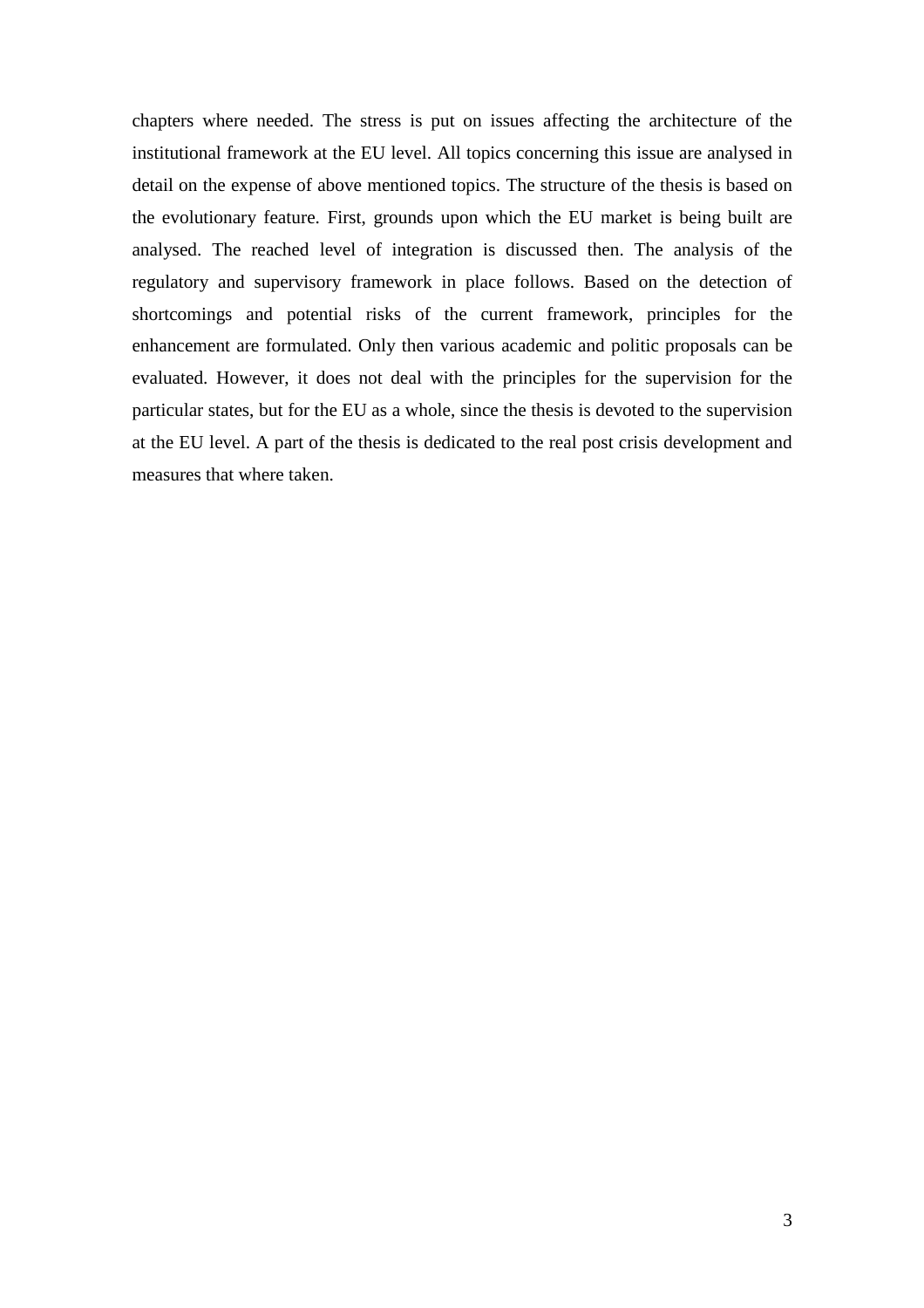chapters where needed. The stress is put on issues affecting the architecture of the institutional framework at the EU level. All topics concerning this issue are analysed in detail on the expense of above mentioned topics. The structure of the thesis is based on the evolutionary feature. First, grounds upon which the EU market is being built are analysed. The reached level of integration is discussed then. The analysis of the regulatory and supervisory framework in place follows. Based on the detection of shortcomings and potential risks of the current framework, principles for the enhancement are formulated. Only then various academic and politic proposals can be evaluated. However, it does not deal with the principles for the supervision for the particular states, but for the EU as a whole, since the thesis is devoted to the supervision at the EU level. A part of the thesis is dedicated to the real post crisis development and measures that where taken.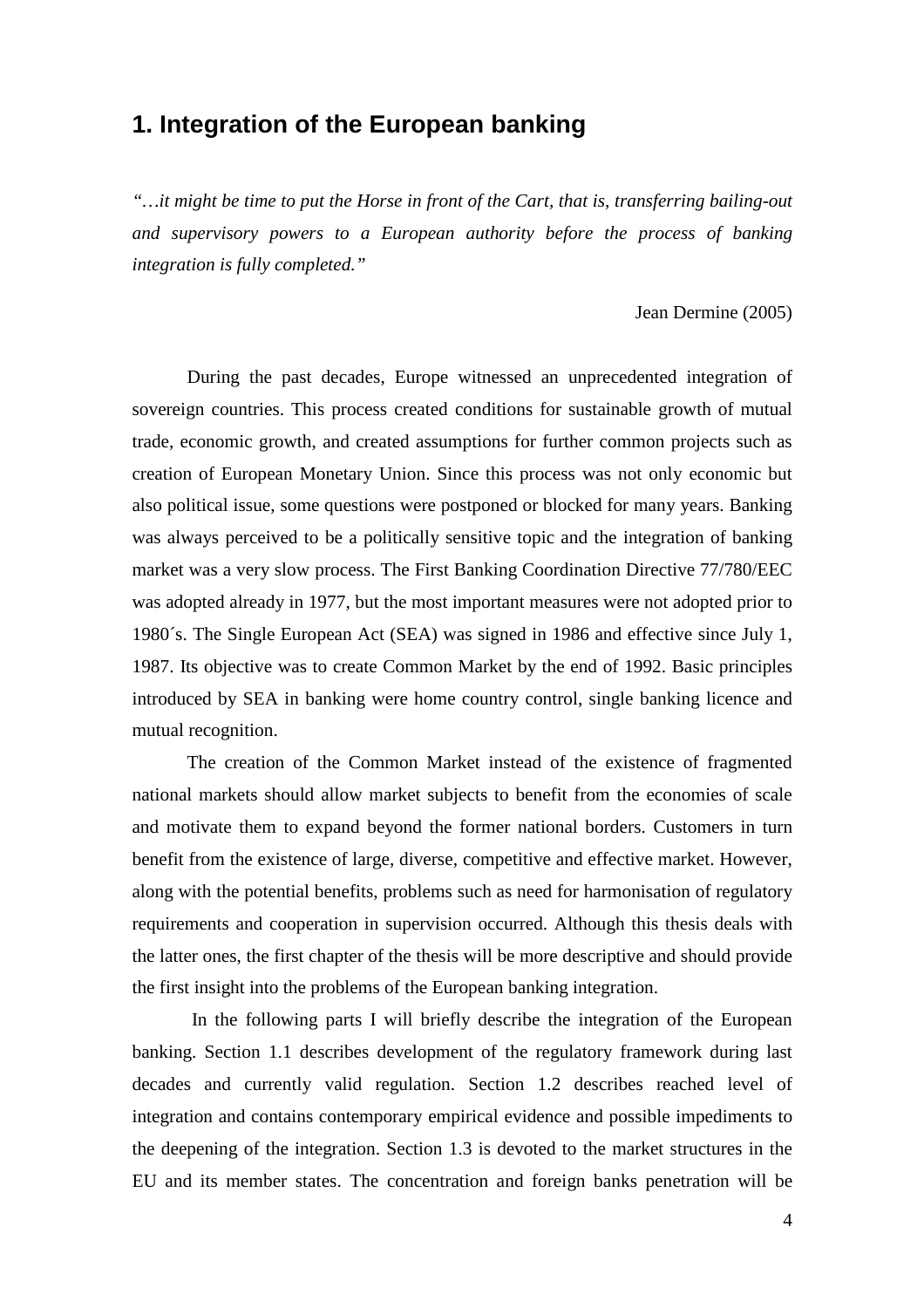# 1. Integration of the European banking

*"…it might be time to put the Horse in front of the Cart, that is, transferring bailing-out and supervisory powers to a European authority before the process of banking integration is fully completed."*

Jean Dermine (2005)

During the past decades, Europe witnessed an unprecedented integration of sovereign countries. This process created conditions for sustainable growth of mutual trade, economic growth, and created assumptions for further common projects such as creation of European Monetary Union. Since this process was not only economic but also political issue, some questions were postponed or blocked for many years. Banking was always perceived to be a politically sensitive topic and the integration of banking market was a very slow process. The First Banking Coordination Directive 77/780/EEC was adopted already in 1977, but the most important measures were not adopted prior to 1980´s. The Single European Act (SEA) was signed in 1986 and effective since July 1, 1987. Its objective was to create Common Market by the end of 1992. Basic principles introduced by SEA in banking were home country control, single banking licence and mutual recognition.

The creation of the Common Market instead of the existence of fragmented national markets should allow market subjects to benefit from the economies of scale and motivate them to expand beyond the former national borders. Customers in turn benefit from the existence of large, diverse, competitive and effective market. However, along with the potential benefits, problems such as need for harmonisation of regulatory requirements and cooperation in supervision occurred. Although this thesis deals with the latter ones, the first chapter of the thesis will be more descriptive and should provide the first insight into the problems of the European banking integration.

In the following parts I will briefly describe the integration of the European banking. Section 1.1 describes development of the regulatory framework during last decades and currently valid regulation. Section 1.2 describes reached level of integration and contains contemporary empirical evidence and possible impediments to the deepening of the integration. Section 1.3 is devoted to the market structures in the EU and its member states. The concentration and foreign banks penetration will be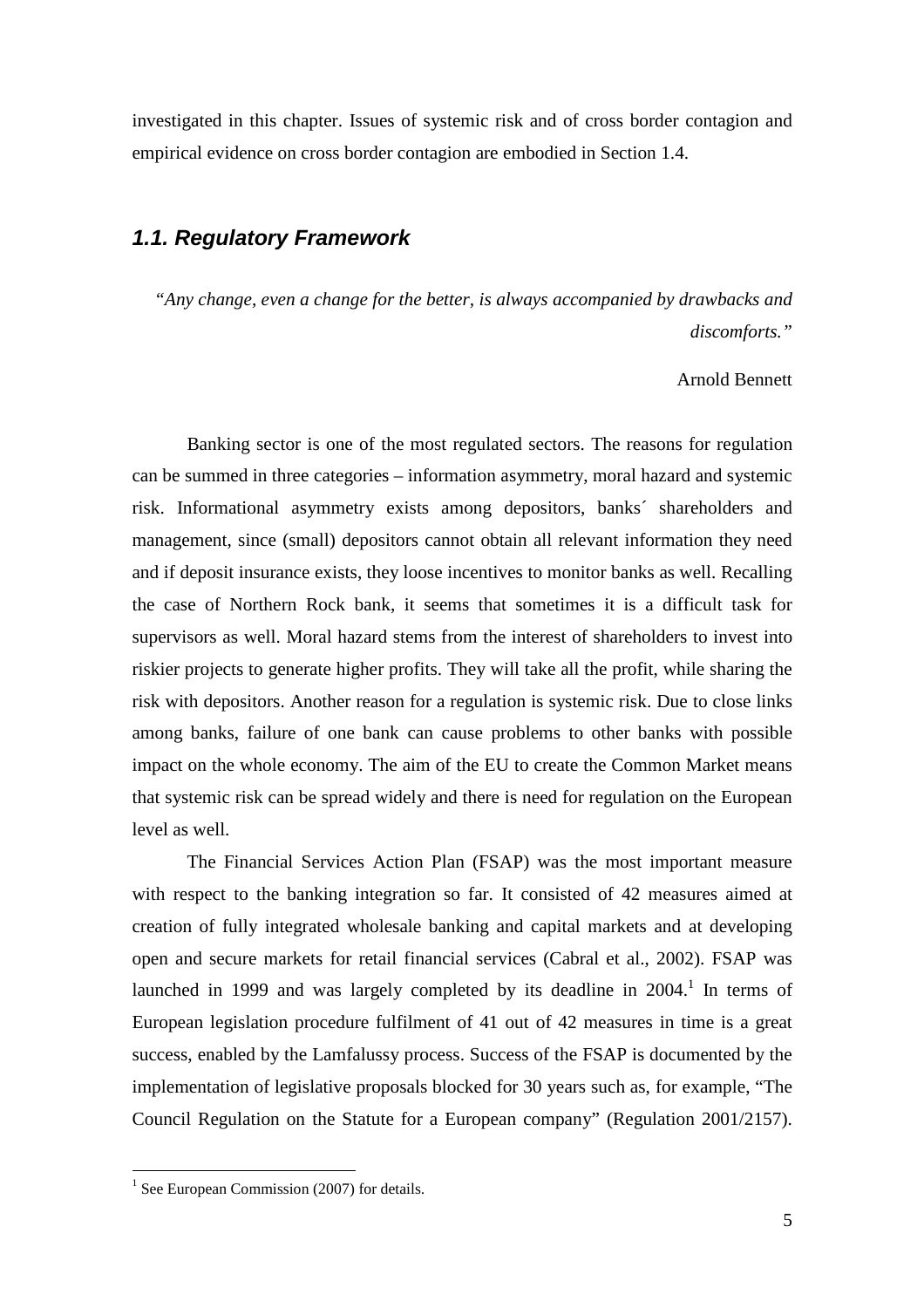investigated in this chapter. Issues of systemic risk and of cross border contagion and empirical evidence on cross border contagion are embodied in Section 1.4.

## *1.1. Regulatory Framework*

*"Any change, even a change for the better, is always accompanied by drawbacks and discomforts."*

Arnold Bennett

Banking sector is one of the most regulated sectors. The reasons for regulation can be summed in three categories – information asymmetry, moral hazard and systemic risk. Informational asymmetry exists among depositors, banks´ shareholders and management, since (small) depositors cannot obtain all relevant information they need and if deposit insurance exists, they loose incentives to monitor banks as well. Recalling the case of Northern Rock bank, it seems that sometimes it is a difficult task for supervisors as well. Moral hazard stems from the interest of shareholders to invest into riskier projects to generate higher profits. They will take all the profit, while sharing the risk with depositors. Another reason for a regulation is systemic risk. Due to close links among banks, failure of one bank can cause problems to other banks with possible impact on the whole economy. The aim of the EU to create the Common Market means that systemic risk can be spread widely and there is need for regulation on the European level as well.

The Financial Services Action Plan (FSAP) was the most important measure with respect to the banking integration so far. It consisted of 42 measures aimed at creation of fully integrated wholesale banking and capital markets and at developing open and secure markets for retail financial services (Cabral et al., 2002). FSAP was launched in 1999 and was largely completed by its deadline in 2004.[1] In terms of European legislation procedure fulfilment of 41 out of 42 measures in time is a great success, enabled by the Lamfalussy process. Success of the FSAP is documented by the implementation of legislative proposals blocked for 30 years such as, for example, "The Council Regulation on the Statute for a European company" (Regulation 2001/2157).

[1] See European Commission (2007) for details.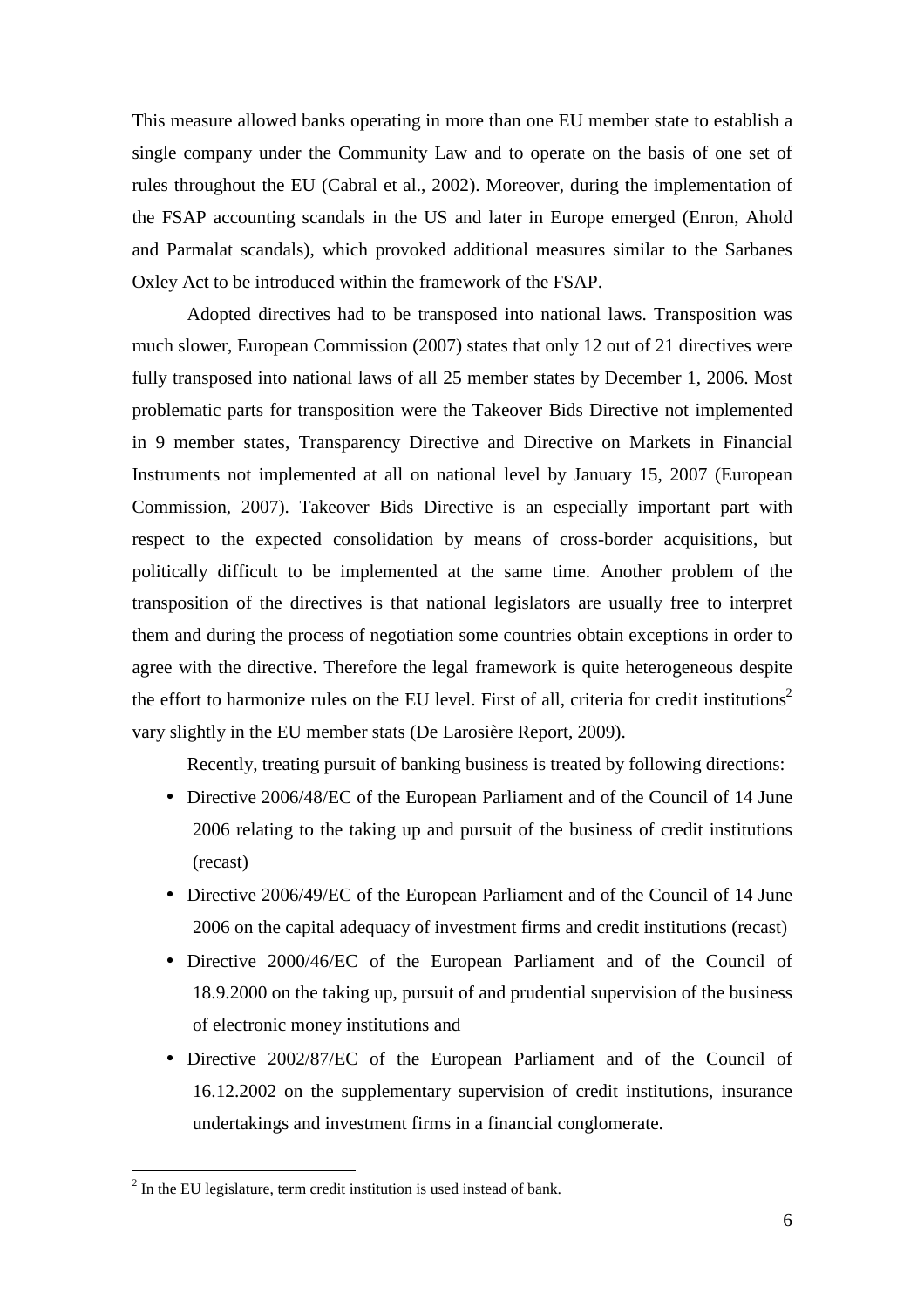This measure allowed banks operating in more than one EU member state to establish a single company under the Community Law and to operate on the basis of one set of rules throughout the EU (Cabral et al., 2002). Moreover, during the implementation of the FSAP accounting scandals in the US and later in Europe emerged (Enron, Ahold and Parmalat scandals), which provoked additional measures similar to the Sarbanes Oxley Act to be introduced within the framework of the FSAP.

Adopted directives had to be transposed into national laws. Transposition was much slower, European Commission (2007) states that only 12 out of 21 directives were fully transposed into national laws of all 25 member states by December 1, 2006. Most problematic parts for transposition were the Takeover Bids Directive not implemented in 9 member states, Transparency Directive and Directive on Markets in Financial Instruments not implemented at all on national level by January 15, 2007 (European Commission, 2007). Takeover Bids Directive is an especially important part with respect to the expected consolidation by means of cross-border acquisitions, but politically difficult to be implemented at the same time. Another problem of the transposition of the directives is that national legislators are usually free to interpret them and during the process of negotiation some countries obtain exceptions in order to agree with the directive. Therefore the legal framework is quite heterogeneous despite the effort to harmonize rules on the EU level. First of all, criteria for credit institutions[2] vary slightly in the EU member stats (De Larosière Report, 2009).

Recently, treating pursuit of banking business is treated by following directions:

- Directive 2006/48/EC of the European Parliament and of the Council of 14 June 2006 relating to the taking up and pursuit of the business of credit institutions (recast)
- Directive 2006/49/EC of the European Parliament and of the Council of 14 June 2006 on the capital adequacy of investment firms and credit institutions (recast)
- Directive 2000/46/EC of the European Parliament and of the Council of 18.9.2000 on the taking up, pursuit of and prudential supervision of the business of electronic money institutions and
- Directive 2002/87/EC of the European Parliament and of the Council of 16.12.2002 on the supplementary supervision of credit institutions, insurance undertakings and investment firms in a financial conglomerate.

---

[2] In the EU legislature, term credit institution is used instead of bank.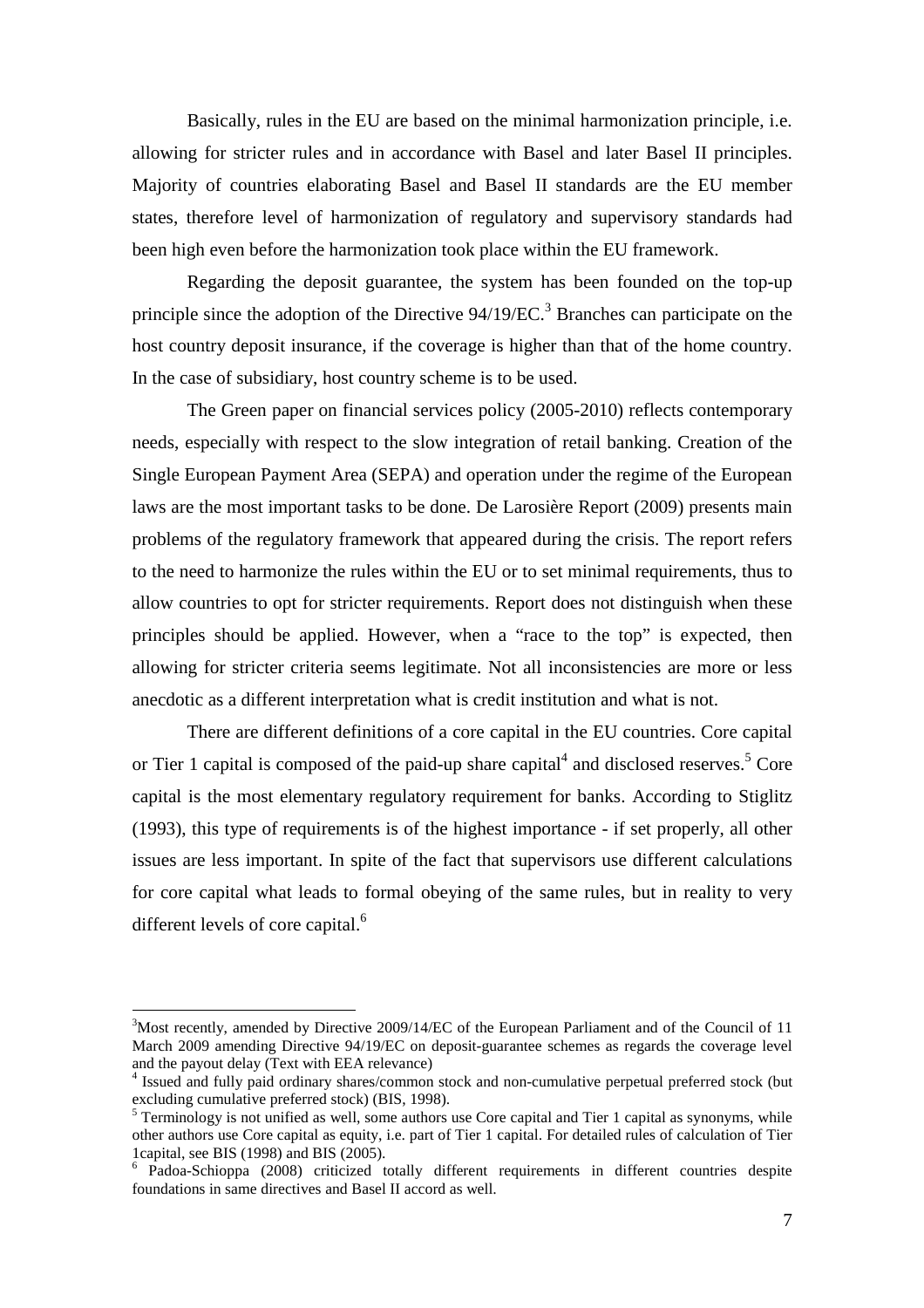Basically, rules in the EU are based on the minimal harmonization principle, i.e. allowing for stricter rules and in accordance with Basel and later Basel II principles. Majority of countries elaborating Basel and Basel II standards are the EU member states, therefore level of harmonization of regulatory and supervisory standards had been high even before the harmonization took place within the EU framework.

Regarding the deposit guarantee, the system has been founded on the top-up principle since the adoption of the Directive 94/19/EC.[3] Branches can participate on the host country deposit insurance, if the coverage is higher than that of the home country. In the case of subsidiary, host country scheme is to be used.

The Green paper on financial services policy (2005-2010) reflects contemporary needs, especially with respect to the slow integration of retail banking. Creation of the Single European Payment Area (SEPA) and operation under the regime of the European laws are the most important tasks to be done. De Larosière Report (2009) presents main problems of the regulatory framework that appeared during the crisis. The report refers to the need to harmonize the rules within the EU or to set minimal requirements, thus to allow countries to opt for stricter requirements. Report does not distinguish when these principles should be applied. However, when a "race to the top" is expected, then allowing for stricter criteria seems legitimate. Not all inconsistencies are more or less anecdotic as a different interpretation what is credit institution and what is not.

There are different definitions of a core capital in the EU countries. Core capital or Tier 1 capital is composed of the paid-up share capital[4] and disclosed reserves.[5] Core capital is the most elementary regulatory requirement for banks. According to Stiglitz (1993), this type of requirements is of the highest importance - if set properly, all other issues are less important. In spite of the fact that supervisors use different calculations for core capital what leads to formal obeying of the same rules, but in reality to very different levels of core capital.[6]

---

[3] Most recently, amended by Directive 2009/14/EC of the European Parliament and of the Council of 11 March 2009 amending Directive 94/19/EC on deposit-guarantee schemes as regards the coverage level and the payout delay (Text with EEA relevance)

[4] Issued and fully paid ordinary shares/common stock and non-cumulative perpetual preferred stock (but excluding cumulative preferred stock) (BIS, 1998).

[5] Terminology is not unified as well, some authors use Core capital and Tier 1 capital as synonyms, while other authors use Core capital as equity, i.e. part of Tier 1 capital. For detailed rules of calculation of Tier 1capital, see BIS (1998) and BIS (2005).

[6] Padoa-Schioppa (2008) criticized totally different requirements in different countries despite foundations in same directives and Basel II accord as well.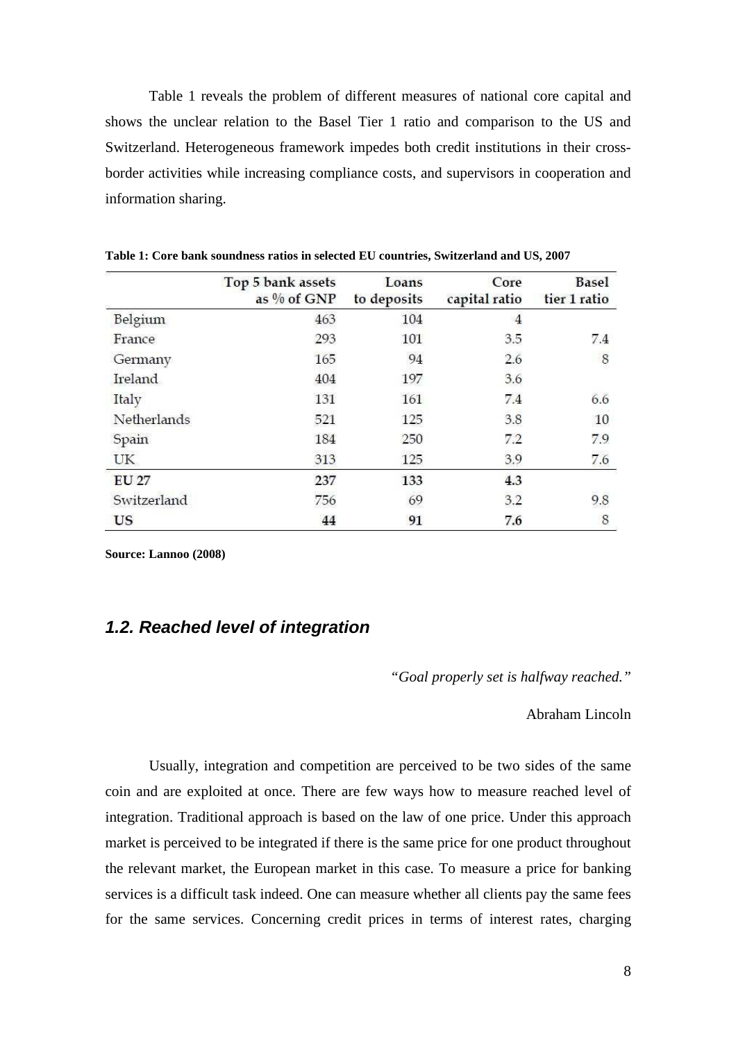Table 1 reveals the problem of different measures of national core capital and shows the unclear relation to the Basel Tier 1 ratio and comparison to the US and Switzerland. Heterogeneous framework impedes both credit institutions in their cross-border activities while increasing compliance costs, and supervisors in cooperation and information sharing.

**Table 1: Core bank soundness ratios in selected EU countries, Switzerland and US, 2007**

| | Top 5 bank assets as % of GNP | Loans to deposits | Core capital ratio | Basel tier 1 ratio |
|---|---|---|---|---|
| Belgium | 463 | 104 | 4 | |
| France | 293 | 101 | 3.5 | 7.4 |
| Germany | 165 | 94 | 2.6 | 8 |
| Ireland | 404 | 197 | 3.6 | |
| Italy | 131 | 161 | 7.4 | 6.6 |
| Netherlands | 521 | 125 | 3.8 | 10 |
| Spain | 184 | 250 | 7.2 | 7.9 |
| UK | 313 | 125 | 3.9 | 7.6 |
| **EU 27** | **237** | **133** | **4.3** | |
| Switzerland | 756 | 69 | 3.2 | 9.8 |
| **US** | **44** | **91** | **7.6** | 8 |

**Source: Lannoo (2008)**

## *1.2. Reached level of integration*

*"Goal properly set is halfway reached."*

Abraham Lincoln

Usually, integration and competition are perceived to be two sides of the same coin and are exploited at once. There are few ways how to measure reached level of integration. Traditional approach is based on the law of one price. Under this approach market is perceived to be integrated if there is the same price for one product throughout the relevant market, the European market in this case. To measure a price for banking services is a difficult task indeed. One can measure whether all clients pay the same fees for the same services. Concerning credit prices in terms of interest rates, charging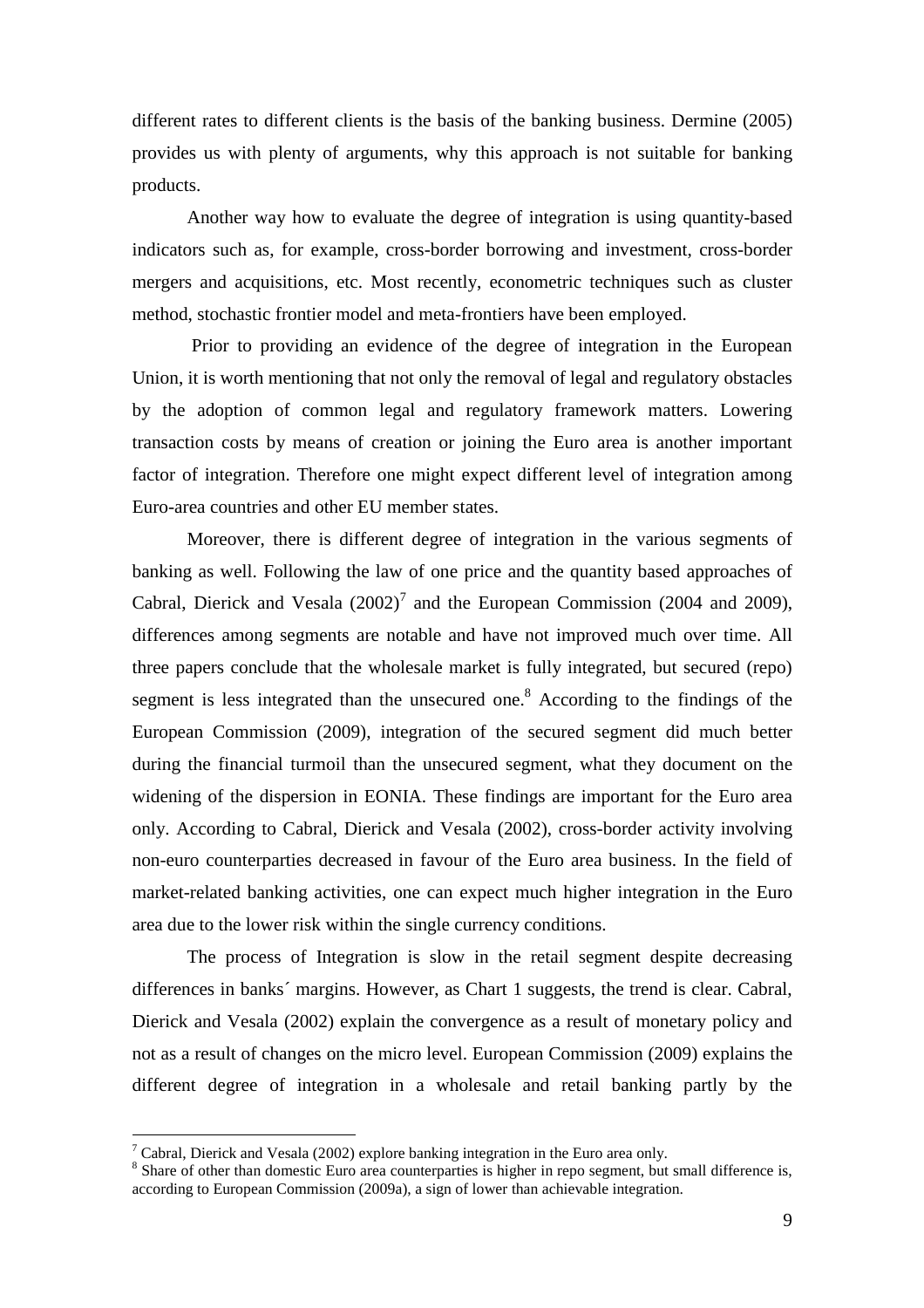different rates to different clients is the basis of the banking business. Dermine (2005) provides us with plenty of arguments, why this approach is not suitable for banking products.

Another way how to evaluate the degree of integration is using quantity-based indicators such as, for example, cross-border borrowing and investment, cross-border mergers and acquisitions, etc. Most recently, econometric techniques such as cluster method, stochastic frontier model and meta-frontiers have been employed.

Prior to providing an evidence of the degree of integration in the European Union, it is worth mentioning that not only the removal of legal and regulatory obstacles by the adoption of common legal and regulatory framework matters. Lowering transaction costs by means of creation or joining the Euro area is another important factor of integration. Therefore one might expect different level of integration among Euro-area countries and other EU member states.

Moreover, there is different degree of integration in the various segments of banking as well. Following the law of one price and the quantity based approaches of Cabral, Dierick and Vesala (2002)[7] and the European Commission (2004 and 2009), differences among segments are notable and have not improved much over time. All three papers conclude that the wholesale market is fully integrated, but secured (repo) segment is less integrated than the unsecured one.[8] According to the findings of the European Commission (2009), integration of the secured segment did much better during the financial turmoil than the unsecured segment, what they document on the widening of the dispersion in EONIA. These findings are important for the Euro area only. According to Cabral, Dierick and Vesala (2002), cross-border activity involving non-euro counterparties decreased in favour of the Euro area business. In the field of market-related banking activities, one can expect much higher integration in the Euro area due to the lower risk within the single currency conditions.

The process of Integration is slow in the retail segment despite decreasing differences in banks´ margins. However, as Chart 1 suggests, the trend is clear. Cabral, Dierick and Vesala (2002) explain the convergence as a result of monetary policy and not as a result of changes on the micro level. European Commission (2009) explains the different degree of integration in a wholesale and retail banking partly by the

[7] Cabral, Dierick and Vesala (2002) explore banking integration in the Euro area only.

[8] Share of other than domestic Euro area counterparties is higher in repo segment, but small difference is, according to European Commission (2009a), a sign of lower than achievable integration.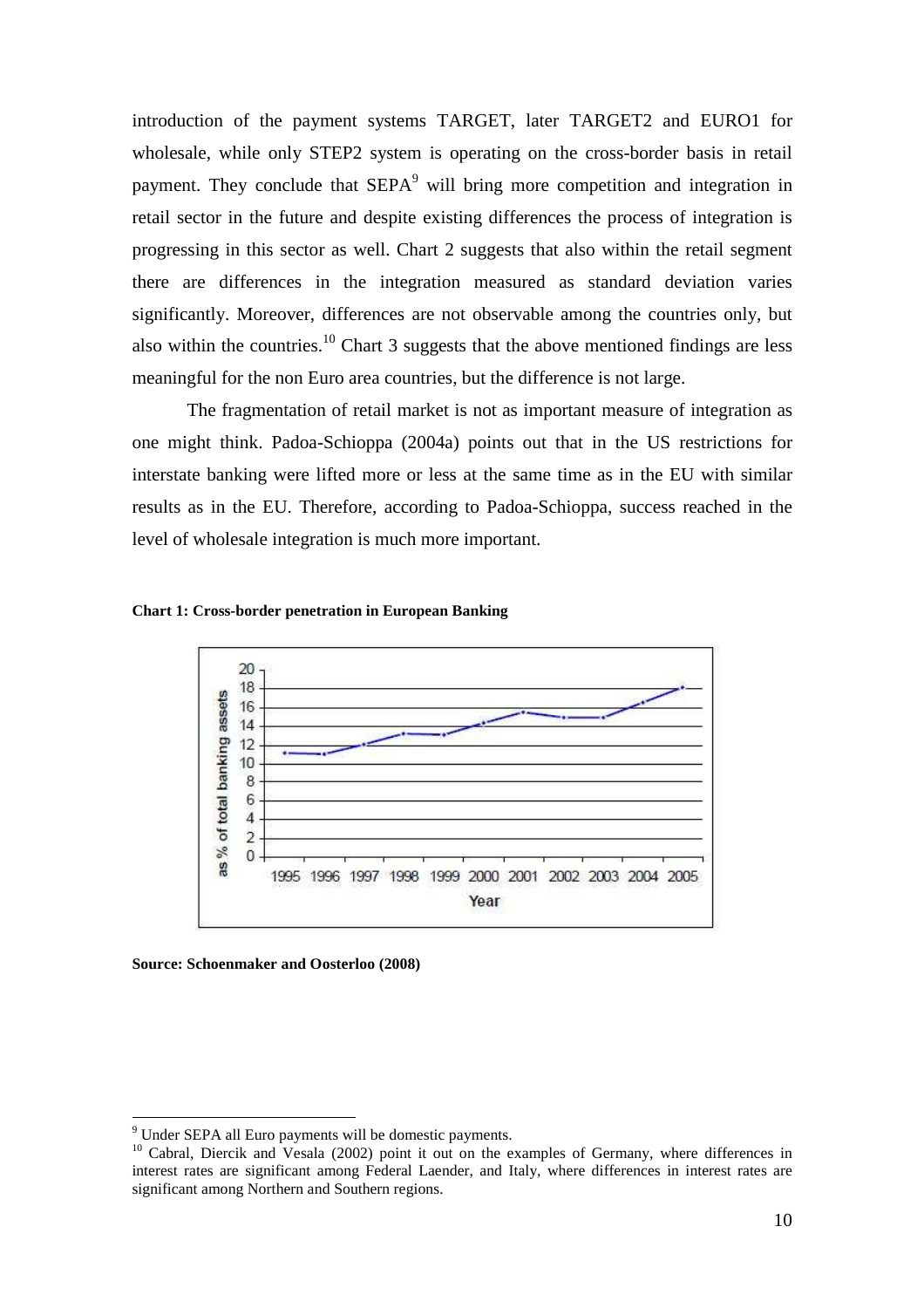introduction of the payment systems TARGET, later TARGET2 and EURO1 for wholesale, while only STEP2 system is operating on the cross-border basis in retail payment. They conclude that SEPA[9] will bring more competition and integration in retail sector in the future and despite existing differences the process of integration is progressing in this sector as well. Chart 2 suggests that also within the retail segment there are differences in the integration measured as standard deviation varies significantly. Moreover, differences are not observable among the countries only, but also within the countries.[10] Chart 3 suggests that the above mentioned findings are less meaningful for the non Euro area countries, but the difference is not large.

The fragmentation of retail market is not as important measure of integration as one might think. Padoa-Schioppa (2004a) points out that in the US restrictions for interstate banking were lifted more or less at the same time as in the EU with similar results as in the EU. Therefore, according to Padoa-Schioppa, success reached in the level of wholesale integration is much more important.

**Chart 1: Cross-border penetration in European Banking**

**Source: Schoenmaker and Oosterloo (2008)**

---

[9] Under SEPA all Euro payments will be domestic payments.

[10] Cabral, Diercik and Vesala (2002) point it out on the examples of Germany, where differences in interest rates are significant among Federal Laender, and Italy, where differences in interest rates are significant among Northern and Southern regions.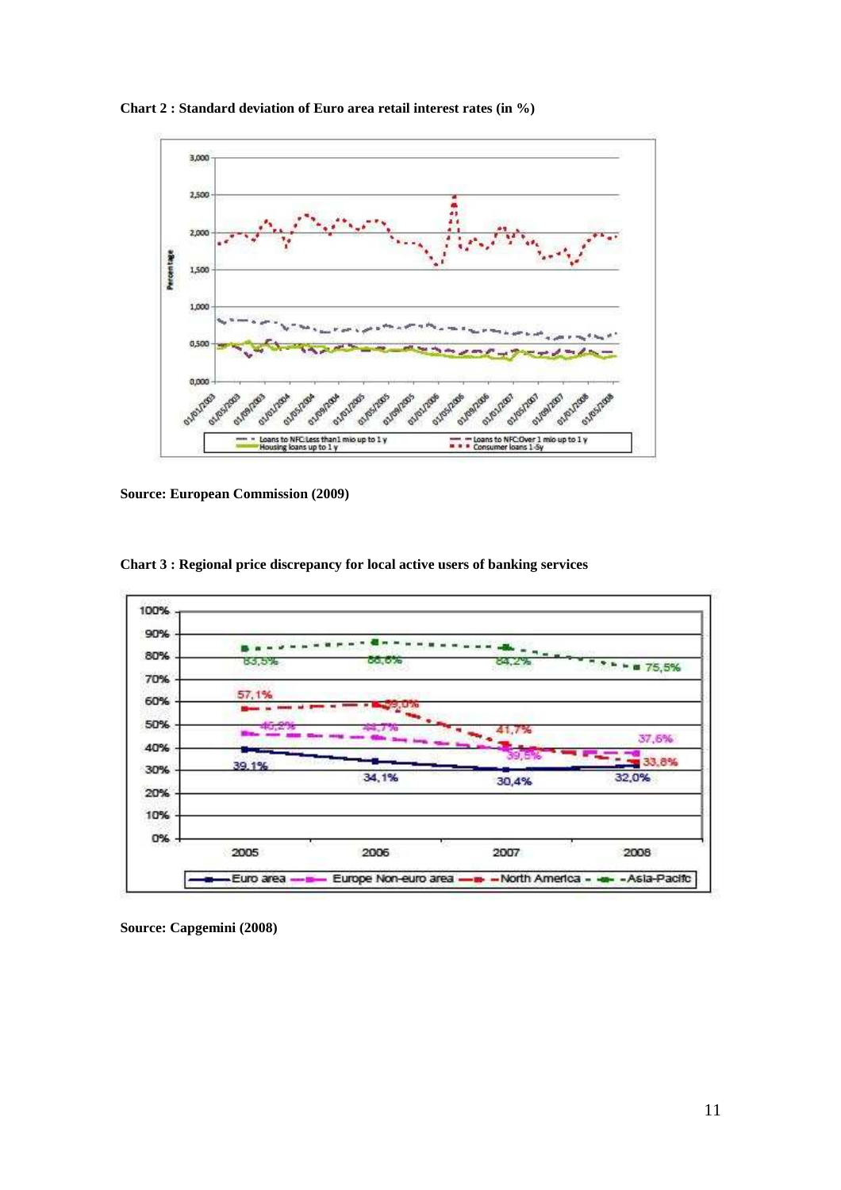**Chart 2 : Standard deviation of Euro area retail interest rates (in %)**

**Source: European Commission (2009)**

**Chart 3 : Regional price discrepancy for local active users of banking services**

**Source: Capgemini (2008)**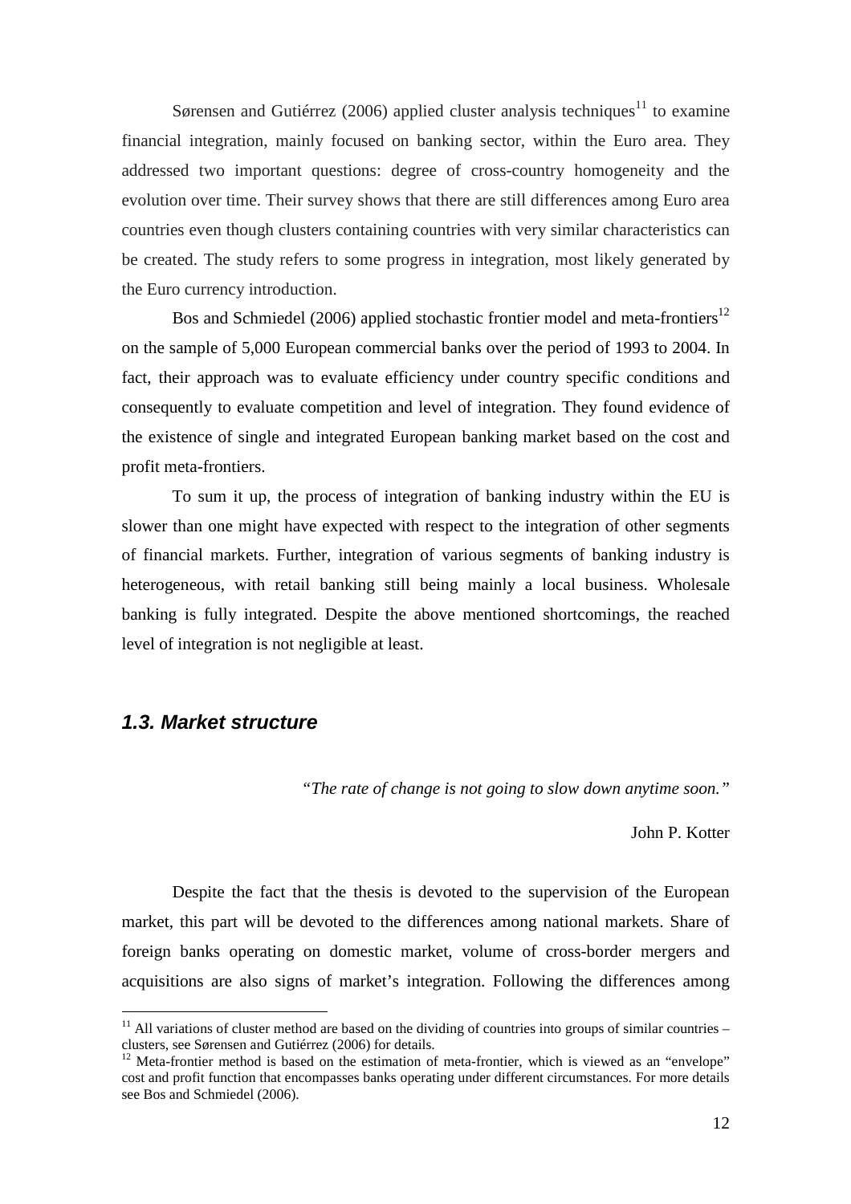Sørensen and Gutiérrez (2006) applied cluster analysis techniques[11] to examine financial integration, mainly focused on banking sector, within the Euro area. They addressed two important questions: degree of cross-country homogeneity and the evolution over time. Their survey shows that there are still differences among Euro area countries even though clusters containing countries with very similar characteristics can be created. The study refers to some progress in integration, most likely generated by the Euro currency introduction.

Bos and Schmiedel (2006) applied stochastic frontier model and meta-frontiers[12] on the sample of 5,000 European commercial banks over the period of 1993 to 2004. In fact, their approach was to evaluate efficiency under country specific conditions and consequently to evaluate competition and level of integration. They found evidence of the existence of single and integrated European banking market based on the cost and profit meta-frontiers.

To sum it up, the process of integration of banking industry within the EU is slower than one might have expected with respect to the integration of other segments of financial markets. Further, integration of various segments of banking industry is heterogeneous, with retail banking still being mainly a local business. Wholesale banking is fully integrated. Despite the above mentioned shortcomings, the reached level of integration is not negligible at least.

## ***1.3. Market structure***

*"The rate of change is not going to slow down anytime soon."*

John P. Kotter

Despite the fact that the thesis is devoted to the supervision of the European market, this part will be devoted to the differences among national markets. Share of foreign banks operating on domestic market, volume of cross-border mergers and acquisitions are also signs of market's integration. Following the differences among

---

[11] All variations of cluster method are based on the dividing of countries into groups of similar countries – clusters, see Sørensen and Gutiérrez (2006) for details.

[12] Meta-frontier method is based on the estimation of meta-frontier, which is viewed as an "envelope" cost and profit function that encompasses banks operating under different circumstances. For more details see Bos and Schmiedel (2006).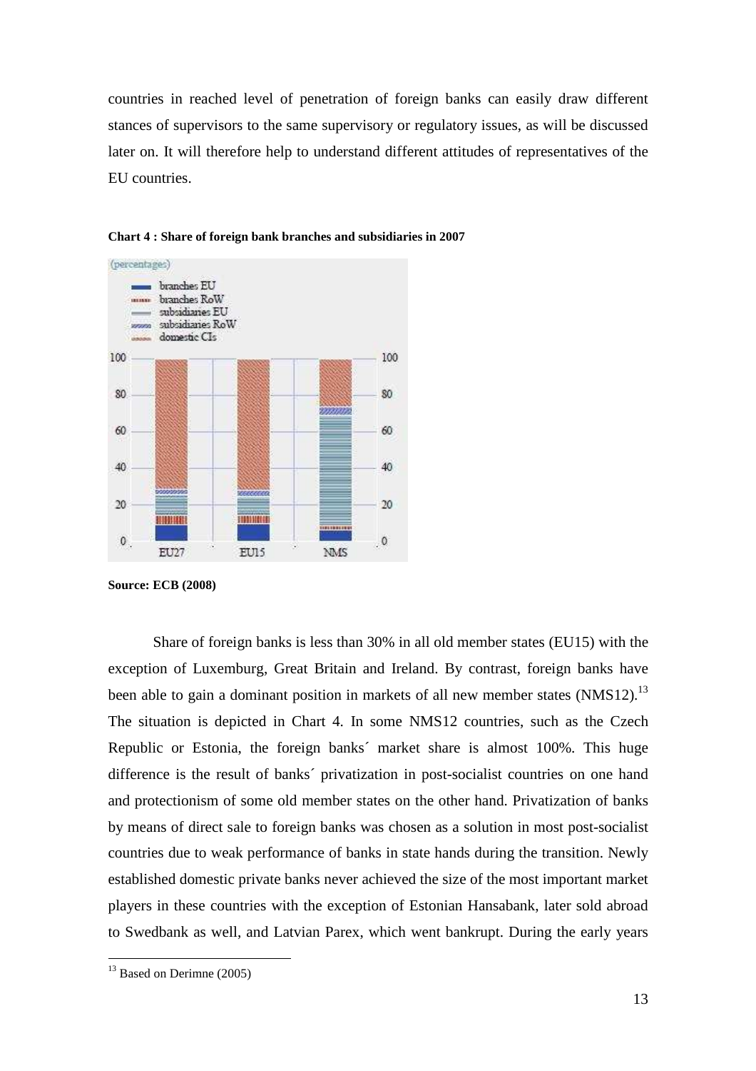countries in reached level of penetration of foreign banks can easily draw different stances of supervisors to the same supervisory or regulatory issues, as will be discussed later on. It will therefore help to understand different attitudes of representatives of the EU countries.

**Chart 4 : Share of foreign bank branches and subsidiaries in 2007**

**Source: ECB (2008)**

Share of foreign banks is less than 30% in all old member states (EU15) with the exception of Luxemburg, Great Britain and Ireland. By contrast, foreign banks have been able to gain a dominant position in markets of all new member states (NMS12).[13] The situation is depicted in Chart 4. In some NMS12 countries, such as the Czech Republic or Estonia, the foreign banks´ market share is almost 100%. This huge difference is the result of banks´ privatization in post-socialist countries on one hand and protectionism of some old member states on the other hand. Privatization of banks by means of direct sale to foreign banks was chosen as a solution in most post-socialist countries due to weak performance of banks in state hands during the transition. Newly established domestic private banks never achieved the size of the most important market players in these countries with the exception of Estonian Hansabank, later sold abroad to Swedbank as well, and Latvian Parex, which went bankrupt. During the early years

[13] Based on Derimne (2005)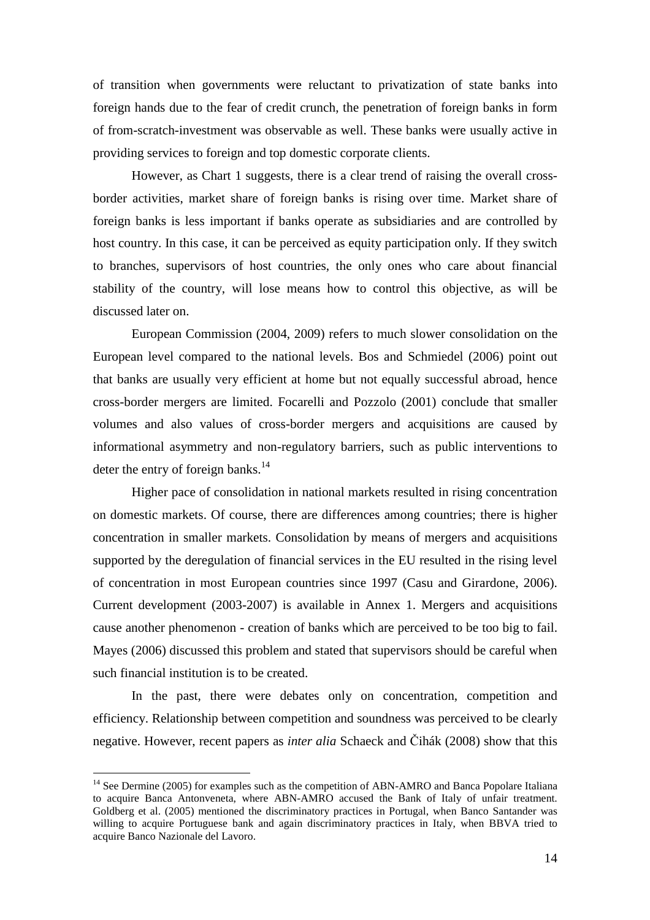of transition when governments were reluctant to privatization of state banks into foreign hands due to the fear of credit crunch, the penetration of foreign banks in form of from-scratch-investment was observable as well. These banks were usually active in providing services to foreign and top domestic corporate clients.

However, as Chart 1 suggests, there is a clear trend of raising the overall cross-border activities, market share of foreign banks is rising over time. Market share of foreign banks is less important if banks operate as subsidiaries and are controlled by host country. In this case, it can be perceived as equity participation only. If they switch to branches, supervisors of host countries, the only ones who care about financial stability of the country, will lose means how to control this objective, as will be discussed later on.

European Commission (2004, 2009) refers to much slower consolidation on the European level compared to the national levels. Bos and Schmiedel (2006) point out that banks are usually very efficient at home but not equally successful abroad, hence cross-border mergers are limited. Focarelli and Pozzolo (2001) conclude that smaller volumes and also values of cross-border mergers and acquisitions are caused by informational asymmetry and non-regulatory barriers, such as public interventions to deter the entry of foreign banks.[14]

Higher pace of consolidation in national markets resulted in rising concentration on domestic markets. Of course, there are differences among countries; there is higher concentration in smaller markets. Consolidation by means of mergers and acquisitions supported by the deregulation of financial services in the EU resulted in the rising level of concentration in most European countries since 1997 (Casu and Girardone, 2006). Current development (2003-2007) is available in Annex 1. Mergers and acquisitions cause another phenomenon - creation of banks which are perceived to be too big to fail. Mayes (2006) discussed this problem and stated that supervisors should be careful when such financial institution is to be created.

In the past, there were debates only on concentration, competition and efficiency. Relationship between competition and soundness was perceived to be clearly negative. However, recent papers as *inter alia* Schaeck and Čihák (2008) show that this

---

[14] See Dermine (2005) for examples such as the competition of ABN-AMRO and Banca Popolare Italiana to acquire Banca Antonveneta, where ABN-AMRO accused the Bank of Italy of unfair treatment. Goldberg et al. (2005) mentioned the discriminatory practices in Portugal, when Banco Santander was willing to acquire Portuguese bank and again discriminatory practices in Italy, when BBVA tried to acquire Banco Nazionale del Lavoro.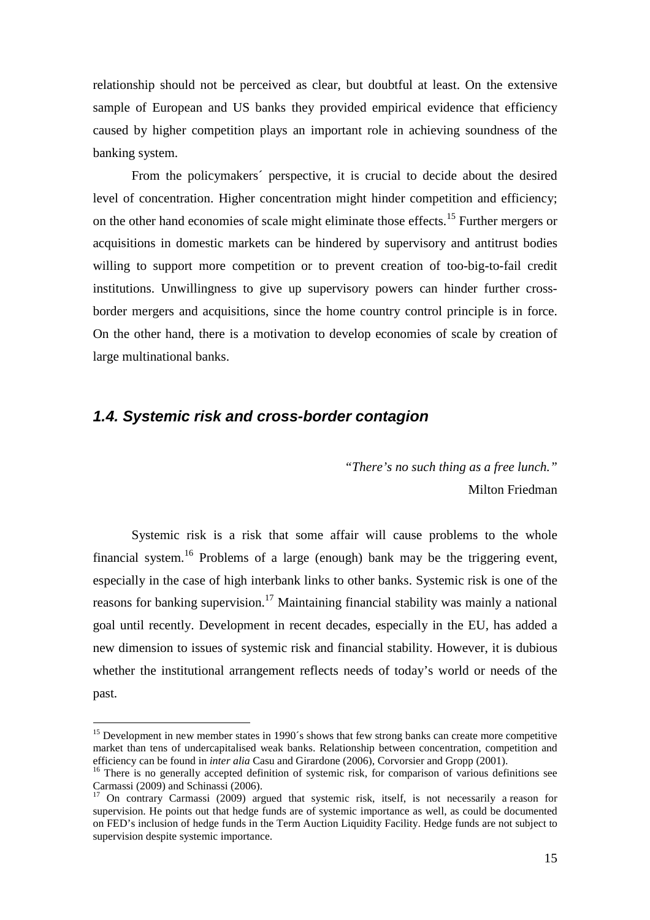relationship should not be perceived as clear, but doubtful at least. On the extensive sample of European and US banks they provided empirical evidence that efficiency caused by higher competition plays an important role in achieving soundness of the banking system.

From the policymakers´ perspective, it is crucial to decide about the desired level of concentration. Higher concentration might hinder competition and efficiency; on the other hand economies of scale might eliminate those effects.[15] Further mergers or acquisitions in domestic markets can be hindered by supervisory and antitrust bodies willing to support more competition or to prevent creation of too-big-to-fail credit institutions. Unwillingness to give up supervisory powers can hinder further cross-border mergers and acquisitions, since the home country control principle is in force. On the other hand, there is a motivation to develop economies of scale by creation of large multinational banks.

## *1.4. Systemic risk and cross-border contagion*

*"There's no such thing as a free lunch."*
Milton Friedman

Systemic risk is a risk that some affair will cause problems to the whole financial system.[16] Problems of a large (enough) bank may be the triggering event, especially in the case of high interbank links to other banks. Systemic risk is one of the reasons for banking supervision.[17] Maintaining financial stability was mainly a national goal until recently. Development in recent decades, especially in the EU, has added a new dimension to issues of systemic risk and financial stability. However, it is dubious whether the institutional arrangement reflects needs of today's world or needs of the past.

---

[15] Development in new member states in 1990´s shows that few strong banks can create more competitive market than tens of undercapitalised weak banks. Relationship between concentration, competition and efficiency can be found in *inter alia* Casu and Girardone (2006), Corvorsier and Gropp (2001).

[16] There is no generally accepted definition of systemic risk, for comparison of various definitions see Carmassi (2009) and Schinassi (2006).

[17] On contrary Carmassi (2009) argued that systemic risk, itself, is not necessarily a reason for supervision. He points out that hedge funds are of systemic importance as well, as could be documented on FED's inclusion of hedge funds in the Term Auction Liquidity Facility. Hedge funds are not subject to supervision despite systemic importance.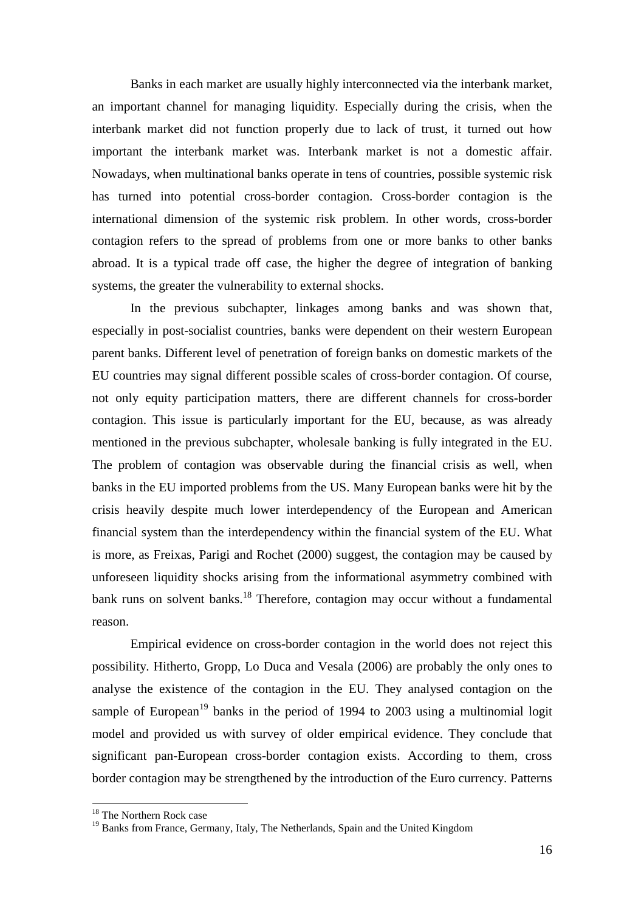Banks in each market are usually highly interconnected via the interbank market, an important channel for managing liquidity. Especially during the crisis, when the interbank market did not function properly due to lack of trust, it turned out how important the interbank market was. Interbank market is not a domestic affair. Nowadays, when multinational banks operate in tens of countries, possible systemic risk has turned into potential cross-border contagion. Cross-border contagion is the international dimension of the systemic risk problem. In other words, cross-border contagion refers to the spread of problems from one or more banks to other banks abroad. It is a typical trade off case, the higher the degree of integration of banking systems, the greater the vulnerability to external shocks.

In the previous subchapter, linkages among banks and was shown that, especially in post-socialist countries, banks were dependent on their western European parent banks. Different level of penetration of foreign banks on domestic markets of the EU countries may signal different possible scales of cross-border contagion. Of course, not only equity participation matters, there are different channels for cross-border contagion. This issue is particularly important for the EU, because, as was already mentioned in the previous subchapter, wholesale banking is fully integrated in the EU. The problem of contagion was observable during the financial crisis as well, when banks in the EU imported problems from the US. Many European banks were hit by the crisis heavily despite much lower interdependency of the European and American financial system than the interdependency within the financial system of the EU. What is more, as Freixas, Parigi and Rochet (2000) suggest, the contagion may be caused by unforeseen liquidity shocks arising from the informational asymmetry combined with bank runs on solvent banks.[18] Therefore, contagion may occur without a fundamental reason.

Empirical evidence on cross-border contagion in the world does not reject this possibility. Hitherto, Gropp, Lo Duca and Vesala (2006) are probably the only ones to analyse the existence of the contagion in the EU. They analysed contagion on the sample of European[19] banks in the period of 1994 to 2003 using a multinomial logit model and provided us with survey of older empirical evidence. They conclude that significant pan-European cross-border contagion exists. According to them, cross border contagion may be strengthened by the introduction of the Euro currency. Patterns

[18] The Northern Rock case

[19] Banks from France, Germany, Italy, The Netherlands, Spain and the United Kingdom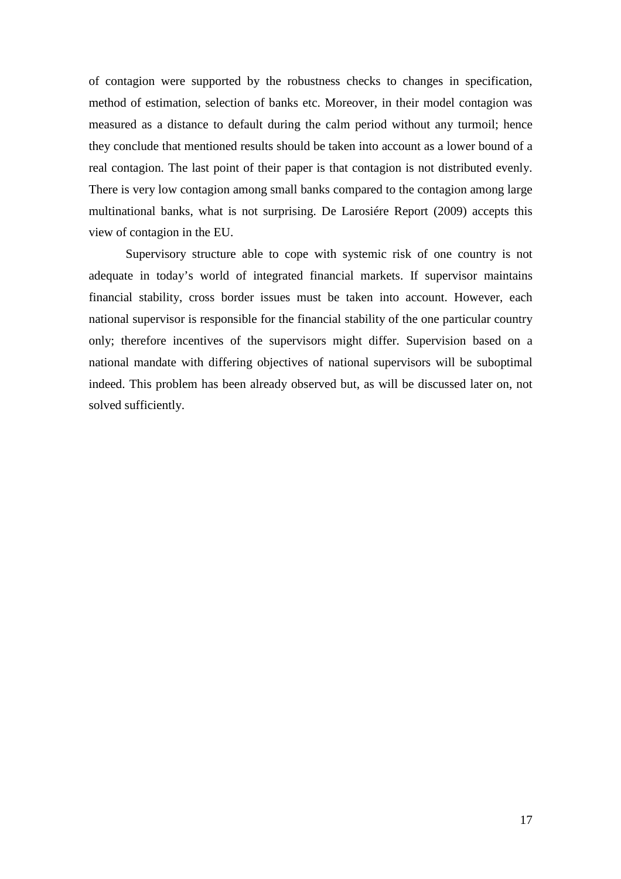of contagion were supported by the robustness checks to changes in specification, method of estimation, selection of banks etc. Moreover, in their model contagion was measured as a distance to default during the calm period without any turmoil; hence they conclude that mentioned results should be taken into account as a lower bound of a real contagion. The last point of their paper is that contagion is not distributed evenly. There is very low contagion among small banks compared to the contagion among large multinational banks, what is not surprising. De Larosiére Report (2009) accepts this view of contagion in the EU.

Supervisory structure able to cope with systemic risk of one country is not adequate in today's world of integrated financial markets. If supervisor maintains financial stability, cross border issues must be taken into account. However, each national supervisor is responsible for the financial stability of the one particular country only; therefore incentives of the supervisors might differ. Supervision based on a national mandate with differing objectives of national supervisors will be suboptimal indeed. This problem has been already observed but, as will be discussed later on, not solved sufficiently.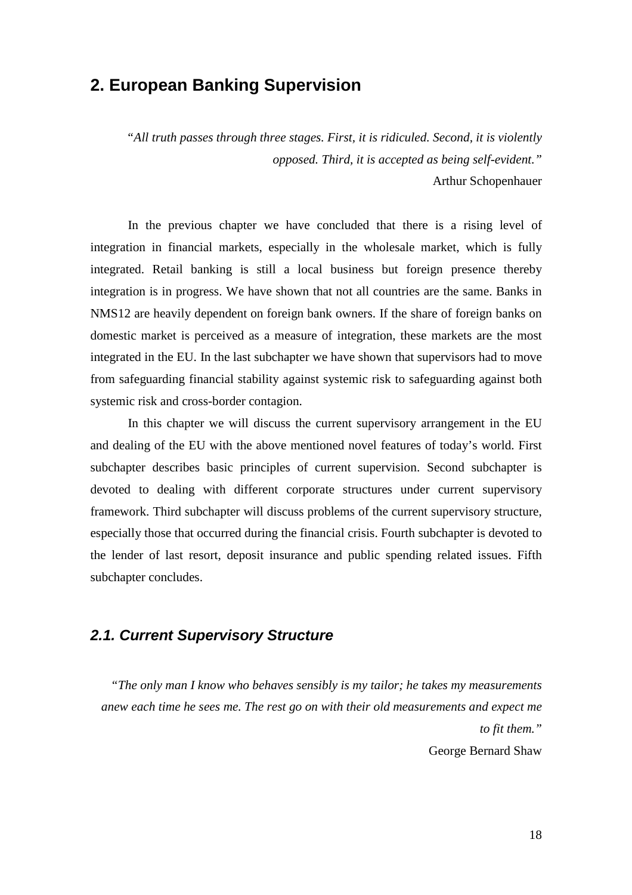## 2. European Banking Supervision

> "*All truth passes through three stages. First, it is ridiculed. Second, it is violently opposed. Third, it is accepted as being self-evident.*"
>
> Arthur Schopenhauer

In the previous chapter we have concluded that there is a rising level of integration in financial markets, especially in the wholesale market, which is fully integrated. Retail banking is still a local business but foreign presence thereby integration is in progress. We have shown that not all countries are the same. Banks in NMS12 are heavily dependent on foreign bank owners. If the share of foreign banks on domestic market is perceived as a measure of integration, these markets are the most integrated in the EU. In the last subchapter we have shown that supervisors had to move from safeguarding financial stability against systemic risk to safeguarding against both systemic risk and cross-border contagion.

In this chapter we will discuss the current supervisory arrangement in the EU and dealing of the EU with the above mentioned novel features of today's world. First subchapter describes basic principles of current supervision. Second subchapter is devoted to dealing with different corporate structures under current supervisory framework. Third subchapter will discuss problems of the current supervisory structure, especially those that occurred during the financial crisis. Fourth subchapter is devoted to the lender of last resort, deposit insurance and public spending related issues. Fifth subchapter concludes.

### *2.1. Current Supervisory Structure*

> "*The only man I know who behaves sensibly is my tailor; he takes my measurements anew each time he sees me. The rest go on with their old measurements and expect me to fit them.*"
>
> George Bernard Shaw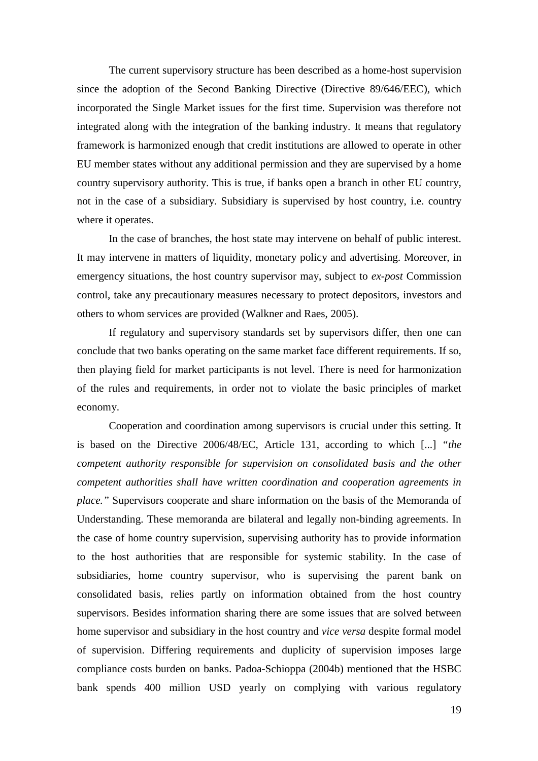The current supervisory structure has been described as a home-host supervision since the adoption of the Second Banking Directive (Directive 89/646/EEC), which incorporated the Single Market issues for the first time. Supervision was therefore not integrated along with the integration of the banking industry. It means that regulatory framework is harmonized enough that credit institutions are allowed to operate in other EU member states without any additional permission and they are supervised by a home country supervisory authority. This is true, if banks open a branch in other EU country, not in the case of a subsidiary. Subsidiary is supervised by host country, i.e. country where it operates.

In the case of branches, the host state may intervene on behalf of public interest. It may intervene in matters of liquidity, monetary policy and advertising. Moreover, in emergency situations, the host country supervisor may, subject to *ex-post* Commission control, take any precautionary measures necessary to protect depositors, investors and others to whom services are provided (Walkner and Raes, 2005).

If regulatory and supervisory standards set by supervisors differ, then one can conclude that two banks operating on the same market face different requirements. If so, then playing field for market participants is not level. There is need for harmonization of the rules and requirements, in order not to violate the basic principles of market economy.

Cooperation and coordination among supervisors is crucial under this setting. It is based on the Directive 2006/48/EC, Article 131, according to which [...] *"the competent authority responsible for supervision on consolidated basis and the other competent authorities shall have written coordination and cooperation agreements in place."* Supervisors cooperate and share information on the basis of the Memoranda of Understanding. These memoranda are bilateral and legally non-binding agreements. In the case of home country supervision, supervising authority has to provide information to the host authorities that are responsible for systemic stability. In the case of subsidiaries, home country supervisor, who is supervising the parent bank on consolidated basis, relies partly on information obtained from the host country supervisors. Besides information sharing there are some issues that are solved between home supervisor and subsidiary in the host country and *vice versa* despite formal model of supervision. Differing requirements and duplicity of supervision imposes large compliance costs burden on banks. Padoa-Schioppa (2004b) mentioned that the HSBC bank spends 400 million USD yearly on complying with various regulatory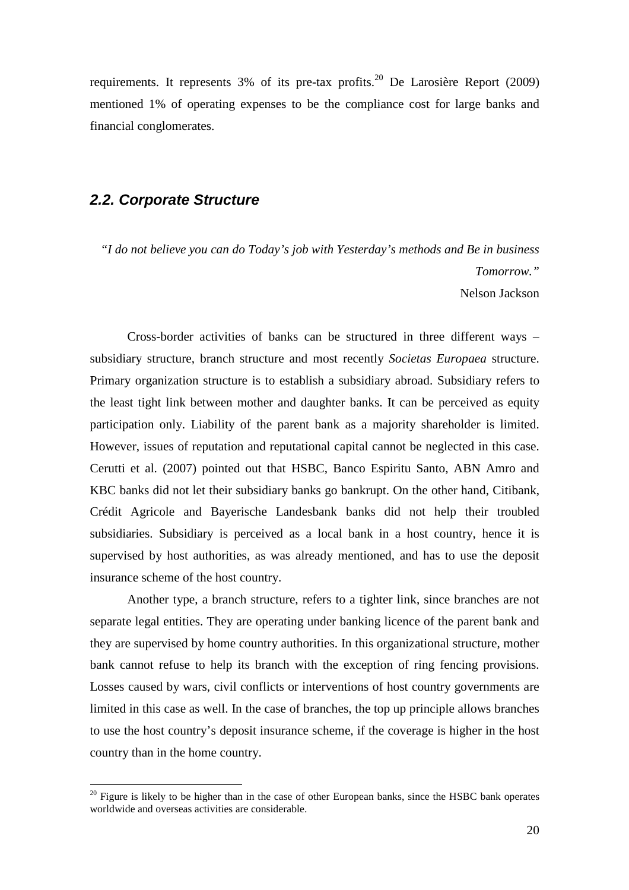requirements. It represents 3% of its pre-tax profits.[20] De Larosière Report (2009) mentioned 1% of operating expenses to be the compliance cost for large banks and financial conglomerates.

## *2.2. Corporate Structure*

*"I do not believe you can do Today's job with Yesterday's methods and Be in business Tomorrow."*

Nelson Jackson

Cross-border activities of banks can be structured in three different ways – subsidiary structure, branch structure and most recently *Societas Europaea* structure. Primary organization structure is to establish a subsidiary abroad. Subsidiary refers to the least tight link between mother and daughter banks. It can be perceived as equity participation only. Liability of the parent bank as a majority shareholder is limited. However, issues of reputation and reputational capital cannot be neglected in this case. Cerutti et al. (2007) pointed out that HSBC, Banco Espiritu Santo, ABN Amro and KBC banks did not let their subsidiary banks go bankrupt. On the other hand, Citibank, Crédit Agricole and Bayerische Landesbank banks did not help their troubled subsidiaries. Subsidiary is perceived as a local bank in a host country, hence it is supervised by host authorities, as was already mentioned, and has to use the deposit insurance scheme of the host country.

Another type, a branch structure, refers to a tighter link, since branches are not separate legal entities. They are operating under banking licence of the parent bank and they are supervised by home country authorities. In this organizational structure, mother bank cannot refuse to help its branch with the exception of ring fencing provisions. Losses caused by wars, civil conflicts or interventions of host country governments are limited in this case as well. In the case of branches, the top up principle allows branches to use the host country's deposit insurance scheme, if the coverage is higher in the host country than in the home country.

[20] Figure is likely to be higher than in the case of other European banks, since the HSBC bank operates worldwide and overseas activities are considerable.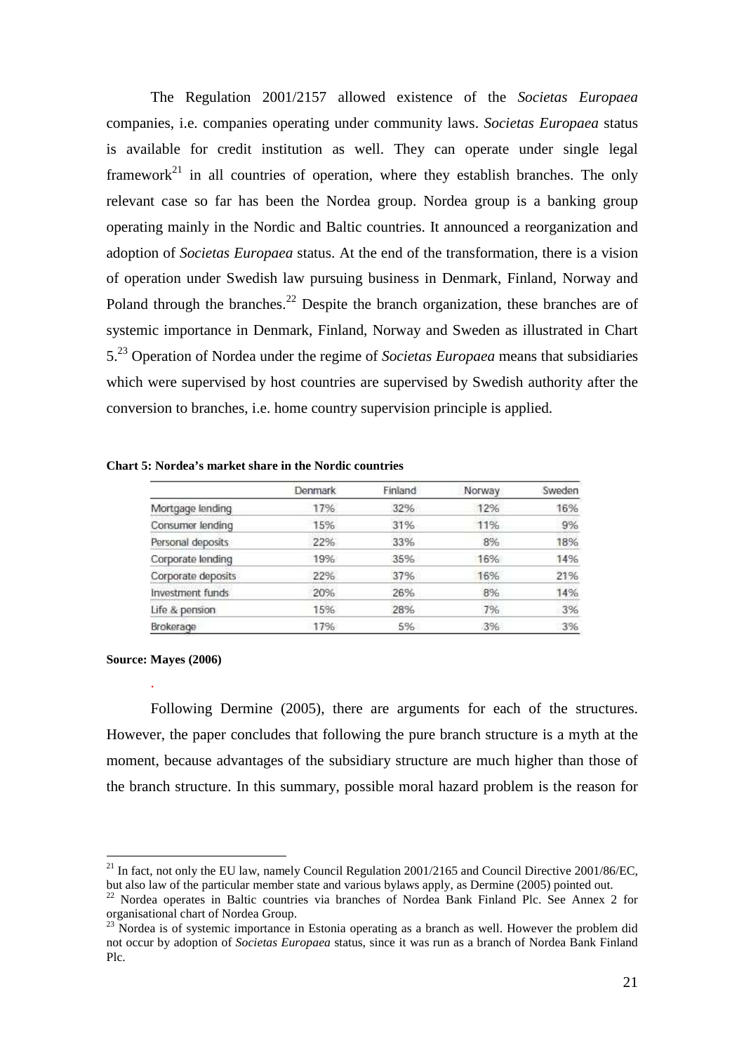The Regulation 2001/2157 allowed existence of the *Societas Europaea* companies, i.e. companies operating under community laws. *Societas Europaea* status is available for credit institution as well. They can operate under single legal framework[21] in all countries of operation, where they establish branches. The only relevant case so far has been the Nordea group. Nordea group is a banking group operating mainly in the Nordic and Baltic countries. It announced a reorganization and adoption of *Societas Europaea* status. At the end of the transformation, there is a vision of operation under Swedish law pursuing business in Denmark, Finland, Norway and Poland through the branches.[22] Despite the branch organization, these branches are of systemic importance in Denmark, Finland, Norway and Sweden as illustrated in Chart 5.[23] Operation of Nordea under the regime of *Societas Europaea* means that subsidiaries which were supervised by host countries are supervised by Swedish authority after the conversion to branches, i.e. home country supervision principle is applied.

**Chart 5: Nordea's market share in the Nordic countries**

| | Denmark | Finland | Norway | Sweden |
|---|---|---|---|---|
| Mortgage lending | 17% | 32% | 12% | 16% |
| Consumer lending | 15% | 31% | 11% | 9% |
| Personal deposits | 22% | 33% | 8% | 18% |
| Corporate lending | 19% | 35% | 16% | 14% |
| Corporate deposits | 22% | 37% | 16% | 21% |
| Investment funds | 20% | 26% | 8% | 14% |
| Life & pension | 15% | 28% | 7% | 3% |
| Brokerage | 17% | 5% | 3% | 3% |

**Source: Mayes (2006)**

Following Dermine (2005), there are arguments for each of the structures. However, the paper concludes that following the pure branch structure is a myth at the moment, because advantages of the subsidiary structure are much higher than those of the branch structure. In this summary, possible moral hazard problem is the reason for

---

[21] In fact, not only the EU law, namely Council Regulation 2001/2165 and Council Directive 2001/86/EC, but also law of the particular member state and various bylaws apply, as Dermine (2005) pointed out.

[22] Nordea operates in Baltic countries via branches of Nordea Bank Finland Plc. See Annex 2 for organisational chart of Nordea Group.

[23] Nordea is of systemic importance in Estonia operating as a branch as well. However the problem did not occur by adoption of *Societas Europaea* status, since it was run as a branch of Nordea Bank Finland Plc.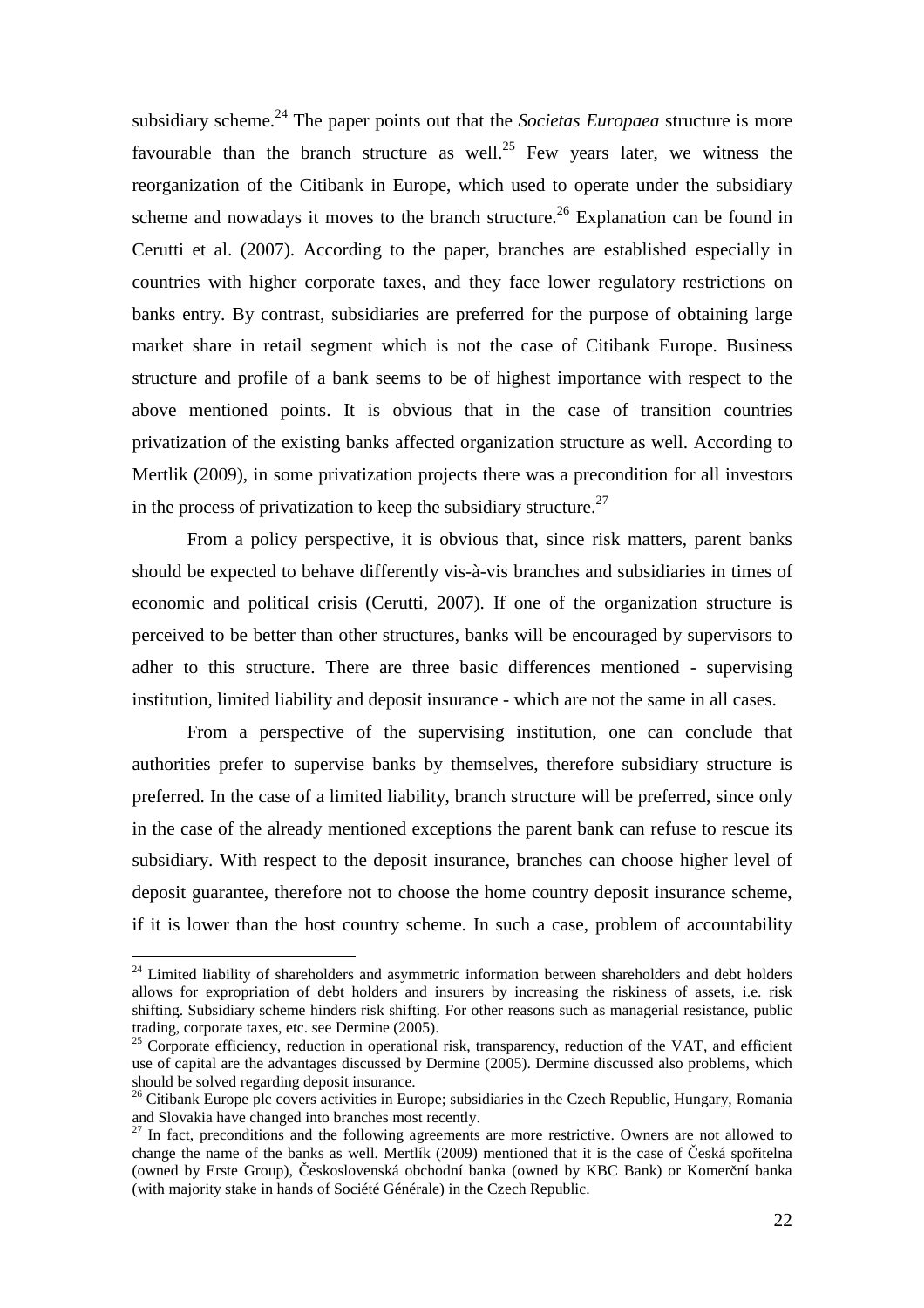subsidiary scheme.[24] The paper points out that the *Societas Europaea* structure is more favourable than the branch structure as well.[25] Few years later, we witness the reorganization of the Citibank in Europe, which used to operate under the subsidiary scheme and nowadays it moves to the branch structure.[26] Explanation can be found in Cerutti et al. (2007). According to the paper, branches are established especially in countries with higher corporate taxes, and they face lower regulatory restrictions on banks entry. By contrast, subsidiaries are preferred for the purpose of obtaining large market share in retail segment which is not the case of Citibank Europe. Business structure and profile of a bank seems to be of highest importance with respect to the above mentioned points. It is obvious that in the case of transition countries privatization of the existing banks affected organization structure as well. According to Mertlik (2009), in some privatization projects there was a precondition for all investors in the process of privatization to keep the subsidiary structure.[27]

From a policy perspective, it is obvious that, since risk matters, parent banks should be expected to behave differently vis-à-vis branches and subsidiaries in times of economic and political crisis (Cerutti, 2007). If one of the organization structure is perceived to be better than other structures, banks will be encouraged by supervisors to adher to this structure. There are three basic differences mentioned - supervising institution, limited liability and deposit insurance - which are not the same in all cases.

From a perspective of the supervising institution, one can conclude that authorities prefer to supervise banks by themselves, therefore subsidiary structure is preferred. In the case of a limited liability, branch structure will be preferred, since only in the case of the already mentioned exceptions the parent bank can refuse to rescue its subsidiary. With respect to the deposit insurance, branches can choose higher level of deposit guarantee, therefore not to choose the home country deposit insurance scheme, if it is lower than the host country scheme. In such a case, problem of accountability

---

[24] Limited liability of shareholders and asymmetric information between shareholders and debt holders allows for expropriation of debt holders and insurers by increasing the riskiness of assets, i.e. risk shifting. Subsidiary scheme hinders risk shifting. For other reasons such as managerial resistance, public trading, corporate taxes, etc. see Dermine (2005).

[25] Corporate efficiency, reduction in operational risk, transparency, reduction of the VAT, and efficient use of capital are the advantages discussed by Dermine (2005). Dermine discussed also problems, which should be solved regarding deposit insurance.

[26] Citibank Europe plc covers activities in Europe; subsidiaries in the Czech Republic, Hungary, Romania and Slovakia have changed into branches most recently.

[27] In fact, preconditions and the following agreements are more restrictive. Owners are not allowed to change the name of the banks as well. Mertlík (2009) mentioned that it is the case of Česká spořitelna (owned by Erste Group), Československá obchodní banka (owned by KBC Bank) or Komerční banka (with majority stake in hands of Société Générale) in the Czech Republic.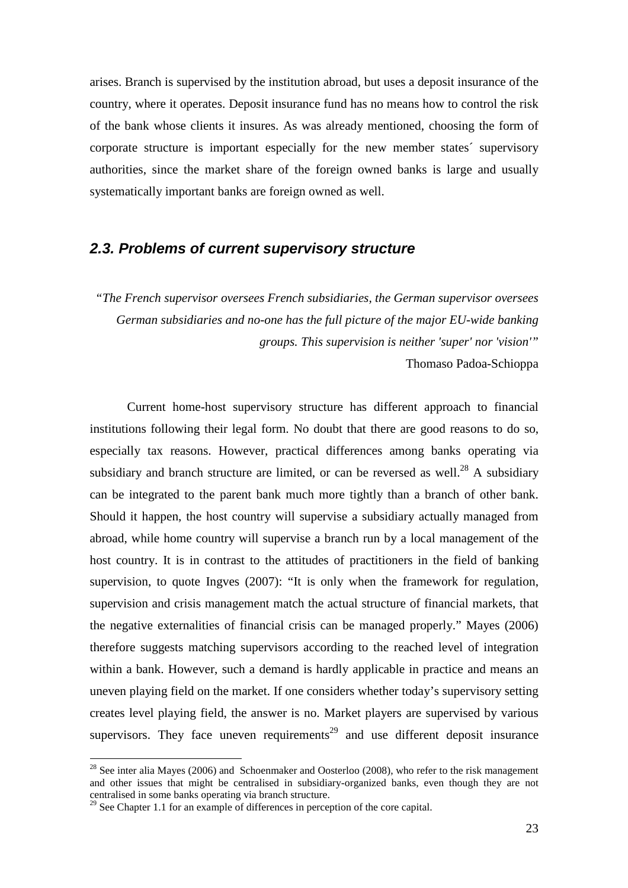arises. Branch is supervised by the institution abroad, but uses a deposit insurance of the country, where it operates. Deposit insurance fund has no means how to control the risk of the bank whose clients it insures. As was already mentioned, choosing the form of corporate structure is important especially for the new member states´ supervisory authorities, since the market share of the foreign owned banks is large and usually systematically important banks are foreign owned as well.

## *2.3. Problems of current supervisory structure*

*"The French supervisor oversees French subsidiaries, the German supervisor oversees German subsidiaries and no-one has the full picture of the major EU-wide banking groups. This supervision is neither 'super' nor 'vision'"*

Thomaso Padoa-Schioppa

Current home-host supervisory structure has different approach to financial institutions following their legal form. No doubt that there are good reasons to do so, especially tax reasons. However, practical differences among banks operating via subsidiary and branch structure are limited, or can be reversed as well.[28] A subsidiary can be integrated to the parent bank much more tightly than a branch of other bank. Should it happen, the host country will supervise a subsidiary actually managed from abroad, while home country will supervise a branch run by a local management of the host country. It is in contrast to the attitudes of practitioners in the field of banking supervision, to quote Ingves (2007): "It is only when the framework for regulation, supervision and crisis management match the actual structure of financial markets, that the negative externalities of financial crisis can be managed properly." Mayes (2006) therefore suggests matching supervisors according to the reached level of integration within a bank. However, such a demand is hardly applicable in practice and means an uneven playing field on the market. If one considers whether today's supervisory setting creates level playing field, the answer is no. Market players are supervised by various supervisors. They face uneven requirements[29] and use different deposit insurance

[28] See inter alia Mayes (2006) and Schoenmaker and Oosterloo (2008), who refer to the risk management and other issues that might be centralised in subsidiary-organized banks, even though they are not centralised in some banks operating via branch structure.

[29] See Chapter 1.1 for an example of differences in perception of the core capital.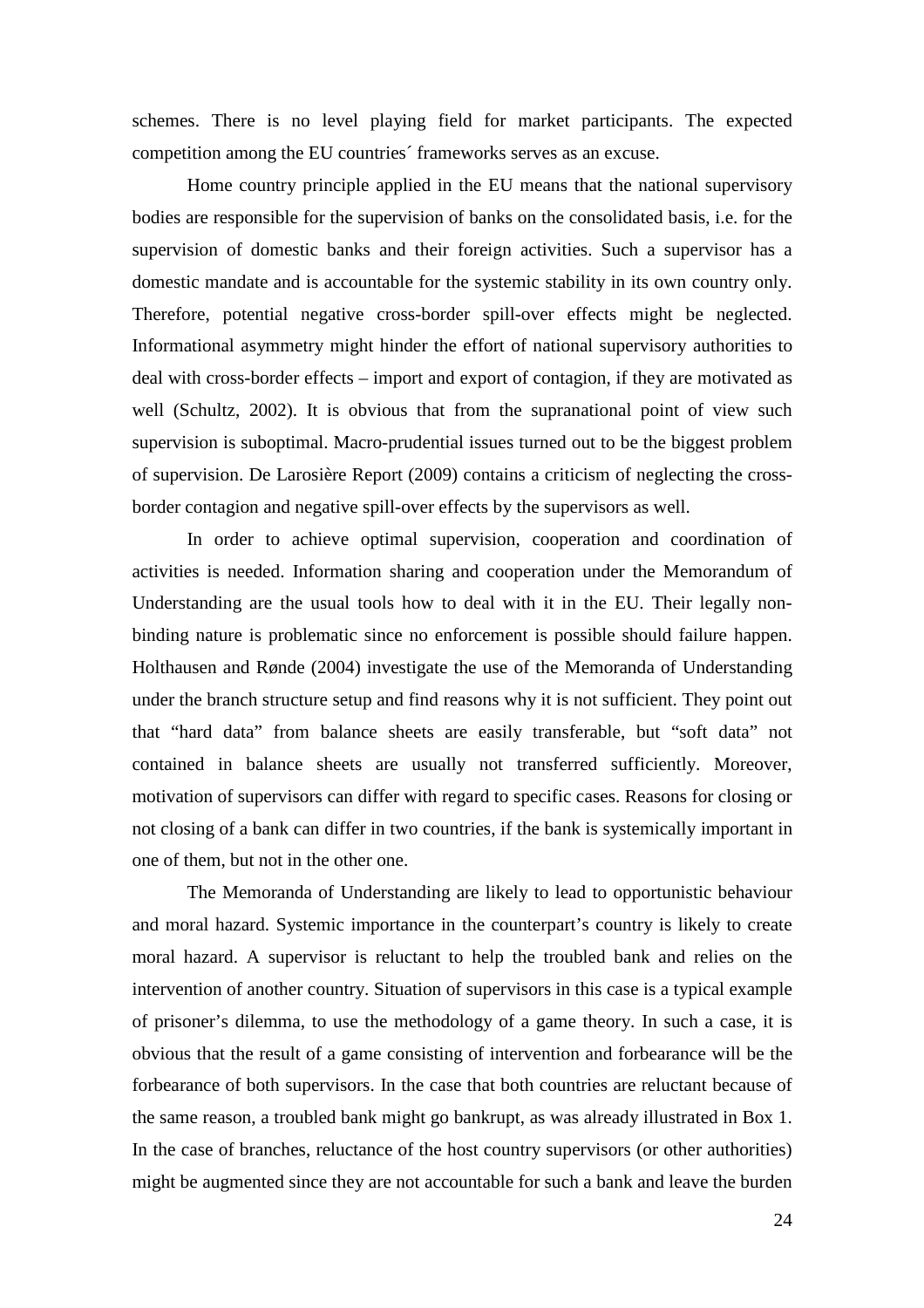schemes. There is no level playing field for market participants. The expected competition among the EU countries´ frameworks serves as an excuse.

Home country principle applied in the EU means that the national supervisory bodies are responsible for the supervision of banks on the consolidated basis, i.e. for the supervision of domestic banks and their foreign activities. Such a supervisor has a domestic mandate and is accountable for the systemic stability in its own country only. Therefore, potential negative cross-border spill-over effects might be neglected. Informational asymmetry might hinder the effort of national supervisory authorities to deal with cross-border effects – import and export of contagion, if they are motivated as well (Schultz, 2002). It is obvious that from the supranational point of view such supervision is suboptimal. Macro-prudential issues turned out to be the biggest problem of supervision. De Larosière Report (2009) contains a criticism of neglecting the cross-border contagion and negative spill-over effects by the supervisors as well.

In order to achieve optimal supervision, cooperation and coordination of activities is needed. Information sharing and cooperation under the Memorandum of Understanding are the usual tools how to deal with it in the EU. Their legally non-binding nature is problematic since no enforcement is possible should failure happen. Holthausen and Rønde (2004) investigate the use of the Memoranda of Understanding under the branch structure setup and find reasons why it is not sufficient. They point out that "hard data" from balance sheets are easily transferable, but "soft data" not contained in balance sheets are usually not transferred sufficiently. Moreover, motivation of supervisors can differ with regard to specific cases. Reasons for closing or not closing of a bank can differ in two countries, if the bank is systemically important in one of them, but not in the other one.

The Memoranda of Understanding are likely to lead to opportunistic behaviour and moral hazard. Systemic importance in the counterpart's country is likely to create moral hazard. A supervisor is reluctant to help the troubled bank and relies on the intervention of another country. Situation of supervisors in this case is a typical example of prisoner's dilemma, to use the methodology of a game theory. In such a case, it is obvious that the result of a game consisting of intervention and forbearance will be the forbearance of both supervisors. In the case that both countries are reluctant because of the same reason, a troubled bank might go bankrupt, as was already illustrated in Box 1. In the case of branches, reluctance of the host country supervisors (or other authorities) might be augmented since they are not accountable for such a bank and leave the burden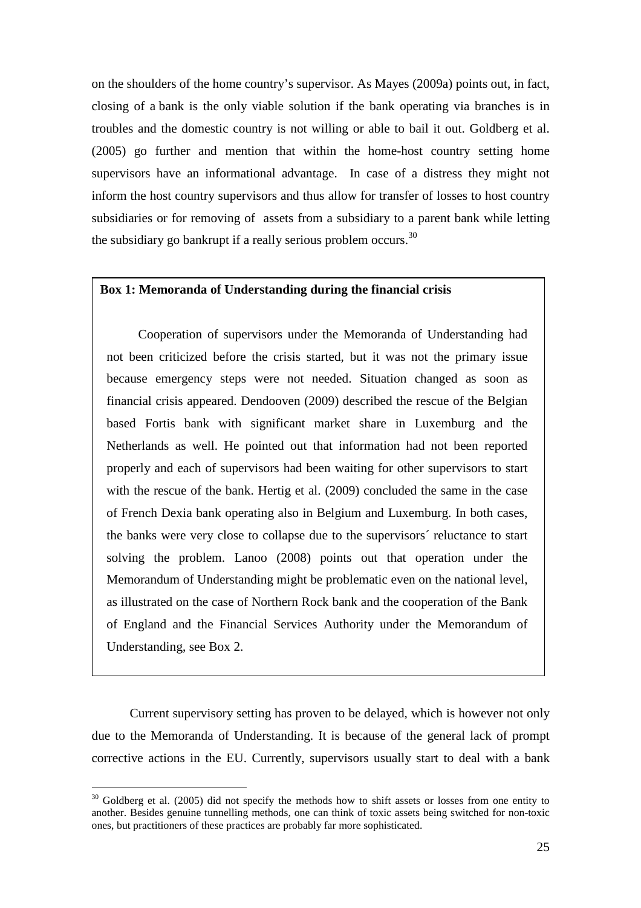on the shoulders of the home country's supervisor. As Mayes (2009a) points out, in fact, closing of a bank is the only viable solution if the bank operating via branches is in troubles and the domestic country is not willing or able to bail it out. Goldberg et al. (2005) go further and mention that within the home-host country setting home supervisors have an informational advantage. In case of a distress they might not inform the host country supervisors and thus allow for transfer of losses to host country subsidiaries or for removing of assets from a subsidiary to a parent bank while letting the subsidiary go bankrupt if a really serious problem occurs.[30]

> **Box 1: Memoranda of Understanding during the financial crisis**
>
> Cooperation of supervisors under the Memoranda of Understanding had not been criticized before the crisis started, but it was not the primary issue because emergency steps were not needed. Situation changed as soon as financial crisis appeared. Dendooven (2009) described the rescue of the Belgian based Fortis bank with significant market share in Luxemburg and the Netherlands as well. He pointed out that information had not been reported properly and each of supervisors had been waiting for other supervisors to start with the rescue of the bank. Hertig et al. (2009) concluded the same in the case of French Dexia bank operating also in Belgium and Luxemburg. In both cases, the banks were very close to collapse due to the supervisors´ reluctance to start solving the problem. Lanoo (2008) points out that operation under the Memorandum of Understanding might be problematic even on the national level, as illustrated on the case of Northern Rock bank and the cooperation of the Bank of England and the Financial Services Authority under the Memorandum of Understanding, see Box 2.

Current supervisory setting has proven to be delayed, which is however not only due to the Memoranda of Understanding. It is because of the general lack of prompt corrective actions in the EU. Currently, supervisors usually start to deal with a bank

[30] Goldberg et al. (2005) did not specify the methods how to shift assets or losses from one entity to another. Besides genuine tunnelling methods, one can think of toxic assets being switched for non-toxic ones, but practitioners of these practices are probably far more sophisticated.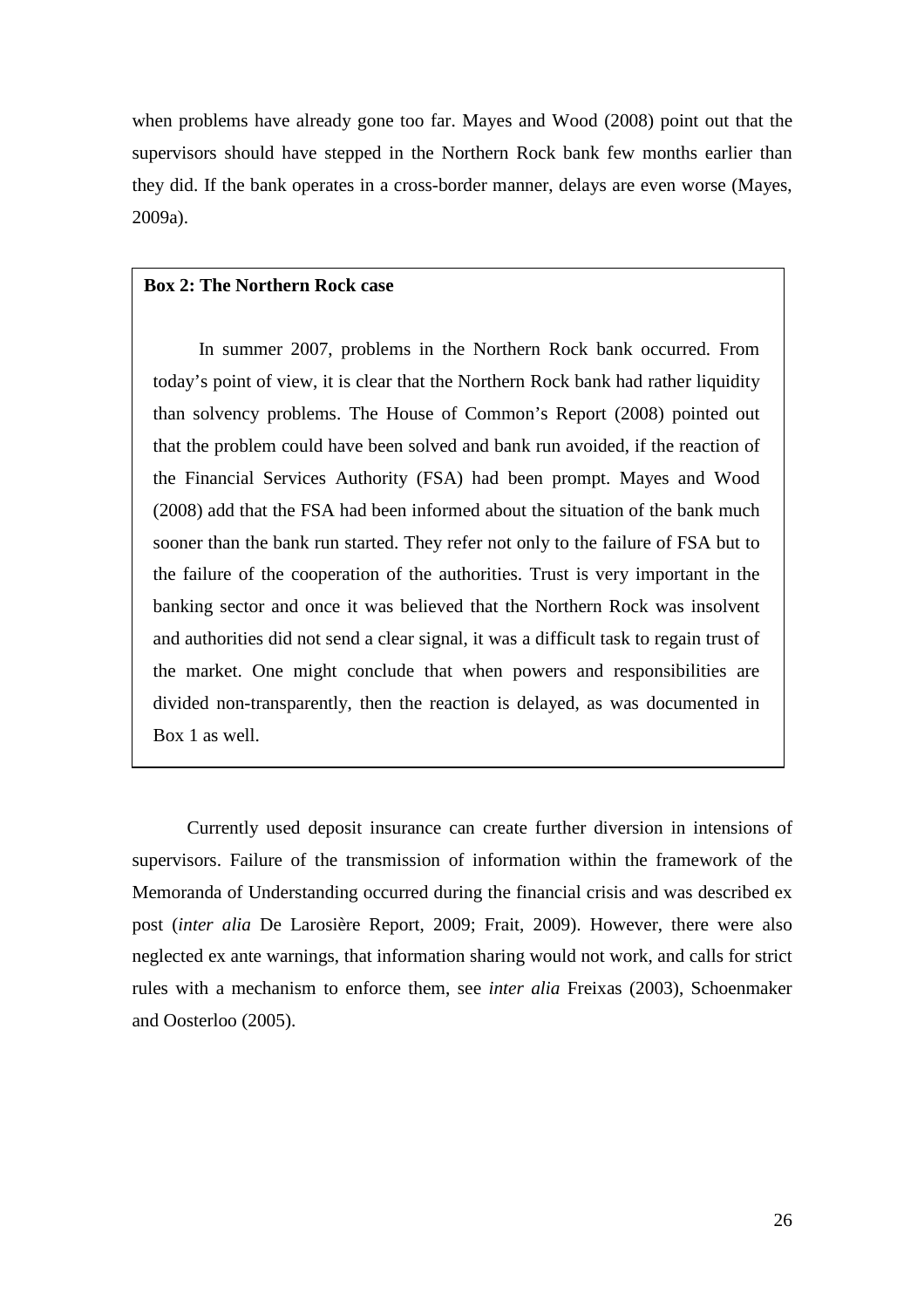when problems have already gone too far. Mayes and Wood (2008) point out that the supervisors should have stepped in the Northern Rock bank few months earlier than they did. If the bank operates in a cross-border manner, delays are even worse (Mayes, 2009a).

**Box 2: The Northern Rock case**

In summer 2007, problems in the Northern Rock bank occurred. From today's point of view, it is clear that the Northern Rock bank had rather liquidity than solvency problems. The House of Common's Report (2008) pointed out that the problem could have been solved and bank run avoided, if the reaction of the Financial Services Authority (FSA) had been prompt. Mayes and Wood (2008) add that the FSA had been informed about the situation of the bank much sooner than the bank run started. They refer not only to the failure of FSA but to the failure of the cooperation of the authorities. Trust is very important in the banking sector and once it was believed that the Northern Rock was insolvent and authorities did not send a clear signal, it was a difficult task to regain trust of the market. One might conclude that when powers and responsibilities are divided non-transparently, then the reaction is delayed, as was documented in Box 1 as well.

Currently used deposit insurance can create further diversion in intensions of supervisors. Failure of the transmission of information within the framework of the Memoranda of Understanding occurred during the financial crisis and was described ex post (*inter alia* De Larosière Report, 2009; Frait, 2009). However, there were also neglected ex ante warnings, that information sharing would not work, and calls for strict rules with a mechanism to enforce them, see *inter alia* Freixas (2003), Schoenmaker and Oosterloo (2005).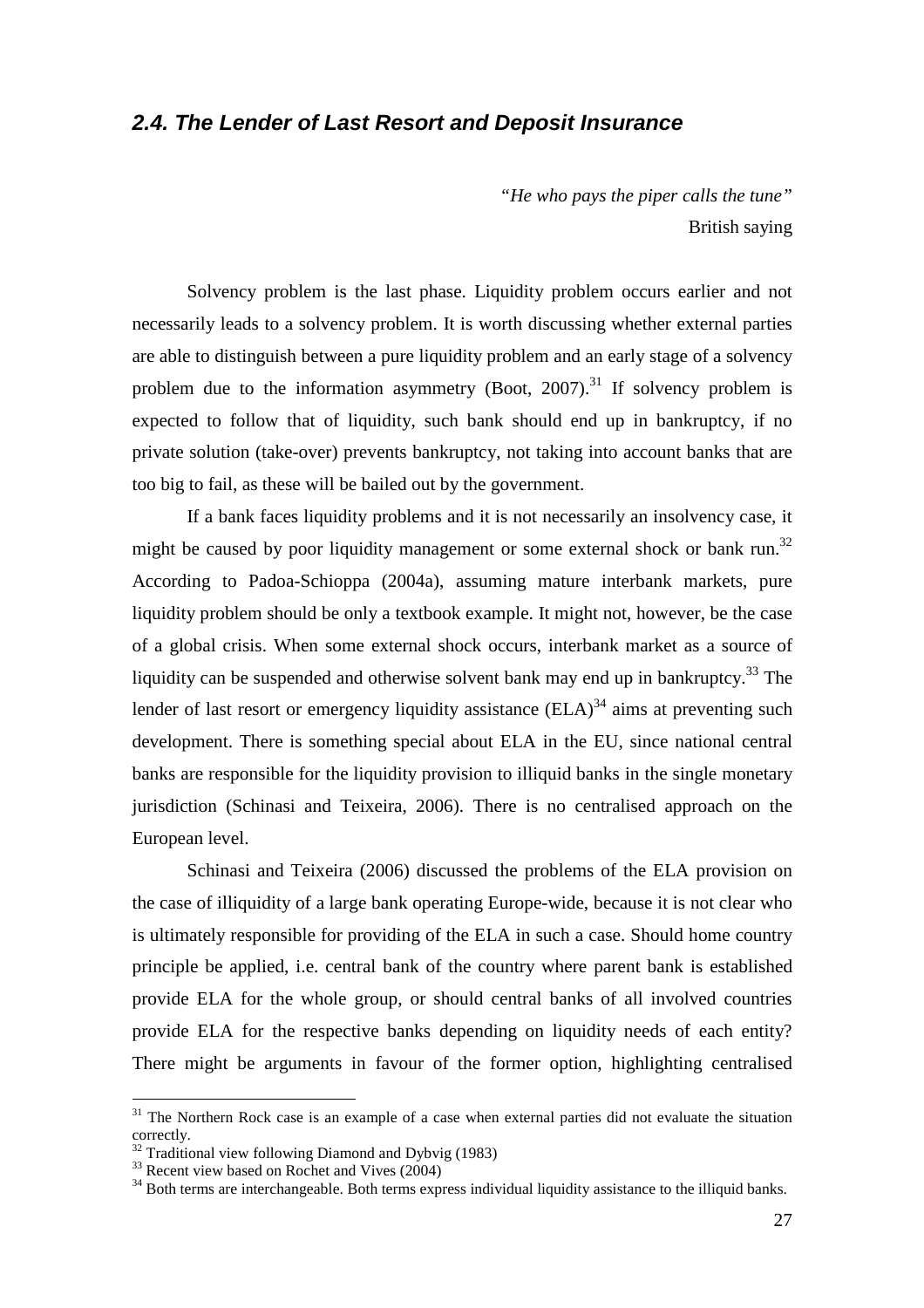## *2.4. The Lender of Last Resort and Deposit Insurance*

> *"He who pays the piper calls the tune"*
>
> British saying

Solvency problem is the last phase. Liquidity problem occurs earlier and not necessarily leads to a solvency problem. It is worth discussing whether external parties are able to distinguish between a pure liquidity problem and an early stage of a solvency problem due to the information asymmetry (Boot, 2007).[31] If solvency problem is expected to follow that of liquidity, such bank should end up in bankruptcy, if no private solution (take-over) prevents bankruptcy, not taking into account banks that are too big to fail, as these will be bailed out by the government.

If a bank faces liquidity problems and it is not necessarily an insolvency case, it might be caused by poor liquidity management or some external shock or bank run.[32] According to Padoa-Schioppa (2004a), assuming mature interbank markets, pure liquidity problem should be only a textbook example. It might not, however, be the case of a global crisis. When some external shock occurs, interbank market as a source of liquidity can be suspended and otherwise solvent bank may end up in bankruptcy.[33] The lender of last resort or emergency liquidity assistance (ELA)[34] aims at preventing such development. There is something special about ELA in the EU, since national central banks are responsible for the liquidity provision to illiquid banks in the single monetary jurisdiction (Schinasi and Teixeira, 2006). There is no centralised approach on the European level.

Schinasi and Teixeira (2006) discussed the problems of the ELA provision on the case of illiquidity of a large bank operating Europe-wide, because it is not clear who is ultimately responsible for providing of the ELA in such a case. Should home country principle be applied, i.e. central bank of the country where parent bank is established provide ELA for the whole group, or should central banks of all involved countries provide ELA for the respective banks depending on liquidity needs of each entity? There might be arguments in favour of the former option, highlighting centralised

---

[31] The Northern Rock case is an example of a case when external parties did not evaluate the situation correctly.

[32] Traditional view following Diamond and Dybvig (1983)

[33] Recent view based on Rochet and Vives (2004)

[34] Both terms are interchangeable. Both terms express individual liquidity assistance to the illiquid banks.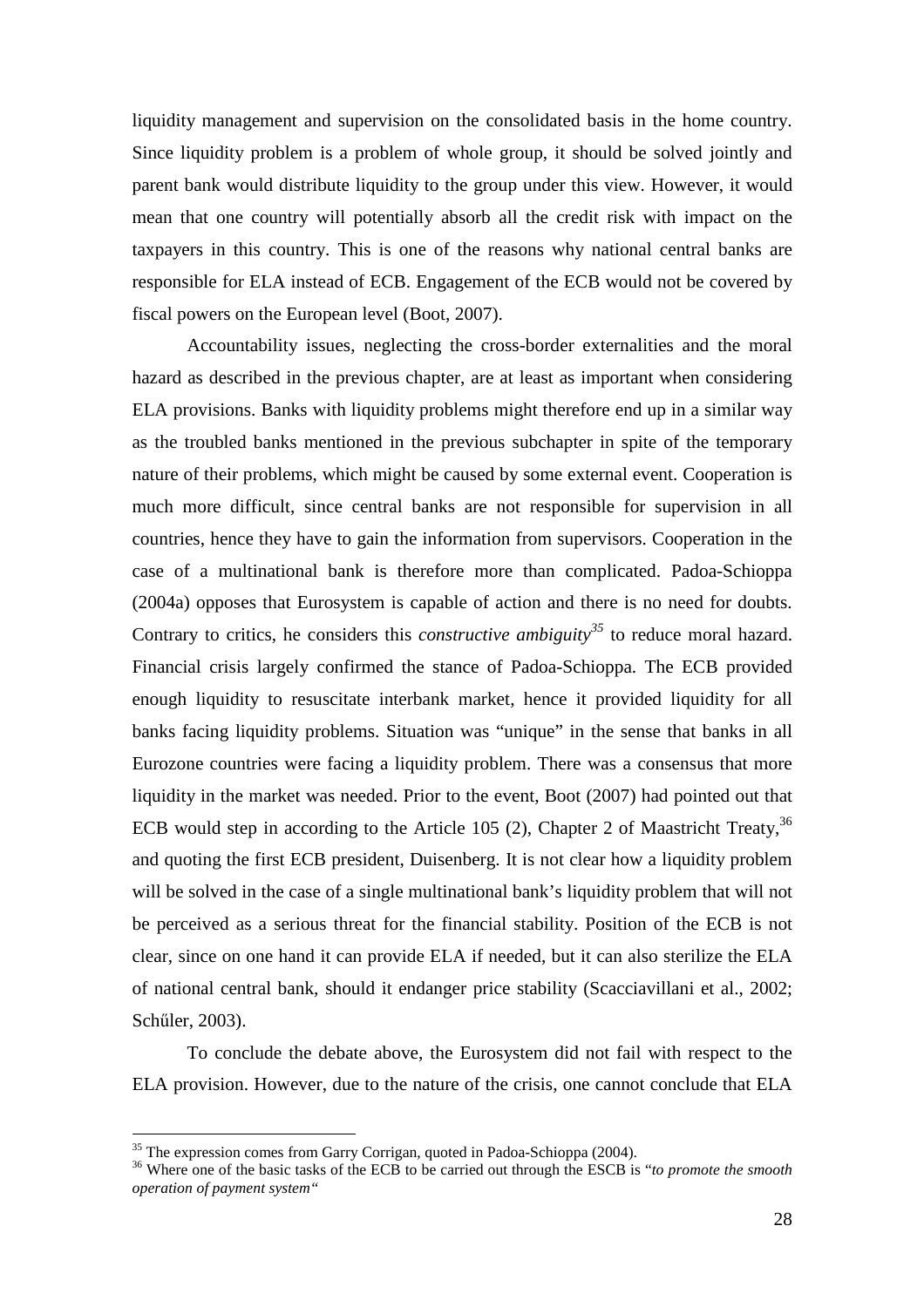liquidity management and supervision on the consolidated basis in the home country. Since liquidity problem is a problem of whole group, it should be solved jointly and parent bank would distribute liquidity to the group under this view. However, it would mean that one country will potentially absorb all the credit risk with impact on the taxpayers in this country. This is one of the reasons why national central banks are responsible for ELA instead of ECB. Engagement of the ECB would not be covered by fiscal powers on the European level (Boot, 2007).

Accountability issues, neglecting the cross-border externalities and the moral hazard as described in the previous chapter, are at least as important when considering ELA provisions. Banks with liquidity problems might therefore end up in a similar way as the troubled banks mentioned in the previous subchapter in spite of the temporary nature of their problems, which might be caused by some external event. Cooperation is much more difficult, since central banks are not responsible for supervision in all countries, hence they have to gain the information from supervisors. Cooperation in the case of a multinational bank is therefore more than complicated. Padoa-Schioppa (2004a) opposes that Eurosystem is capable of action and there is no need for doubts. Contrary to critics, he considers this *constructive ambiguity*[35] to reduce moral hazard. Financial crisis largely confirmed the stance of Padoa-Schioppa. The ECB provided enough liquidity to resuscitate interbank market, hence it provided liquidity for all banks facing liquidity problems. Situation was "unique" in the sense that banks in all Eurozone countries were facing a liquidity problem. There was a consensus that more liquidity in the market was needed. Prior to the event, Boot (2007) had pointed out that ECB would step in according to the Article 105 (2), Chapter 2 of Maastricht Treaty,[36] and quoting the first ECB president, Duisenberg. It is not clear how a liquidity problem will be solved in the case of a single multinational bank's liquidity problem that will not be perceived as a serious threat for the financial stability. Position of the ECB is not clear, since on one hand it can provide ELA if needed, but it can also sterilize the ELA of national central bank, should it endanger price stability (Scacciavillani et al., 2002; Schűler, 2003).

To conclude the debate above, the Eurosystem did not fail with respect to the ELA provision. However, due to the nature of the crisis, one cannot conclude that ELA

---

[35] The expression comes from Garry Corrigan, quoted in Padoa-Schioppa (2004).

[36] Where one of the basic tasks of the ECB to be carried out through the ESCB is "*to promote the smooth operation of payment system*"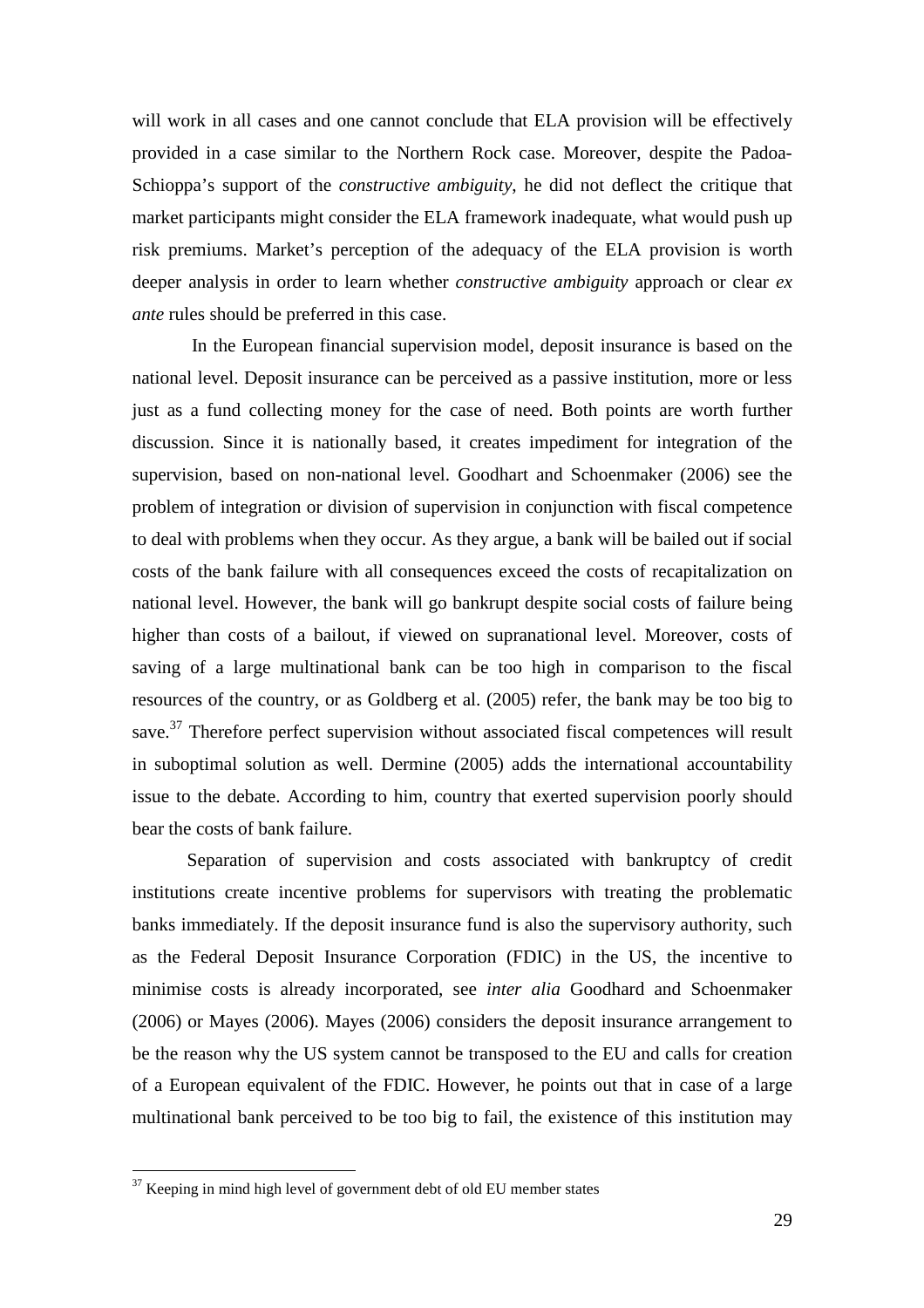will work in all cases and one cannot conclude that ELA provision will be effectively provided in a case similar to the Northern Rock case. Moreover, despite the Padoa-Schioppa's support of the *constructive ambiguity*, he did not deflect the critique that market participants might consider the ELA framework inadequate, what would push up risk premiums. Market's perception of the adequacy of the ELA provision is worth deeper analysis in order to learn whether *constructive ambiguity* approach or clear *ex ante* rules should be preferred in this case.

In the European financial supervision model, deposit insurance is based on the national level. Deposit insurance can be perceived as a passive institution, more or less just as a fund collecting money for the case of need. Both points are worth further discussion. Since it is nationally based, it creates impediment for integration of the supervision, based on non-national level. Goodhart and Schoenmaker (2006) see the problem of integration or division of supervision in conjunction with fiscal competence to deal with problems when they occur. As they argue, a bank will be bailed out if social costs of the bank failure with all consequences exceed the costs of recapitalization on national level. However, the bank will go bankrupt despite social costs of failure being higher than costs of a bailout, if viewed on supranational level. Moreover, costs of saving of a large multinational bank can be too high in comparison to the fiscal resources of the country, or as Goldberg et al. (2005) refer, the bank may be too big to save.[37] Therefore perfect supervision without associated fiscal competences will result in suboptimal solution as well. Dermine (2005) adds the international accountability issue to the debate. According to him, country that exerted supervision poorly should bear the costs of bank failure.

Separation of supervision and costs associated with bankruptcy of credit institutions create incentive problems for supervisors with treating the problematic banks immediately. If the deposit insurance fund is also the supervisory authority, such as the Federal Deposit Insurance Corporation (FDIC) in the US, the incentive to minimise costs is already incorporated, see *inter alia* Goodhard and Schoenmaker (2006) or Mayes (2006). Mayes (2006) considers the deposit insurance arrangement to be the reason why the US system cannot be transposed to the EU and calls for creation of a European equivalent of the FDIC. However, he points out that in case of a large multinational bank perceived to be too big to fail, the existence of this institution may

[37] Keeping in mind high level of government debt of old EU member states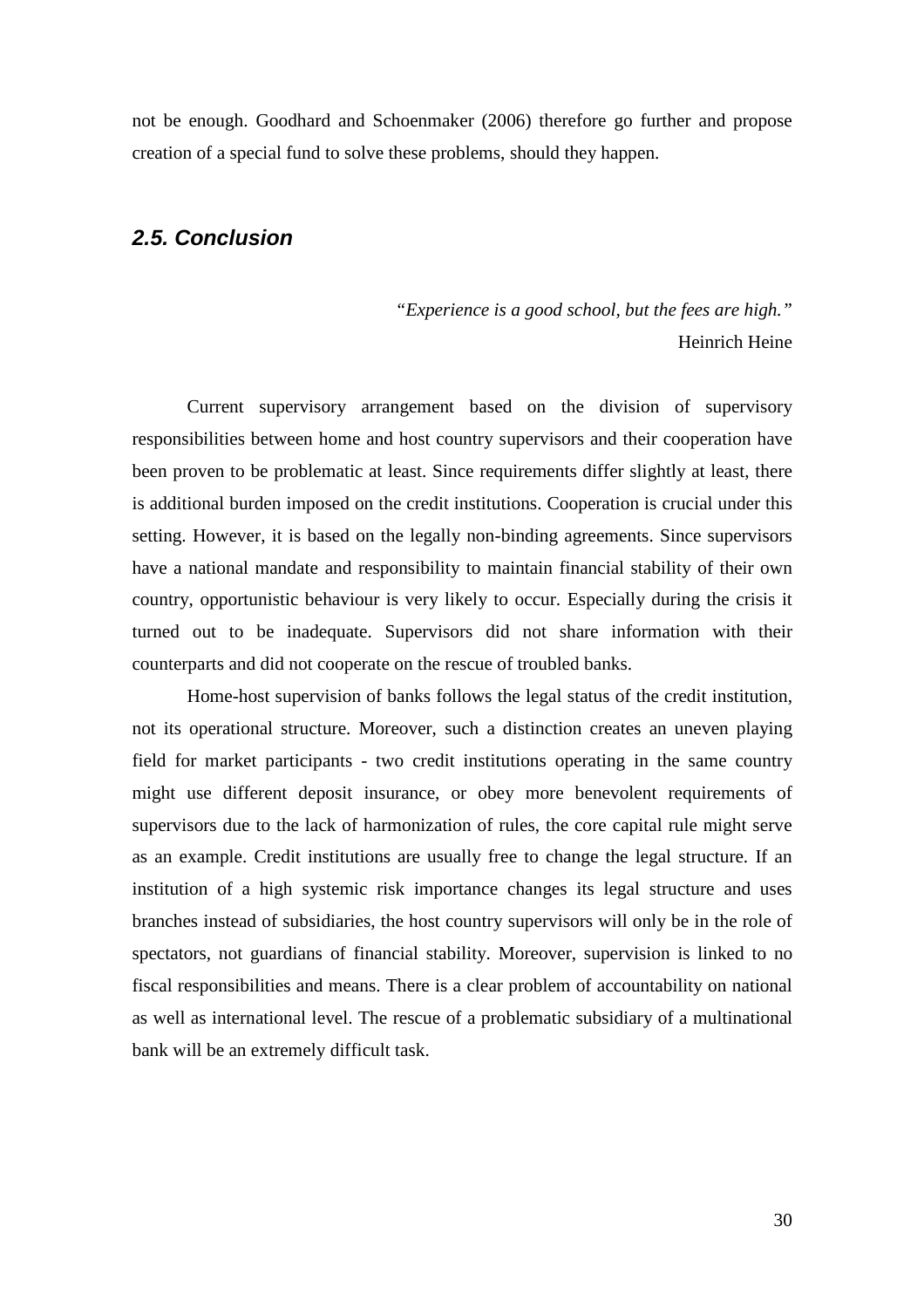not be enough. Goodhard and Schoenmaker (2006) therefore go further and propose creation of a special fund to solve these problems, should they happen.

## *2.5. Conclusion*

*"Experience is a good school, but the fees are high."*
Heinrich Heine

Current supervisory arrangement based on the division of supervisory responsibilities between home and host country supervisors and their cooperation have been proven to be problematic at least. Since requirements differ slightly at least, there is additional burden imposed on the credit institutions. Cooperation is crucial under this setting. However, it is based on the legally non-binding agreements. Since supervisors have a national mandate and responsibility to maintain financial stability of their own country, opportunistic behaviour is very likely to occur. Especially during the crisis it turned out to be inadequate. Supervisors did not share information with their counterparts and did not cooperate on the rescue of troubled banks.

Home-host supervision of banks follows the legal status of the credit institution, not its operational structure. Moreover, such a distinction creates an uneven playing field for market participants - two credit institutions operating in the same country might use different deposit insurance, or obey more benevolent requirements of supervisors due to the lack of harmonization of rules, the core capital rule might serve as an example. Credit institutions are usually free to change the legal structure. If an institution of a high systemic risk importance changes its legal structure and uses branches instead of subsidiaries, the host country supervisors will only be in the role of spectators, not guardians of financial stability. Moreover, supervision is linked to no fiscal responsibilities and means. There is a clear problem of accountability on national as well as international level. The rescue of a problematic subsidiary of a multinational bank will be an extremely difficult task.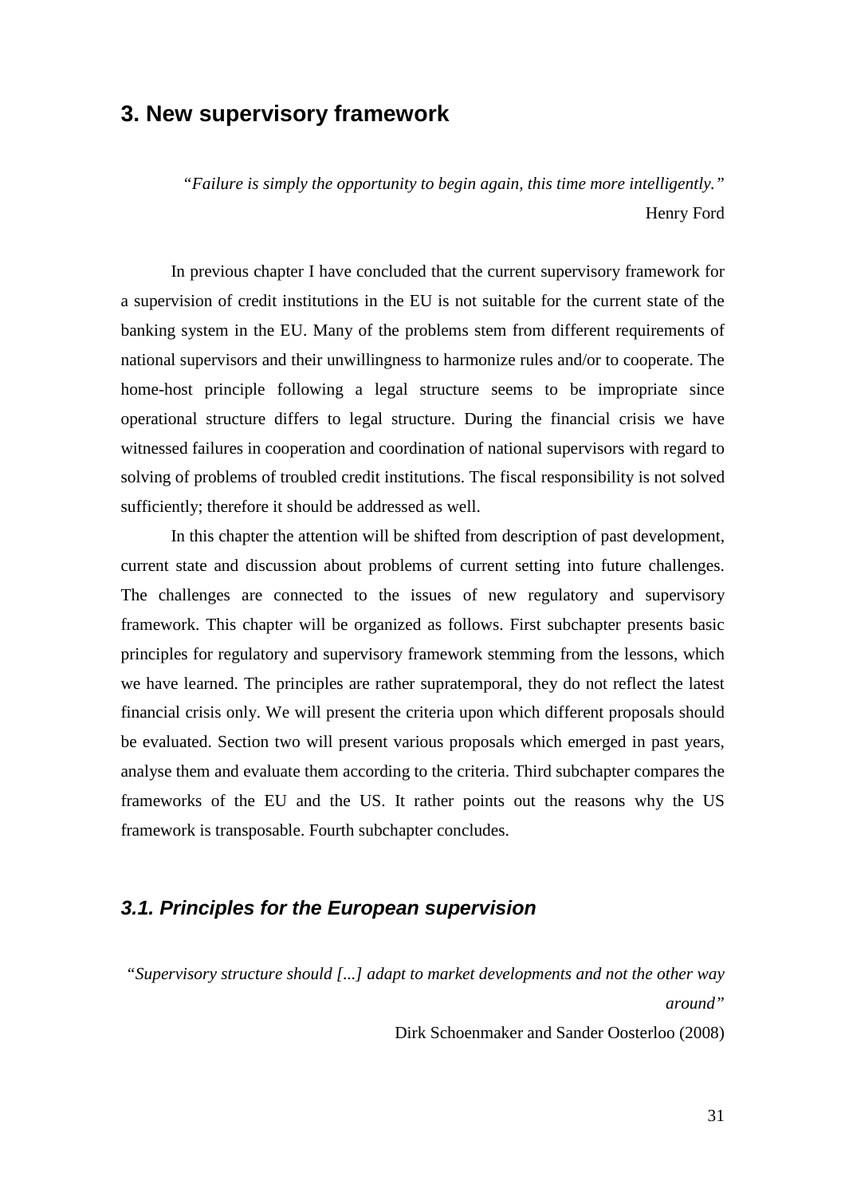# 3. New supervisory framework

*"Failure is simply the opportunity to begin again, this time more intelligently."*
Henry Ford

In previous chapter I have concluded that the current supervisory framework for a supervision of credit institutions in the EU is not suitable for the current state of the banking system in the EU. Many of the problems stem from different requirements of national supervisors and their unwillingness to harmonize rules and/or to cooperate. The home-host principle following a legal structure seems to be impropriate since operational structure differs to legal structure. During the financial crisis we have witnessed failures in cooperation and coordination of national supervisors with regard to solving of problems of troubled credit institutions. The fiscal responsibility is not solved sufficiently; therefore it should be addressed as well.

In this chapter the attention will be shifted from description of past development, current state and discussion about problems of current setting into future challenges. The challenges are connected to the issues of new regulatory and supervisory framework. This chapter will be organized as follows. First subchapter presents basic principles for regulatory and supervisory framework stemming from the lessons, which we have learned. The principles are rather supratemporal, they do not reflect the latest financial crisis only. We will present the criteria upon which different proposals should be evaluated. Section two will present various proposals which emerged in past years, analyse them and evaluate them according to the criteria. Third subchapter compares the frameworks of the EU and the US. It rather points out the reasons why the US framework is transposable. Fourth subchapter concludes.

## 3.1. Principles for the European supervision

*"Supervisory structure should [...] adapt to market developments and not the other way around"*
Dirk Schoenmaker and Sander Oosterloo (2008)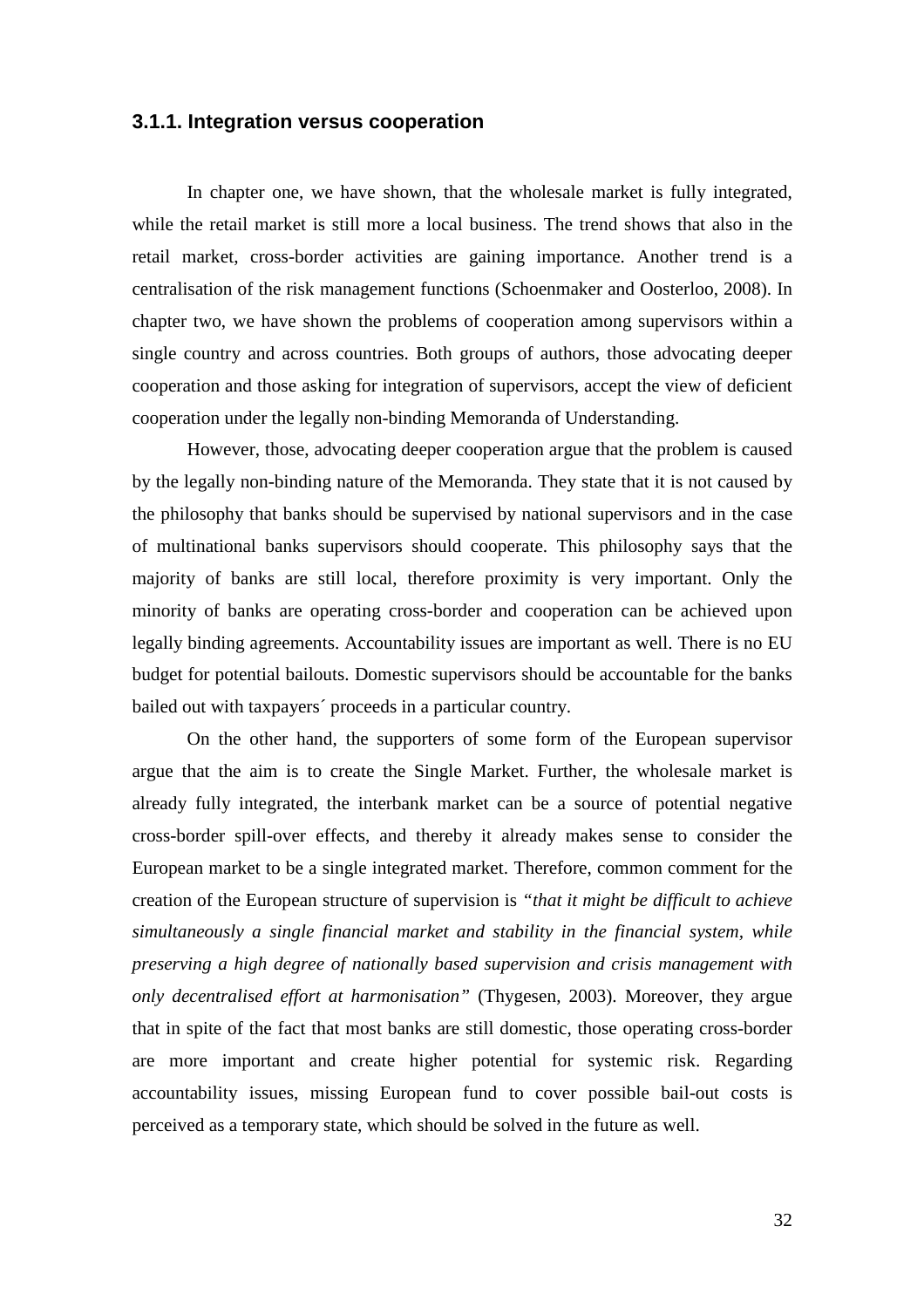### 3.1.1. Integration versus cooperation

In chapter one, we have shown, that the wholesale market is fully integrated, while the retail market is still more a local business. The trend shows that also in the retail market, cross-border activities are gaining importance. Another trend is a centralisation of the risk management functions (Schoenmaker and Oosterloo, 2008). In chapter two, we have shown the problems of cooperation among supervisors within a single country and across countries. Both groups of authors, those advocating deeper cooperation and those asking for integration of supervisors, accept the view of deficient cooperation under the legally non-binding Memoranda of Understanding.

However, those, advocating deeper cooperation argue that the problem is caused by the legally non-binding nature of the Memoranda. They state that it is not caused by the philosophy that banks should be supervised by national supervisors and in the case of multinational banks supervisors should cooperate. This philosophy says that the majority of banks are still local, therefore proximity is very important. Only the minority of banks are operating cross-border and cooperation can be achieved upon legally binding agreements. Accountability issues are important as well. There is no EU budget for potential bailouts. Domestic supervisors should be accountable for the banks bailed out with taxpayers´ proceeds in a particular country.

On the other hand, the supporters of some form of the European supervisor argue that the aim is to create the Single Market. Further, the wholesale market is already fully integrated, the interbank market can be a source of potential negative cross-border spill-over effects, and thereby it already makes sense to consider the European market to be a single integrated market. Therefore, common comment for the creation of the European structure of supervision is *"that it might be difficult to achieve simultaneously a single financial market and stability in the financial system, while preserving a high degree of nationally based supervision and crisis management with only decentralised effort at harmonisation"* (Thygesen, 2003). Moreover, they argue that in spite of the fact that most banks are still domestic, those operating cross-border are more important and create higher potential for systemic risk. Regarding accountability issues, missing European fund to cover possible bail-out costs is perceived as a temporary state, which should be solved in the future as well.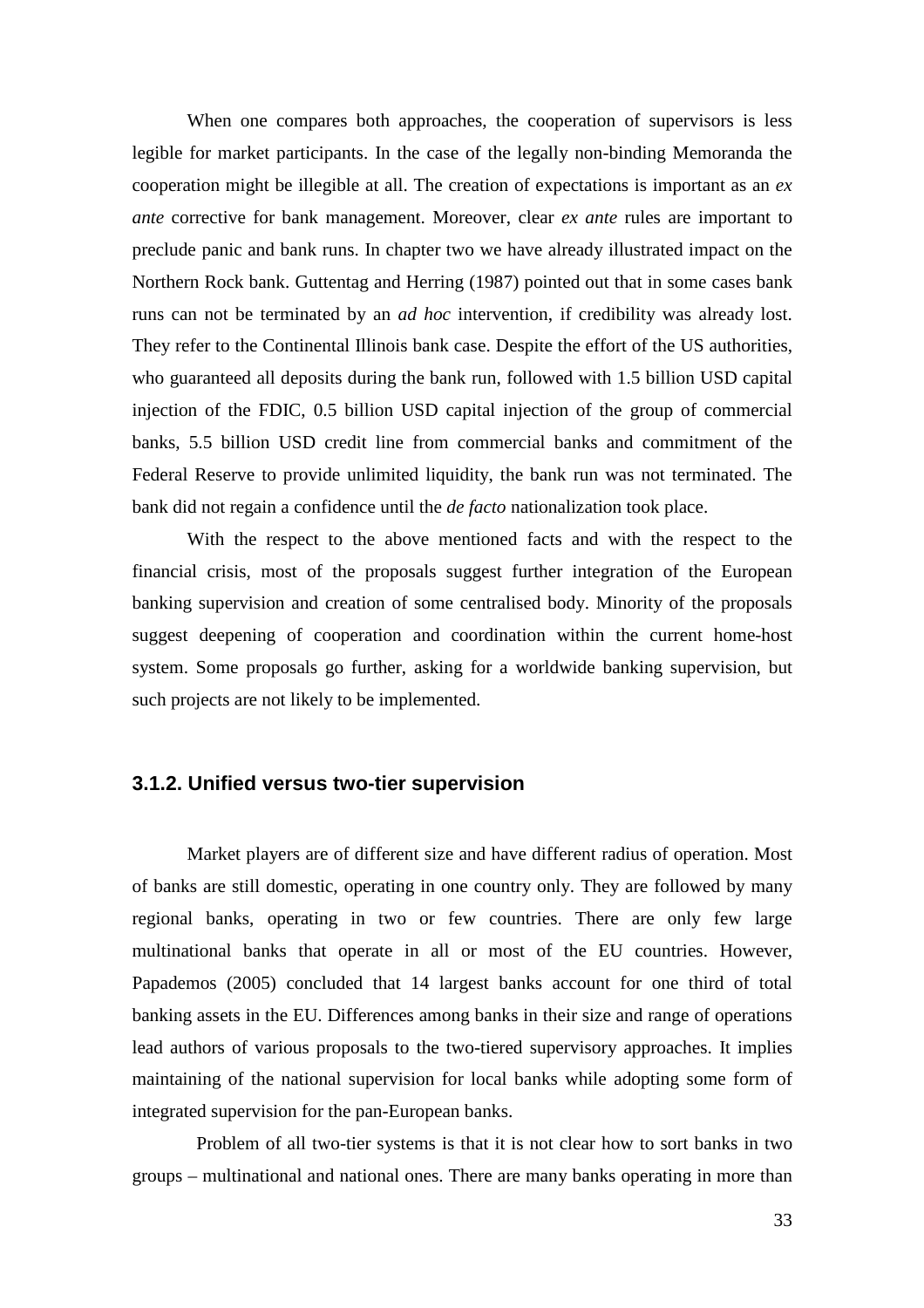When one compares both approaches, the cooperation of supervisors is less legible for market participants. In the case of the legally non-binding Memoranda the cooperation might be illegible at all. The creation of expectations is important as an *ex ante* corrective for bank management. Moreover, clear *ex ante* rules are important to preclude panic and bank runs. In chapter two we have already illustrated impact on the Northern Rock bank. Guttentag and Herring (1987) pointed out that in some cases bank runs can not be terminated by an *ad hoc* intervention, if credibility was already lost. They refer to the Continental Illinois bank case. Despite the effort of the US authorities, who guaranteed all deposits during the bank run, followed with 1.5 billion USD capital injection of the FDIC, 0.5 billion USD capital injection of the group of commercial banks, 5.5 billion USD credit line from commercial banks and commitment of the Federal Reserve to provide unlimited liquidity, the bank run was not terminated. The bank did not regain a confidence until the *de facto* nationalization took place.

With the respect to the above mentioned facts and with the respect to the financial crisis, most of the proposals suggest further integration of the European banking supervision and creation of some centralised body. Minority of the proposals suggest deepening of cooperation and coordination within the current home-host system. Some proposals go further, asking for a worldwide banking supervision, but such projects are not likely to be implemented.

### 3.1.2. Unified versus two-tier supervision

Market players are of different size and have different radius of operation. Most of banks are still domestic, operating in one country only. They are followed by many regional banks, operating in two or few countries. There are only few large multinational banks that operate in all or most of the EU countries. However, Papademos (2005) concluded that 14 largest banks account for one third of total banking assets in the EU. Differences among banks in their size and range of operations lead authors of various proposals to the two-tiered supervisory approaches. It implies maintaining of the national supervision for local banks while adopting some form of integrated supervision for the pan-European banks.

Problem of all two-tier systems is that it is not clear how to sort banks in two groups – multinational and national ones. There are many banks operating in more than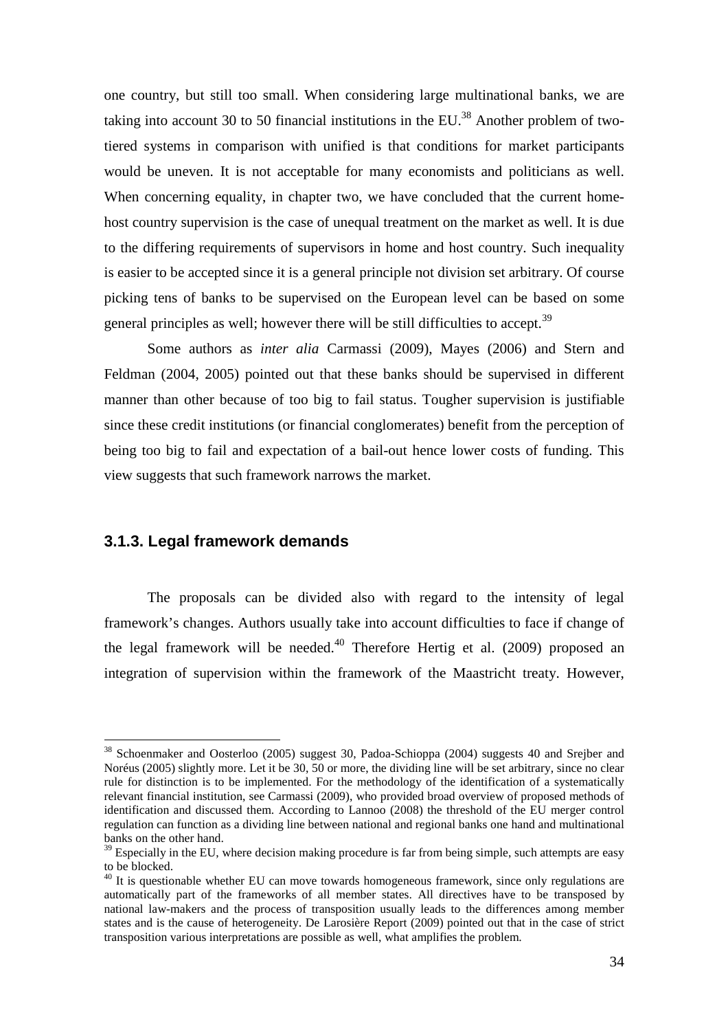one country, but still too small. When considering large multinational banks, we are taking into account 30 to 50 financial institutions in the EU.[38] Another problem of two-tiered systems in comparison with unified is that conditions for market participants would be uneven. It is not acceptable for many economists and politicians as well. When concerning equality, in chapter two, we have concluded that the current home-host country supervision is the case of unequal treatment on the market as well. It is due to the differing requirements of supervisors in home and host country. Such inequality is easier to be accepted since it is a general principle not division set arbitrary. Of course picking tens of banks to be supervised on the European level can be based on some general principles as well; however there will be still difficulties to accept.[39]

Some authors as *inter alia* Carmassi (2009), Mayes (2006) and Stern and Feldman (2004, 2005) pointed out that these banks should be supervised in different manner than other because of too big to fail status. Tougher supervision is justifiable since these credit institutions (or financial conglomerates) benefit from the perception of being too big to fail and expectation of a bail-out hence lower costs of funding. This view suggests that such framework narrows the market.

### 3.1.3. Legal framework demands

The proposals can be divided also with regard to the intensity of legal framework's changes. Authors usually take into account difficulties to face if change of the legal framework will be needed.[40] Therefore Hertig et al. (2009) proposed an integration of supervision within the framework of the Maastricht treaty. However,

---

[38] Schoenmaker and Oosterloo (2005) suggest 30, Padoa-Schioppa (2004) suggests 40 and Srejber and Noréus (2005) slightly more. Let it be 30, 50 or more, the dividing line will be set arbitrary, since no clear rule for distinction is to be implemented. For the methodology of the identification of a systematically relevant financial institution, see Carmassi (2009), who provided broad overview of proposed methods of identification and discussed them. According to Lannoo (2008) the threshold of the EU merger control regulation can function as a dividing line between national and regional banks one hand and multinational banks on the other hand.

[39] Especially in the EU, where decision making procedure is far from being simple, such attempts are easy to be blocked.

[40] It is questionable whether EU can move towards homogeneous framework, since only regulations are automatically part of the frameworks of all member states. All directives have to be transposed by national law-makers and the process of transposition usually leads to the differences among member states and is the cause of heterogeneity. De Larosière Report (2009) pointed out that in the case of strict transposition various interpretations are possible as well, what amplifies the problem.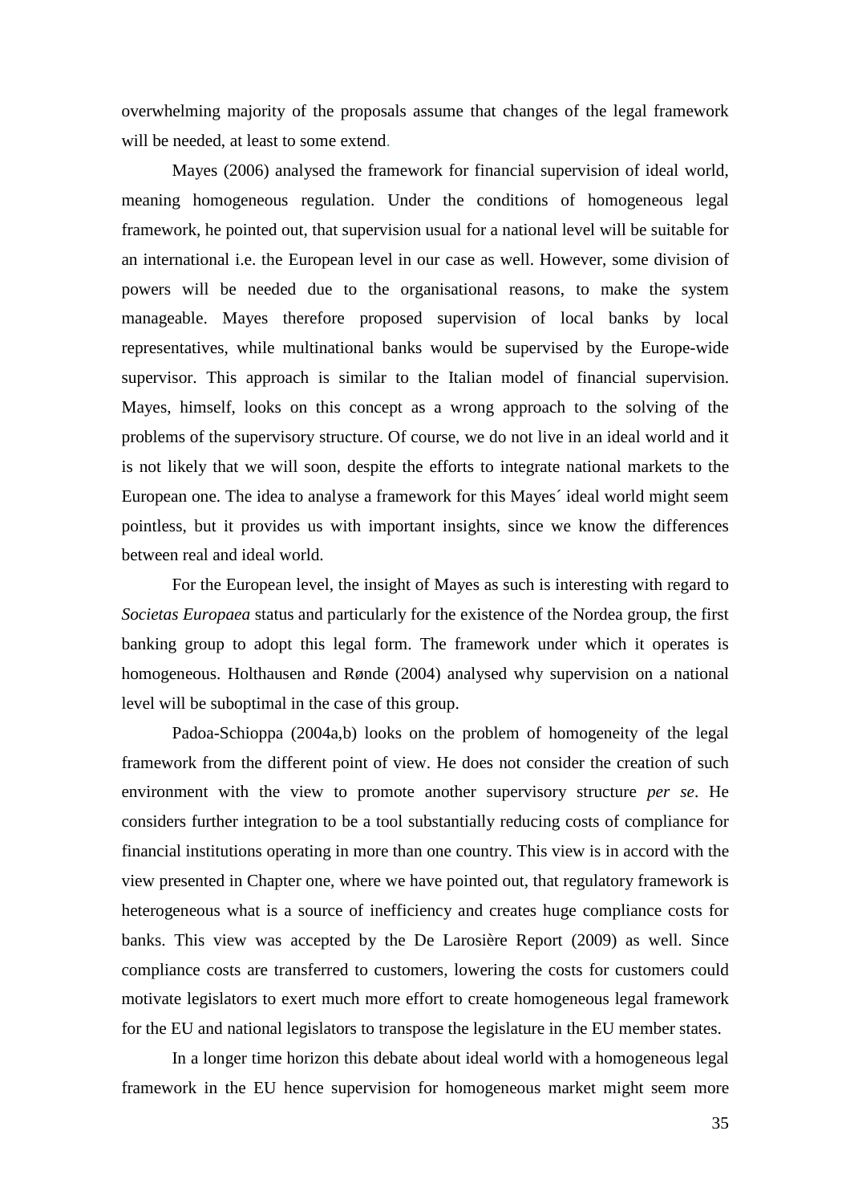overwhelming majority of the proposals assume that changes of the legal framework will be needed, at least to some extend.

Mayes (2006) analysed the framework for financial supervision of ideal world, meaning homogeneous regulation. Under the conditions of homogeneous legal framework, he pointed out, that supervision usual for a national level will be suitable for an international i.e. the European level in our case as well. However, some division of powers will be needed due to the organisational reasons, to make the system manageable. Mayes therefore proposed supervision of local banks by local representatives, while multinational banks would be supervised by the Europe-wide supervisor. This approach is similar to the Italian model of financial supervision. Mayes, himself, looks on this concept as a wrong approach to the solving of the problems of the supervisory structure. Of course, we do not live in an ideal world and it is not likely that we will soon, despite the efforts to integrate national markets to the European one. The idea to analyse a framework for this Mayes´ ideal world might seem pointless, but it provides us with important insights, since we know the differences between real and ideal world.

For the European level, the insight of Mayes as such is interesting with regard to *Societas Europaea* status and particularly for the existence of the Nordea group, the first banking group to adopt this legal form. The framework under which it operates is homogeneous. Holthausen and Rønde (2004) analysed why supervision on a national level will be suboptimal in the case of this group.

Padoa-Schioppa (2004a,b) looks on the problem of homogeneity of the legal framework from the different point of view. He does not consider the creation of such environment with the view to promote another supervisory structure *per se*. He considers further integration to be a tool substantially reducing costs of compliance for financial institutions operating in more than one country. This view is in accord with the view presented in Chapter one, where we have pointed out, that regulatory framework is heterogeneous what is a source of inefficiency and creates huge compliance costs for banks. This view was accepted by the De Larosière Report (2009) as well. Since compliance costs are transferred to customers, lowering the costs for customers could motivate legislators to exert much more effort to create homogeneous legal framework for the EU and national legislators to transpose the legislature in the EU member states.

In a longer time horizon this debate about ideal world with a homogeneous legal framework in the EU hence supervision for homogeneous market might seem more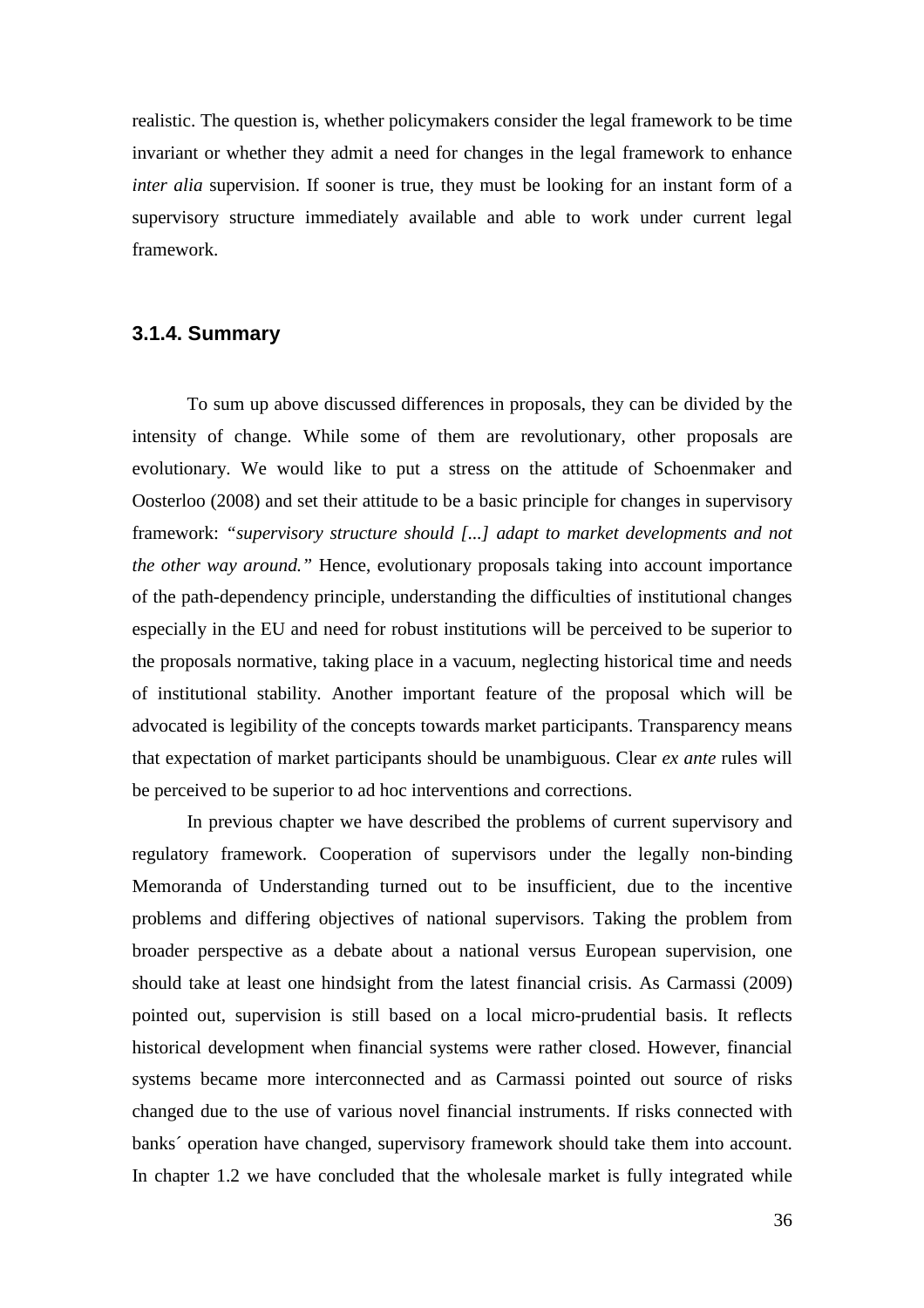realistic. The question is, whether policymakers consider the legal framework to be time invariant or whether they admit a need for changes in the legal framework to enhance *inter alia* supervision. If sooner is true, they must be looking for an instant form of a supervisory structure immediately available and able to work under current legal framework.

### 3.1.4. Summary

To sum up above discussed differences in proposals, they can be divided by the intensity of change. While some of them are revolutionary, other proposals are evolutionary. We would like to put a stress on the attitude of Schoenmaker and Oosterloo (2008) and set their attitude to be a basic principle for changes in supervisory framework: *"supervisory structure should [...] adapt to market developments and not the other way around."* Hence, evolutionary proposals taking into account importance of the path-dependency principle, understanding the difficulties of institutional changes especially in the EU and need for robust institutions will be perceived to be superior to the proposals normative, taking place in a vacuum, neglecting historical time and needs of institutional stability. Another important feature of the proposal which will be advocated is legibility of the concepts towards market participants. Transparency means that expectation of market participants should be unambiguous. Clear *ex ante* rules will be perceived to be superior to ad hoc interventions and corrections.

In previous chapter we have described the problems of current supervisory and regulatory framework. Cooperation of supervisors under the legally non-binding Memoranda of Understanding turned out to be insufficient, due to the incentive problems and differing objectives of national supervisors. Taking the problem from broader perspective as a debate about a national versus European supervision, one should take at least one hindsight from the latest financial crisis. As Carmassi (2009) pointed out, supervision is still based on a local micro-prudential basis. It reflects historical development when financial systems were rather closed. However, financial systems became more interconnected and as Carmassi pointed out source of risks changed due to the use of various novel financial instruments. If risks connected with banks´ operation have changed, supervisory framework should take them into account. In chapter 1.2 we have concluded that the wholesale market is fully integrated while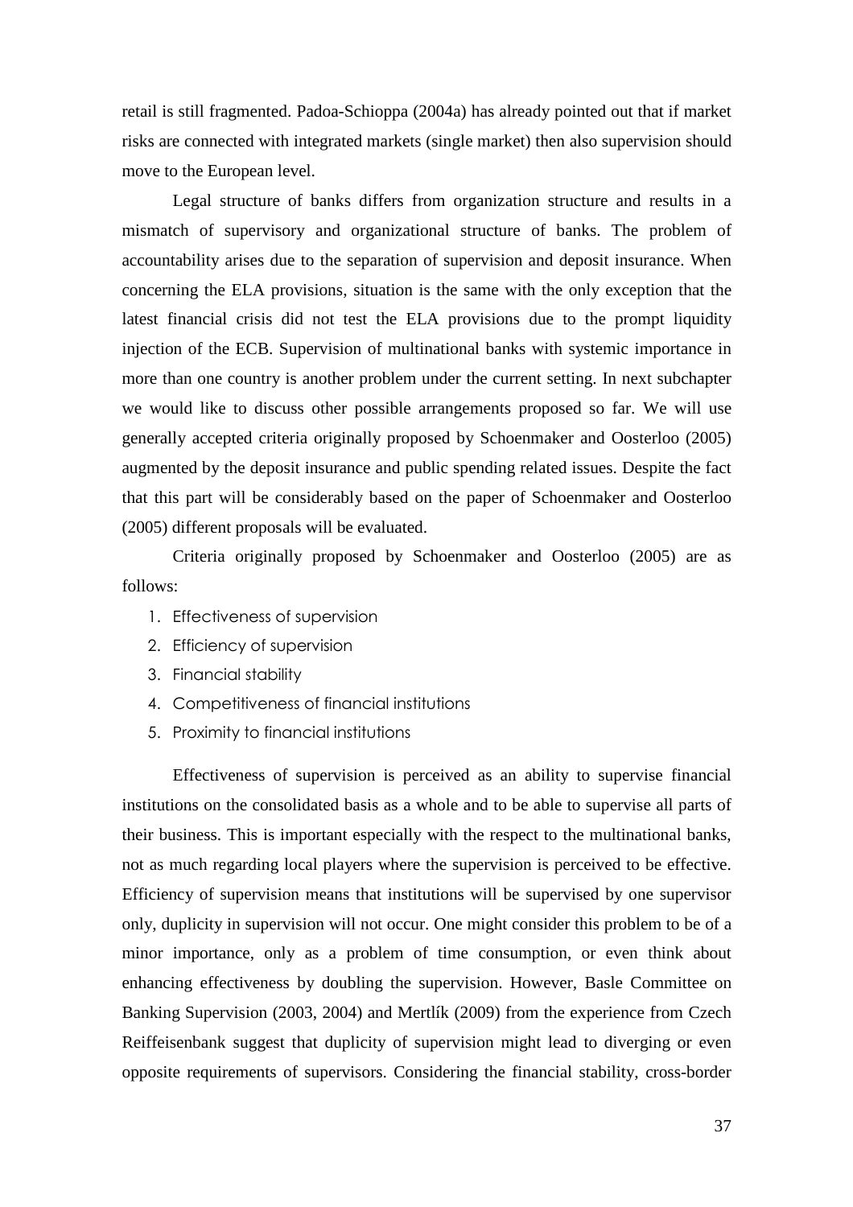retail is still fragmented. Padoa-Schioppa (2004a) has already pointed out that if market risks are connected with integrated markets (single market) then also supervision should move to the European level.

Legal structure of banks differs from organization structure and results in a mismatch of supervisory and organizational structure of banks. The problem of accountability arises due to the separation of supervision and deposit insurance. When concerning the ELA provisions, situation is the same with the only exception that the latest financial crisis did not test the ELA provisions due to the prompt liquidity injection of the ECB. Supervision of multinational banks with systemic importance in more than one country is another problem under the current setting. In next subchapter we would like to discuss other possible arrangements proposed so far. We will use generally accepted criteria originally proposed by Schoenmaker and Oosterloo (2005) augmented by the deposit insurance and public spending related issues. Despite the fact that this part will be considerably based on the paper of Schoenmaker and Oosterloo (2005) different proposals will be evaluated.

Criteria originally proposed by Schoenmaker and Oosterloo (2005) are as follows:

1. Effectiveness of supervision
2. Efficiency of supervision
3. Financial stability
4. Competitiveness of financial institutions
5. Proximity to financial institutions

Effectiveness of supervision is perceived as an ability to supervise financial institutions on the consolidated basis as a whole and to be able to supervise all parts of their business. This is important especially with the respect to the multinational banks, not as much regarding local players where the supervision is perceived to be effective. Efficiency of supervision means that institutions will be supervised by one supervisor only, duplicity in supervision will not occur. One might consider this problem to be of a minor importance, only as a problem of time consumption, or even think about enhancing effectiveness by doubling the supervision. However, Basle Committee on Banking Supervision (2003, 2004) and Mertlík (2009) from the experience from Czech Reiffeisenbank suggest that duplicity of supervision might lead to diverging or even opposite requirements of supervisors. Considering the financial stability, cross-border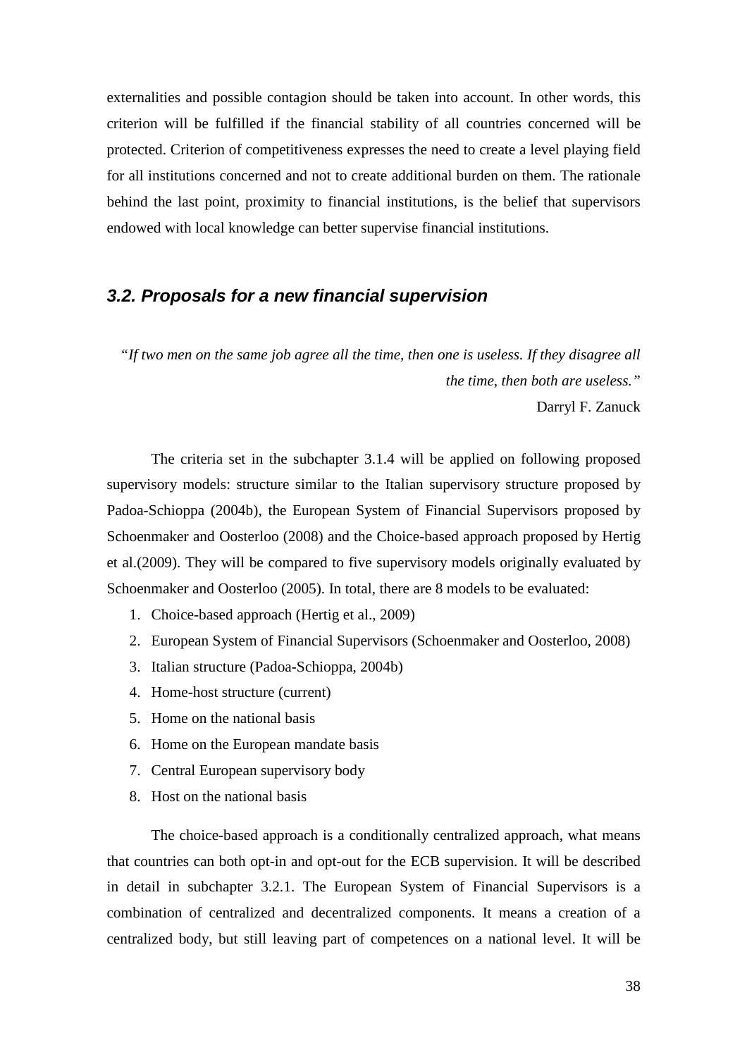externalities and possible contagion should be taken into account. In other words, this criterion will be fulfilled if the financial stability of all countries concerned will be protected. Criterion of competitiveness expresses the need to create a level playing field for all institutions concerned and not to create additional burden on them. The rationale behind the last point, proximity to financial institutions, is the belief that supervisors endowed with local knowledge can better supervise financial institutions.

### 3.2. Proposals for a new financial supervision

*"If two men on the same job agree all the time, then one is useless. If they disagree all the time, then both are useless."*

Darryl F. Zanuck

The criteria set in the subchapter 3.1.4 will be applied on following proposed supervisory models: structure similar to the Italian supervisory structure proposed by Padoa-Schioppa (2004b), the European System of Financial Supervisors proposed by Schoenmaker and Oosterloo (2008) and the Choice-based approach proposed by Hertig et al.(2009). They will be compared to five supervisory models originally evaluated by Schoenmaker and Oosterloo (2005). In total, there are 8 models to be evaluated:

1. Choice-based approach (Hertig et al., 2009)
2. European System of Financial Supervisors (Schoenmaker and Oosterloo, 2008)
3. Italian structure (Padoa-Schioppa, 2004b)
4. Home-host structure (current)
5. Home on the national basis
6. Home on the European mandate basis
7. Central European supervisory body
8. Host on the national basis

The choice-based approach is a conditionally centralized approach, what means that countries can both opt-in and opt-out for the ECB supervision. It will be described in detail in subchapter 3.2.1. The European System of Financial Supervisors is a combination of centralized and decentralized components. It means a creation of a centralized body, but still leaving part of competences on a national level. It will be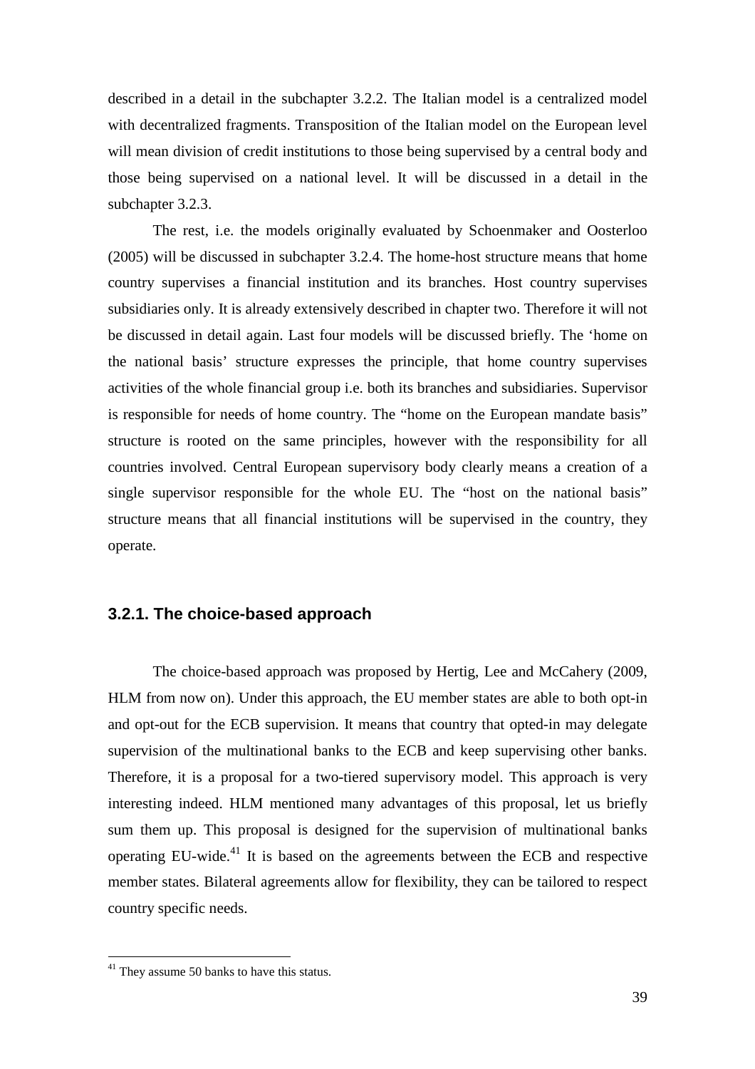described in a detail in the subchapter 3.2.2. The Italian model is a centralized model with decentralized fragments. Transposition of the Italian model on the European level will mean division of credit institutions to those being supervised by a central body and those being supervised on a national level. It will be discussed in a detail in the subchapter 3.2.3.

The rest, i.e. the models originally evaluated by Schoenmaker and Oosterloo (2005) will be discussed in subchapter 3.2.4. The home-host structure means that home country supervises a financial institution and its branches. Host country supervises subsidiaries only. It is already extensively described in chapter two. Therefore it will not be discussed in detail again. Last four models will be discussed briefly. The 'home on the national basis' structure expresses the principle, that home country supervises activities of the whole financial group i.e. both its branches and subsidiaries. Supervisor is responsible for needs of home country. The "home on the European mandate basis" structure is rooted on the same principles, however with the responsibility for all countries involved. Central European supervisory body clearly means a creation of a single supervisor responsible for the whole EU. The "host on the national basis" structure means that all financial institutions will be supervised in the country, they operate.

### 3.2.1. The choice-based approach

The choice-based approach was proposed by Hertig, Lee and McCahery (2009, HLM from now on). Under this approach, the EU member states are able to both opt-in and opt-out for the ECB supervision. It means that country that opted-in may delegate supervision of the multinational banks to the ECB and keep supervising other banks. Therefore, it is a proposal for a two-tiered supervisory model. This approach is very interesting indeed. HLM mentioned many advantages of this proposal, let us briefly sum them up. This proposal is designed for the supervision of multinational banks operating EU-wide.[41] It is based on the agreements between the ECB and respective member states. Bilateral agreements allow for flexibility, they can be tailored to respect country specific needs.

[41] They assume 50 banks to have this status.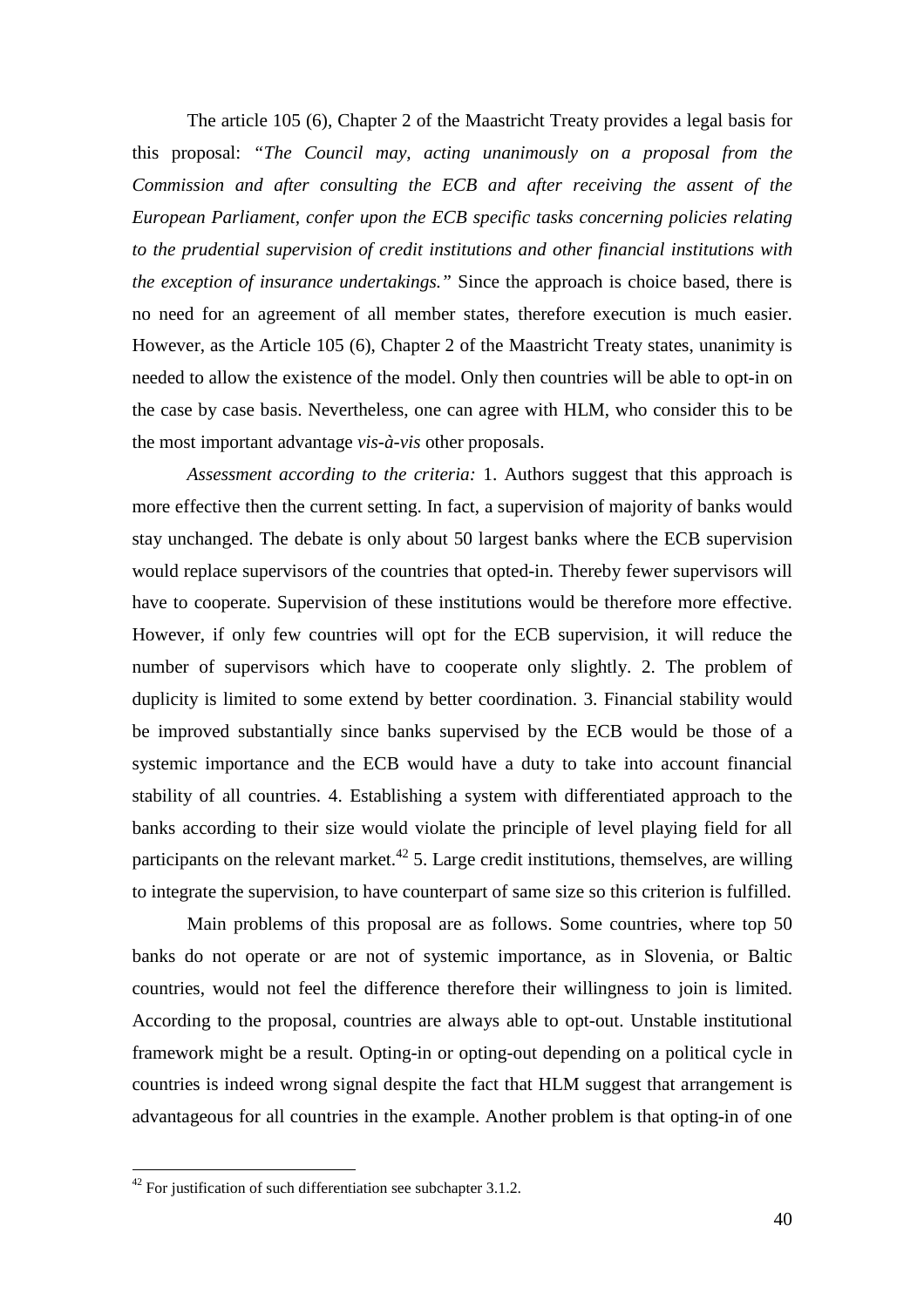The article 105 (6), Chapter 2 of the Maastricht Treaty provides a legal basis for this proposal: *"The Council may, acting unanimously on a proposal from the Commission and after consulting the ECB and after receiving the assent of the European Parliament, confer upon the ECB specific tasks concerning policies relating to the prudential supervision of credit institutions and other financial institutions with the exception of insurance undertakings."* Since the approach is choice based, there is no need for an agreement of all member states, therefore execution is much easier. However, as the Article 105 (6), Chapter 2 of the Maastricht Treaty states, unanimity is needed to allow the existence of the model. Only then countries will be able to opt-in on the case by case basis. Nevertheless, one can agree with HLM, who consider this to be the most important advantage *vis-à-vis* other proposals.

*Assessment according to the criteria:* 1. Authors suggest that this approach is more effective then the current setting. In fact, a supervision of majority of banks would stay unchanged. The debate is only about 50 largest banks where the ECB supervision would replace supervisors of the countries that opted-in. Thereby fewer supervisors will have to cooperate. Supervision of these institutions would be therefore more effective. However, if only few countries will opt for the ECB supervision, it will reduce the number of supervisors which have to cooperate only slightly. 2. The problem of duplicity is limited to some extend by better coordination. 3. Financial stability would be improved substantially since banks supervised by the ECB would be those of a systemic importance and the ECB would have a duty to take into account financial stability of all countries. 4. Establishing a system with differentiated approach to the banks according to their size would violate the principle of level playing field for all participants on the relevant market.[42] 5. Large credit institutions, themselves, are willing to integrate the supervision, to have counterpart of same size so this criterion is fulfilled.

Main problems of this proposal are as follows. Some countries, where top 50 banks do not operate or are not of systemic importance, as in Slovenia, or Baltic countries, would not feel the difference therefore their willingness to join is limited. According to the proposal, countries are always able to opt-out. Unstable institutional framework might be a result. Opting-in or opting-out depending on a political cycle in countries is indeed wrong signal despite the fact that HLM suggest that arrangement is advantageous for all countries in the example. Another problem is that opting-in of one

[42] For justification of such differentiation see subchapter 3.1.2.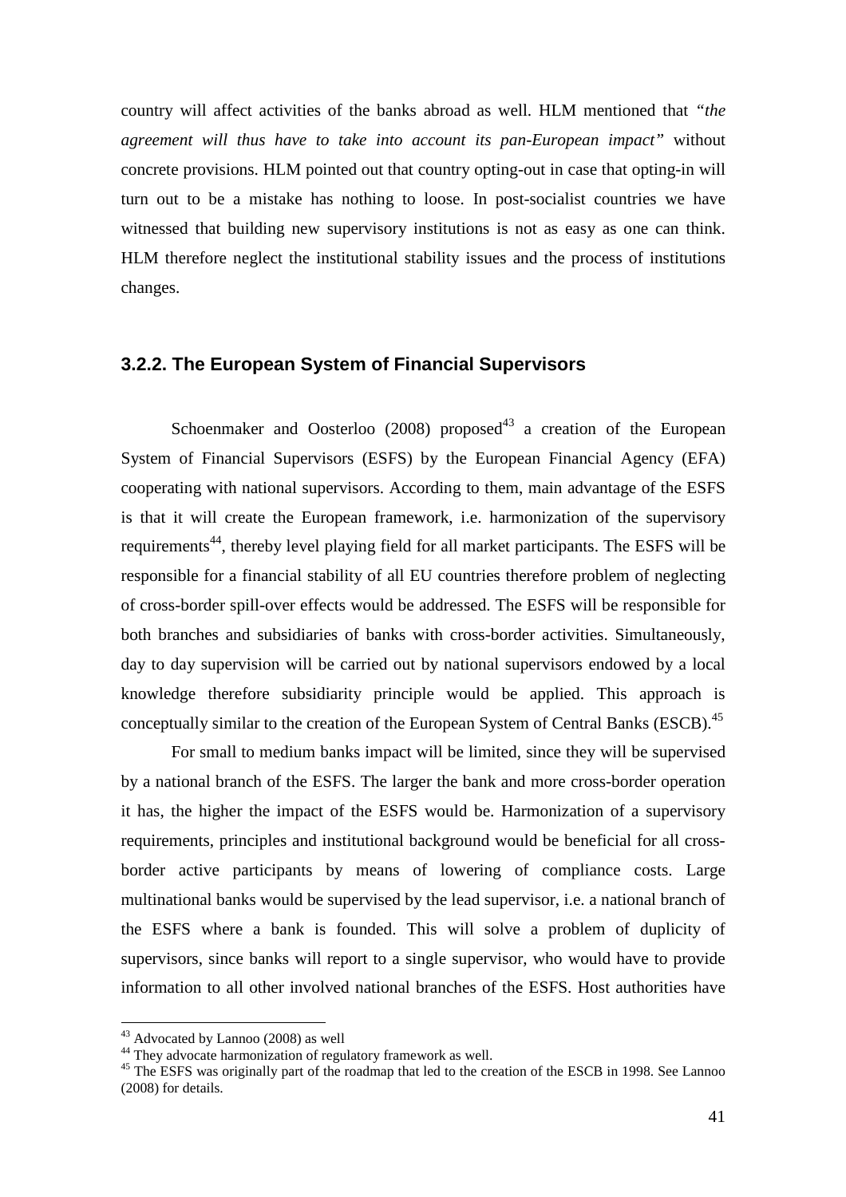country will affect activities of the banks abroad as well. HLM mentioned that *"the agreement will thus have to take into account its pan-European impact"* without concrete provisions. HLM pointed out that country opting-out in case that opting-in will turn out to be a mistake has nothing to loose. In post-socialist countries we have witnessed that building new supervisory institutions is not as easy as one can think. HLM therefore neglect the institutional stability issues and the process of institutions changes.

### 3.2.2. The European System of Financial Supervisors

Schoenmaker and Oosterloo (2008) proposed[43] a creation of the European System of Financial Supervisors (ESFS) by the European Financial Agency (EFA) cooperating with national supervisors. According to them, main advantage of the ESFS is that it will create the European framework, i.e. harmonization of the supervisory requirements[44], thereby level playing field for all market participants. The ESFS will be responsible for a financial stability of all EU countries therefore problem of neglecting of cross-border spill-over effects would be addressed. The ESFS will be responsible for both branches and subsidiaries of banks with cross-border activities. Simultaneously, day to day supervision will be carried out by national supervisors endowed by a local knowledge therefore subsidiarity principle would be applied. This approach is conceptually similar to the creation of the European System of Central Banks (ESCB).[45]

For small to medium banks impact will be limited, since they will be supervised by a national branch of the ESFS. The larger the bank and more cross-border operation it has, the higher the impact of the ESFS would be. Harmonization of a supervisory requirements, principles and institutional background would be beneficial for all cross-border active participants by means of lowering of compliance costs. Large multinational banks would be supervised by the lead supervisor, i.e. a national branch of the ESFS where a bank is founded. This will solve a problem of duplicity of supervisors, since banks will report to a single supervisor, who would have to provide information to all other involved national branches of the ESFS. Host authorities have

---

[43] Advocated by Lannoo (2008) as well

[44] They advocate harmonization of regulatory framework as well.

[45] The ESFS was originally part of the roadmap that led to the creation of the ESCB in 1998. See Lannoo (2008) for details.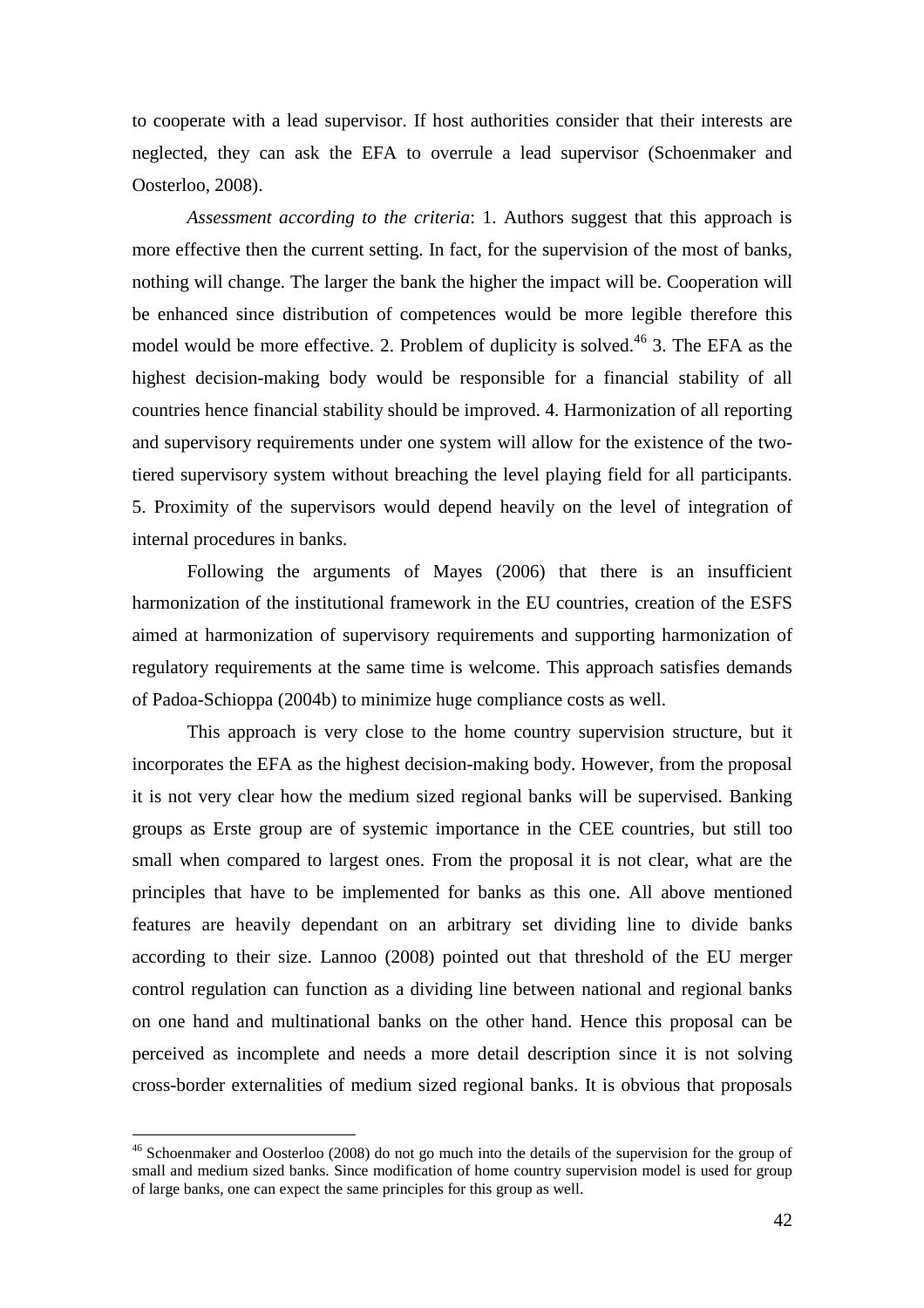to cooperate with a lead supervisor. If host authorities consider that their interests are neglected, they can ask the EFA to overrule a lead supervisor (Schoenmaker and Oosterloo, 2008).

*Assessment according to the criteria*: 1. Authors suggest that this approach is more effective then the current setting. In fact, for the supervision of the most of banks, nothing will change. The larger the bank the higher the impact will be. Cooperation will be enhanced since distribution of competences would be more legible therefore this model would be more effective. 2. Problem of duplicity is solved.[46] 3. The EFA as the highest decision-making body would be responsible for a financial stability of all countries hence financial stability should be improved. 4. Harmonization of all reporting and supervisory requirements under one system will allow for the existence of the two-tiered supervisory system without breaching the level playing field for all participants. 5. Proximity of the supervisors would depend heavily on the level of integration of internal procedures in banks.

Following the arguments of Mayes (2006) that there is an insufficient harmonization of the institutional framework in the EU countries, creation of the ESFS aimed at harmonization of supervisory requirements and supporting harmonization of regulatory requirements at the same time is welcome. This approach satisfies demands of Padoa-Schioppa (2004b) to minimize huge compliance costs as well.

This approach is very close to the home country supervision structure, but it incorporates the EFA as the highest decision-making body. However, from the proposal it is not very clear how the medium sized regional banks will be supervised. Banking groups as Erste group are of systemic importance in the CEE countries, but still too small when compared to largest ones. From the proposal it is not clear, what are the principles that have to be implemented for banks as this one. All above mentioned features are heavily dependant on an arbitrary set dividing line to divide banks according to their size. Lannoo (2008) pointed out that threshold of the EU merger control regulation can function as a dividing line between national and regional banks on one hand and multinational banks on the other hand. Hence this proposal can be perceived as incomplete and needs a more detail description since it is not solving cross-border externalities of medium sized regional banks. It is obvious that proposals

[46] Schoenmaker and Oosterloo (2008) do not go much into the details of the supervision for the group of small and medium sized banks. Since modification of home country supervision model is used for group of large banks, one can expect the same principles for this group as well.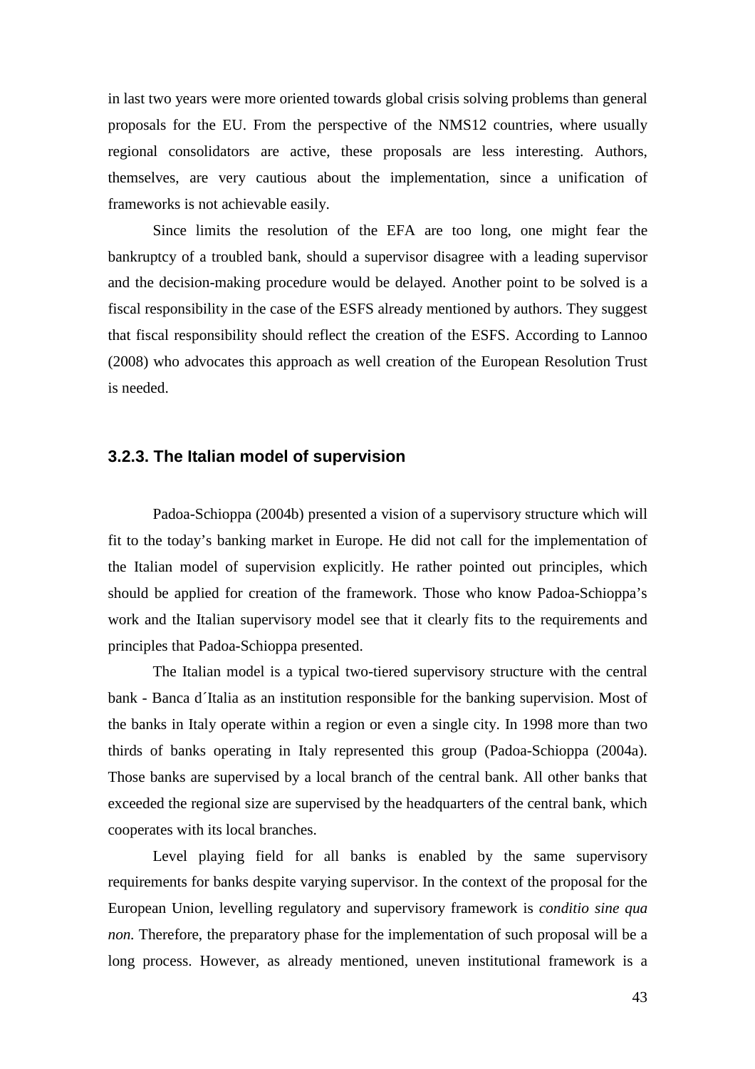in last two years were more oriented towards global crisis solving problems than general proposals for the EU. From the perspective of the NMS12 countries, where usually regional consolidators are active, these proposals are less interesting. Authors, themselves, are very cautious about the implementation, since a unification of frameworks is not achievable easily.

Since limits the resolution of the EFA are too long, one might fear the bankruptcy of a troubled bank, should a supervisor disagree with a leading supervisor and the decision-making procedure would be delayed. Another point to be solved is a fiscal responsibility in the case of the ESFS already mentioned by authors. They suggest that fiscal responsibility should reflect the creation of the ESFS. According to Lannoo (2008) who advocates this approach as well creation of the European Resolution Trust is needed.

### 3.2.3. The Italian model of supervision

Padoa-Schioppa (2004b) presented a vision of a supervisory structure which will fit to the today's banking market in Europe. He did not call for the implementation of the Italian model of supervision explicitly. He rather pointed out principles, which should be applied for creation of the framework. Those who know Padoa-Schioppa's work and the Italian supervisory model see that it clearly fits to the requirements and principles that Padoa-Schioppa presented.

The Italian model is a typical two-tiered supervisory structure with the central bank - Banca d´Italia as an institution responsible for the banking supervision. Most of the banks in Italy operate within a region or even a single city. In 1998 more than two thirds of banks operating in Italy represented this group (Padoa-Schioppa (2004a). Those banks are supervised by a local branch of the central bank. All other banks that exceeded the regional size are supervised by the headquarters of the central bank, which cooperates with its local branches.

Level playing field for all banks is enabled by the same supervisory requirements for banks despite varying supervisor. In the context of the proposal for the European Union, levelling regulatory and supervisory framework is *conditio sine qua non.* Therefore, the preparatory phase for the implementation of such proposal will be a long process. However, as already mentioned, uneven institutional framework is a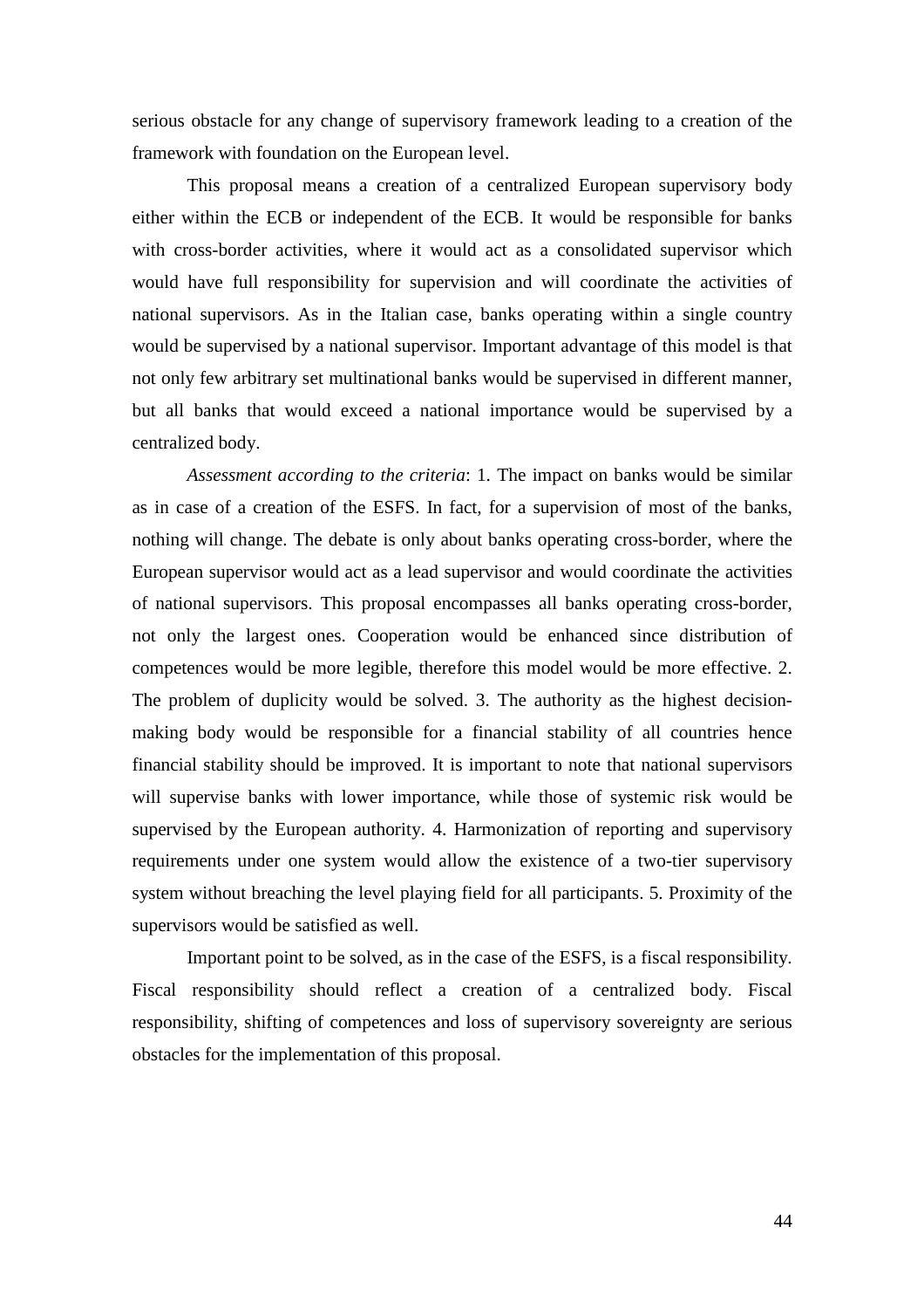serious obstacle for any change of supervisory framework leading to a creation of the framework with foundation on the European level.

This proposal means a creation of a centralized European supervisory body either within the ECB or independent of the ECB. It would be responsible for banks with cross-border activities, where it would act as a consolidated supervisor which would have full responsibility for supervision and will coordinate the activities of national supervisors. As in the Italian case, banks operating within a single country would be supervised by a national supervisor. Important advantage of this model is that not only few arbitrary set multinational banks would be supervised in different manner, but all banks that would exceed a national importance would be supervised by a centralized body.

*Assessment according to the criteria*: 1. The impact on banks would be similar as in case of a creation of the ESFS. In fact, for a supervision of most of the banks, nothing will change. The debate is only about banks operating cross-border, where the European supervisor would act as a lead supervisor and would coordinate the activities of national supervisors. This proposal encompasses all banks operating cross-border, not only the largest ones. Cooperation would be enhanced since distribution of competences would be more legible, therefore this model would be more effective. 2. The problem of duplicity would be solved. 3. The authority as the highest decision-making body would be responsible for a financial stability of all countries hence financial stability should be improved. It is important to note that national supervisors will supervise banks with lower importance, while those of systemic risk would be supervised by the European authority. 4. Harmonization of reporting and supervisory requirements under one system would allow the existence of a two-tier supervisory system without breaching the level playing field for all participants. 5. Proximity of the supervisors would be satisfied as well.

Important point to be solved, as in the case of the ESFS, is a fiscal responsibility. Fiscal responsibility should reflect a creation of a centralized body. Fiscal responsibility, shifting of competences and loss of supervisory sovereignty are serious obstacles for the implementation of this proposal.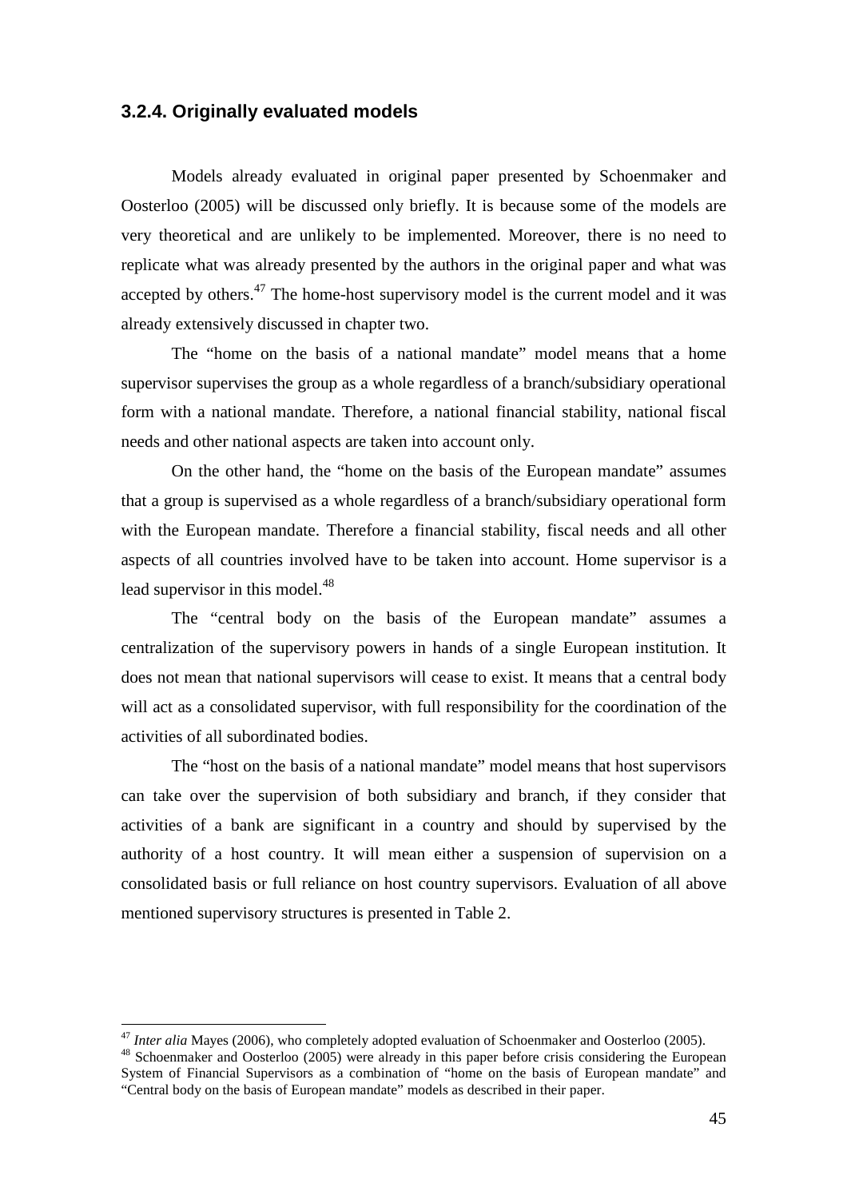### 3.2.4. Originally evaluated models

Models already evaluated in original paper presented by Schoenmaker and Oosterloo (2005) will be discussed only briefly. It is because some of the models are very theoretical and are unlikely to be implemented. Moreover, there is no need to replicate what was already presented by the authors in the original paper and what was accepted by others.[47] The home-host supervisory model is the current model and it was already extensively discussed in chapter two.

The "home on the basis of a national mandate" model means that a home supervisor supervises the group as a whole regardless of a branch/subsidiary operational form with a national mandate. Therefore, a national financial stability, national fiscal needs and other national aspects are taken into account only.

On the other hand, the "home on the basis of the European mandate" assumes that a group is supervised as a whole regardless of a branch/subsidiary operational form with the European mandate. Therefore a financial stability, fiscal needs and all other aspects of all countries involved have to be taken into account. Home supervisor is a lead supervisor in this model.[48]

The "central body on the basis of the European mandate" assumes a centralization of the supervisory powers in hands of a single European institution. It does not mean that national supervisors will cease to exist. It means that a central body will act as a consolidated supervisor, with full responsibility for the coordination of the activities of all subordinated bodies.

The "host on the basis of a national mandate" model means that host supervisors can take over the supervision of both subsidiary and branch, if they consider that activities of a bank are significant in a country and should by supervised by the authority of a host country. It will mean either a suspension of supervision on a consolidated basis or full reliance on host country supervisors. Evaluation of all above mentioned supervisory structures is presented in Table 2.

---

[47] *Inter alia* Mayes (2006), who completely adopted evaluation of Schoenmaker and Oosterloo (2005).

[48] Schoenmaker and Oosterloo (2005) were already in this paper before crisis considering the European System of Financial Supervisors as a combination of "home on the basis of European mandate" and "Central body on the basis of European mandate" models as described in their paper.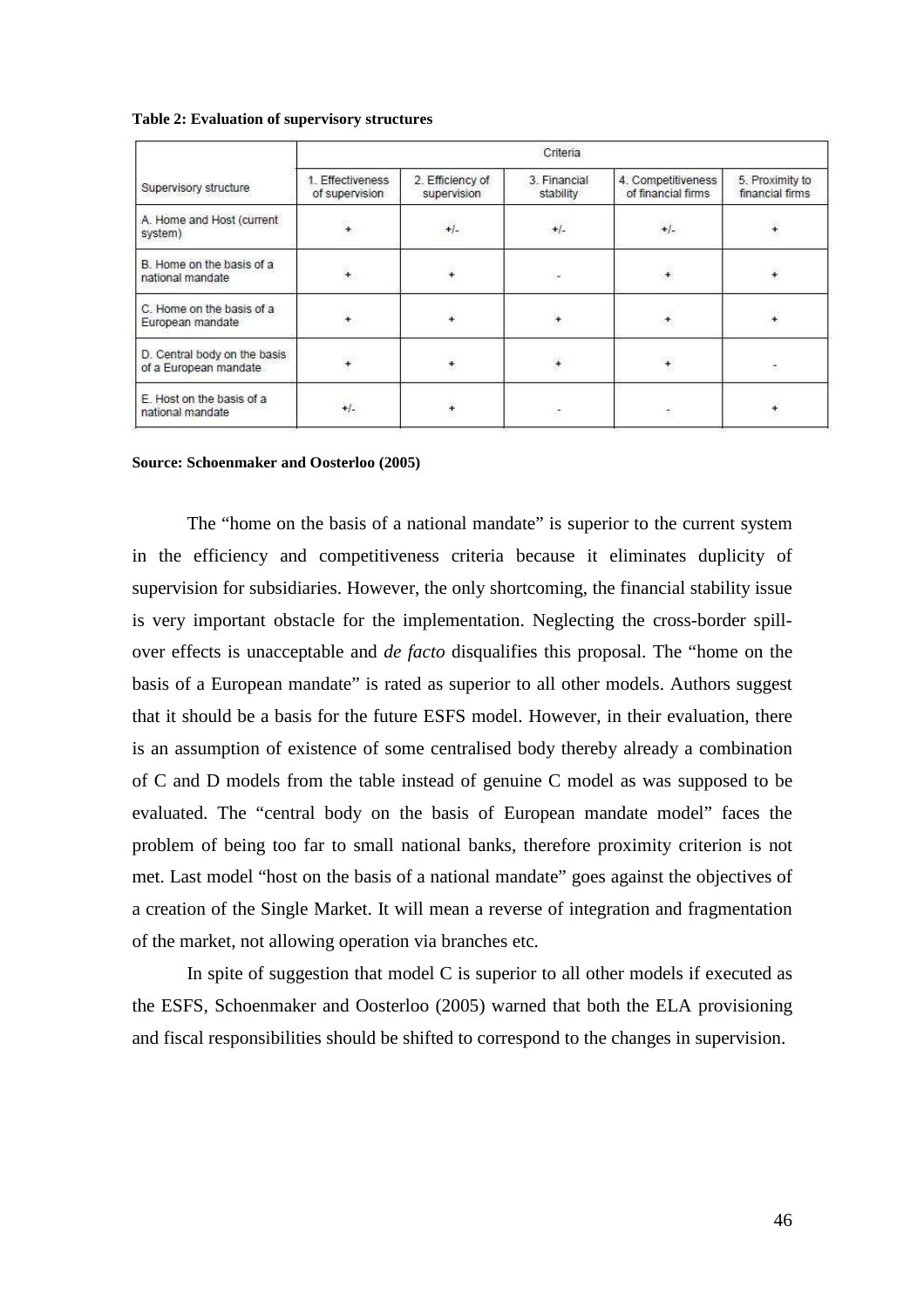**Table 2: Evaluation of supervisory structures**

| Supervisory structure | Criteria | | | | |
|---|---|---|---|---|---|
| | 1. Effectiveness of supervision | 2. Efficiency of supervision | 3. Financial stability | 4. Competitiveness of financial firms | 5. Proximity to financial firms |
| A. Home and Host (current system) | + | +/- | +/- | +/- | + |
| B. Home on the basis of a national mandate | + | + | - | + | + |
| C. Home on the basis of a European mandate | + | + | + | + | + |
| D. Central body on the basis of a European mandate | + | + | + | + | - |
| E. Host on the basis of a national mandate | +/- | + | - | - | + |

**Source: Schoenmaker and Oosterloo (2005)**

The "home on the basis of a national mandate" is superior to the current system in the efficiency and competitiveness criteria because it eliminates duplicity of supervision for subsidiaries. However, the only shortcoming, the financial stability issue is very important obstacle for the implementation. Neglecting the cross-border spill-over effects is unacceptable and *de facto* disqualifies this proposal. The "home on the basis of a European mandate" is rated as superior to all other models. Authors suggest that it should be a basis for the future ESFS model. However, in their evaluation, there is an assumption of existence of some centralised body thereby already a combination of C and D models from the table instead of genuine C model as was supposed to be evaluated. The "central body on the basis of European mandate model" faces the problem of being too far to small national banks, therefore proximity criterion is not met. Last model "host on the basis of a national mandate" goes against the objectives of a creation of the Single Market. It will mean a reverse of integration and fragmentation of the market, not allowing operation via branches etc.

In spite of suggestion that model C is superior to all other models if executed as the ESFS, Schoenmaker and Oosterloo (2005) warned that both the ELA provisioning and fiscal responsibilities should be shifted to correspond to the changes in supervision.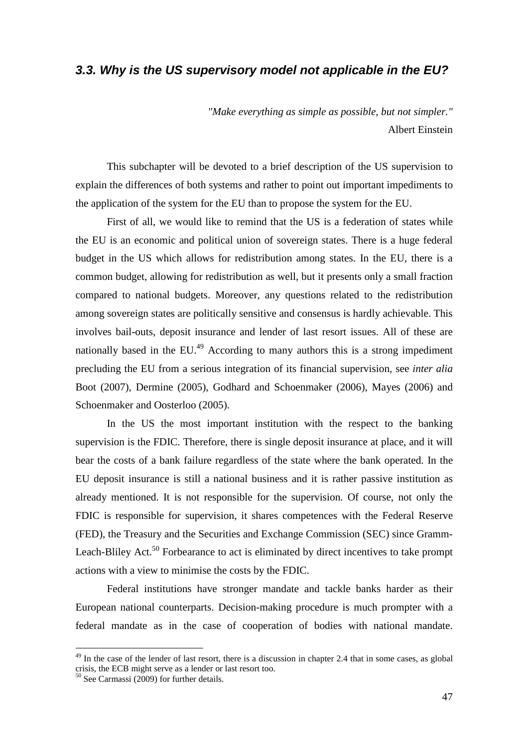### *3.3. Why is the US supervisory model not applicable in the EU?*

*"Make everything as simple as possible, but not simpler."*
Albert Einstein

This subchapter will be devoted to a brief description of the US supervision to explain the differences of both systems and rather to point out important impediments to the application of the system for the EU than to propose the system for the EU.

First of all, we would like to remind that the US is a federation of states while the EU is an economic and political union of sovereign states. There is a huge federal budget in the US which allows for redistribution among states. In the EU, there is a common budget, allowing for redistribution as well, but it presents only a small fraction compared to national budgets. Moreover, any questions related to the redistribution among sovereign states are politically sensitive and consensus is hardly achievable. This involves bail-outs, deposit insurance and lender of last resort issues. All of these are nationally based in the EU.[49] According to many authors this is a strong impediment precluding the EU from a serious integration of its financial supervision, see *inter alia* Boot (2007), Dermine (2005), Godhard and Schoenmaker (2006), Mayes (2006) and Schoenmaker and Oosterloo (2005).

In the US the most important institution with the respect to the banking supervision is the FDIC. Therefore, there is single deposit insurance at place, and it will bear the costs of a bank failure regardless of the state where the bank operated. In the EU deposit insurance is still a national business and it is rather passive institution as already mentioned. It is not responsible for the supervision. Of course, not only the FDIC is responsible for supervision, it shares competences with the Federal Reserve (FED), the Treasury and the Securities and Exchange Commission (SEC) since Gramm-Leach-Bliley Act.[50] Forbearance to act is eliminated by direct incentives to take prompt actions with a view to minimise the costs by the FDIC.

Federal institutions have stronger mandate and tackle banks harder as their European national counterparts. Decision-making procedure is much prompter with a federal mandate as in the case of cooperation of bodies with national mandate.

---

[49] In the case of the lender of last resort, there is a discussion in chapter 2.4 that in some cases, as global crisis, the ECB might serve as a lender or last resort too.

[50] See Carmassi (2009) for further details.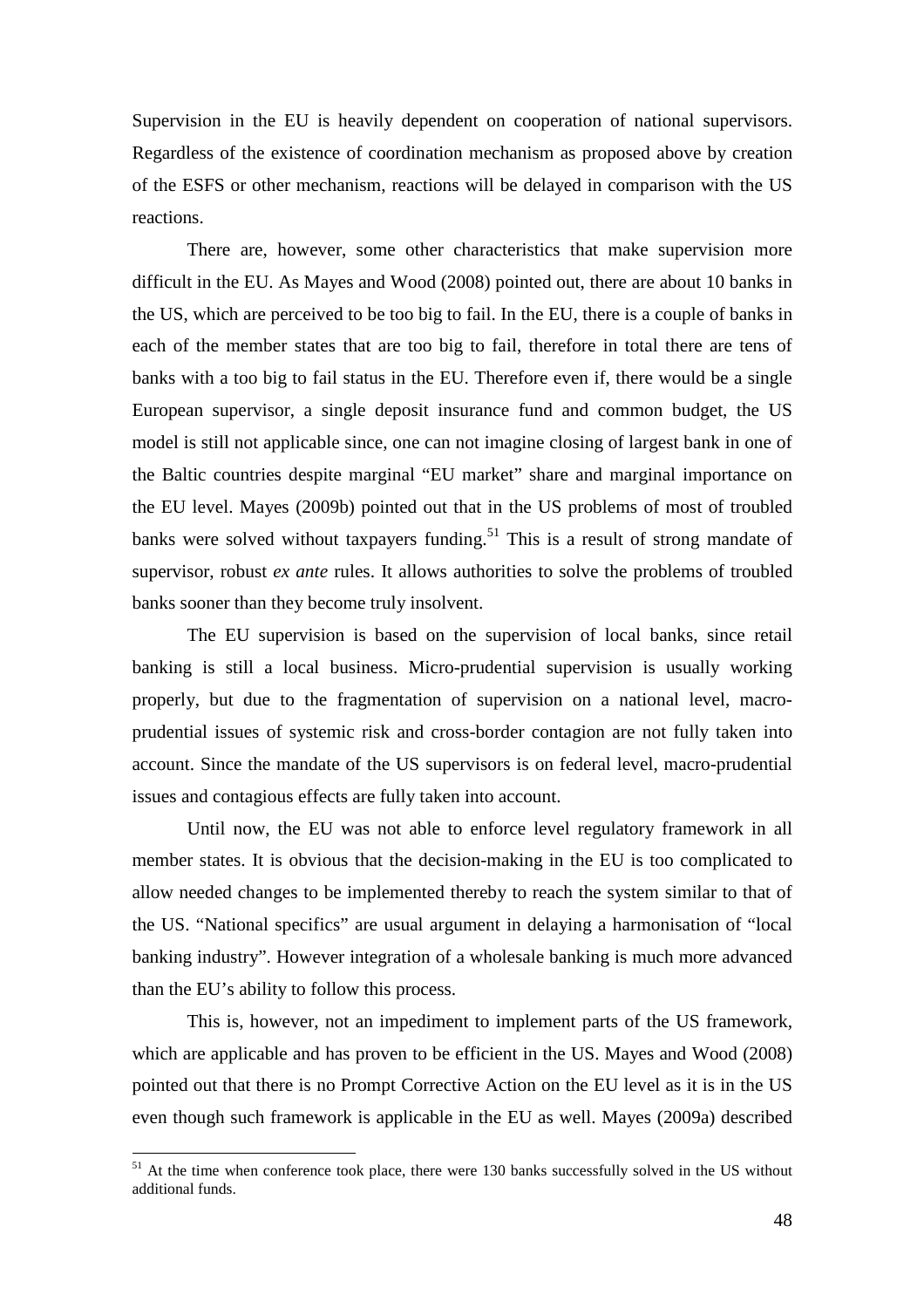Supervision in the EU is heavily dependent on cooperation of national supervisors. Regardless of the existence of coordination mechanism as proposed above by creation of the ESFS or other mechanism, reactions will be delayed in comparison with the US reactions.

There are, however, some other characteristics that make supervision more difficult in the EU. As Mayes and Wood (2008) pointed out, there are about 10 banks in the US, which are perceived to be too big to fail. In the EU, there is a couple of banks in each of the member states that are too big to fail, therefore in total there are tens of banks with a too big to fail status in the EU. Therefore even if, there would be a single European supervisor, a single deposit insurance fund and common budget, the US model is still not applicable since, one can not imagine closing of largest bank in one of the Baltic countries despite marginal "EU market" share and marginal importance on the EU level. Mayes (2009b) pointed out that in the US problems of most of troubled banks were solved without taxpayers funding.[51] This is a result of strong mandate of supervisor, robust *ex ante* rules. It allows authorities to solve the problems of troubled banks sooner than they become truly insolvent.

The EU supervision is based on the supervision of local banks, since retail banking is still a local business. Micro-prudential supervision is usually working properly, but due to the fragmentation of supervision on a national level, macro-prudential issues of systemic risk and cross-border contagion are not fully taken into account. Since the mandate of the US supervisors is on federal level, macro-prudential issues and contagious effects are fully taken into account.

Until now, the EU was not able to enforce level regulatory framework in all member states. It is obvious that the decision-making in the EU is too complicated to allow needed changes to be implemented thereby to reach the system similar to that of the US. "National specifics" are usual argument in delaying a harmonisation of "local banking industry". However integration of a wholesale banking is much more advanced than the EU's ability to follow this process.

This is, however, not an impediment to implement parts of the US framework, which are applicable and has proven to be efficient in the US. Mayes and Wood (2008) pointed out that there is no Prompt Corrective Action on the EU level as it is in the US even though such framework is applicable in the EU as well. Mayes (2009a) described

---

[51] At the time when conference took place, there were 130 banks successfully solved in the US without additional funds.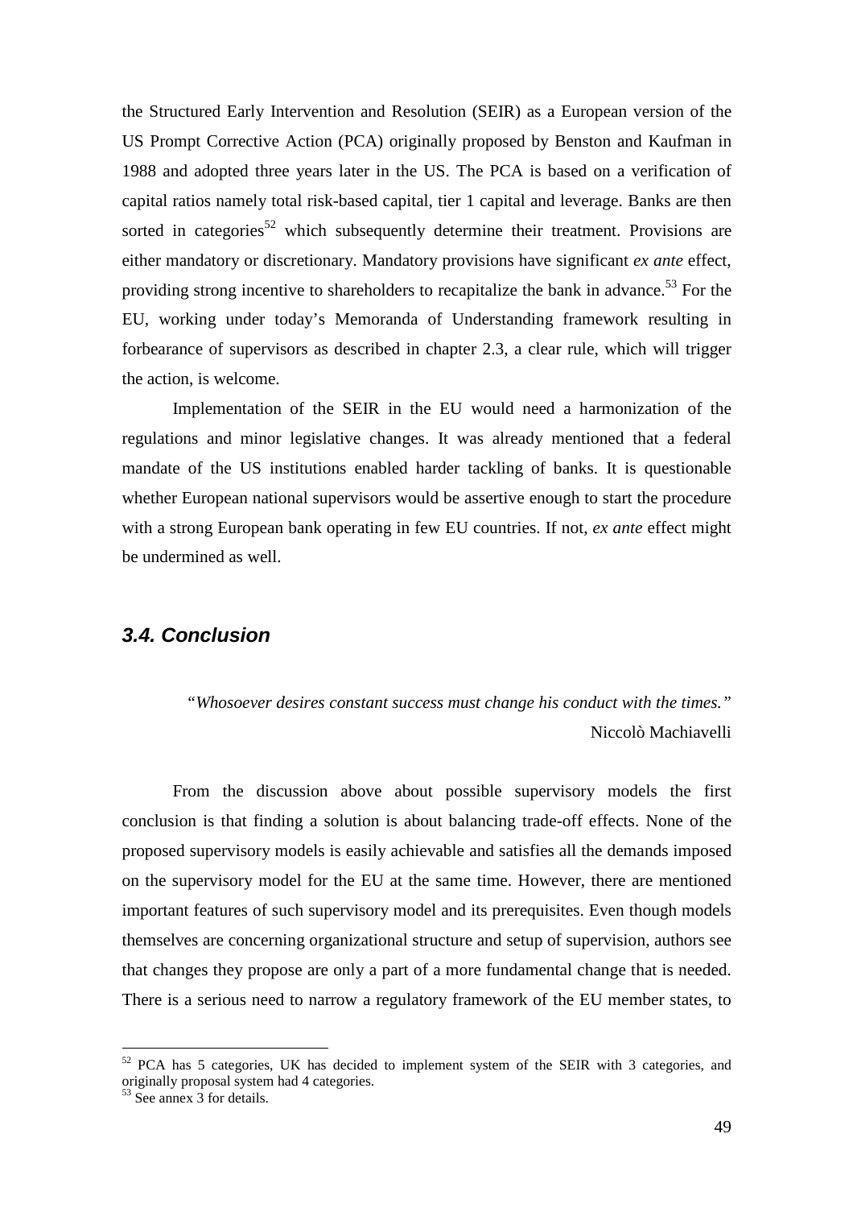the Structured Early Intervention and Resolution (SEIR) as a European version of the US Prompt Corrective Action (PCA) originally proposed by Benston and Kaufman in 1988 and adopted three years later in the US. The PCA is based on a verification of capital ratios namely total risk-based capital, tier 1 capital and leverage. Banks are then sorted in categories[52] which subsequently determine their treatment. Provisions are either mandatory or discretionary. Mandatory provisions have significant *ex ante* effect, providing strong incentive to shareholders to recapitalize the bank in advance.[53] For the EU, working under today's Memoranda of Understanding framework resulting in forbearance of supervisors as described in chapter 2.3, a clear rule, which will trigger the action, is welcome.

Implementation of the SEIR in the EU would need a harmonization of the regulations and minor legislative changes. It was already mentioned that a federal mandate of the US institutions enabled harder tackling of banks. It is questionable whether European national supervisors would be assertive enough to start the procedure with a strong European bank operating in few EU countries. If not, *ex ante* effect might be undermined as well.

### *3.4. Conclusion*

> *"Whosoever desires constant success must change his conduct with the times."*
> Niccolò Machiavelli

From the discussion above about possible supervisory models the first conclusion is that finding a solution is about balancing trade-off effects. None of the proposed supervisory models is easily achievable and satisfies all the demands imposed on the supervisory model for the EU at the same time. However, there are mentioned important features of such supervisory model and its prerequisites. Even though models themselves are concerning organizational structure and setup of supervision, authors see that changes they propose are only a part of a more fundamental change that is needed. There is a serious need to narrow a regulatory framework of the EU member states, to

---

[52] PCA has 5 categories, UK has decided to implement system of the SEIR with 3 categories, and originally proposal system had 4 categories.

[53] See annex 3 for details.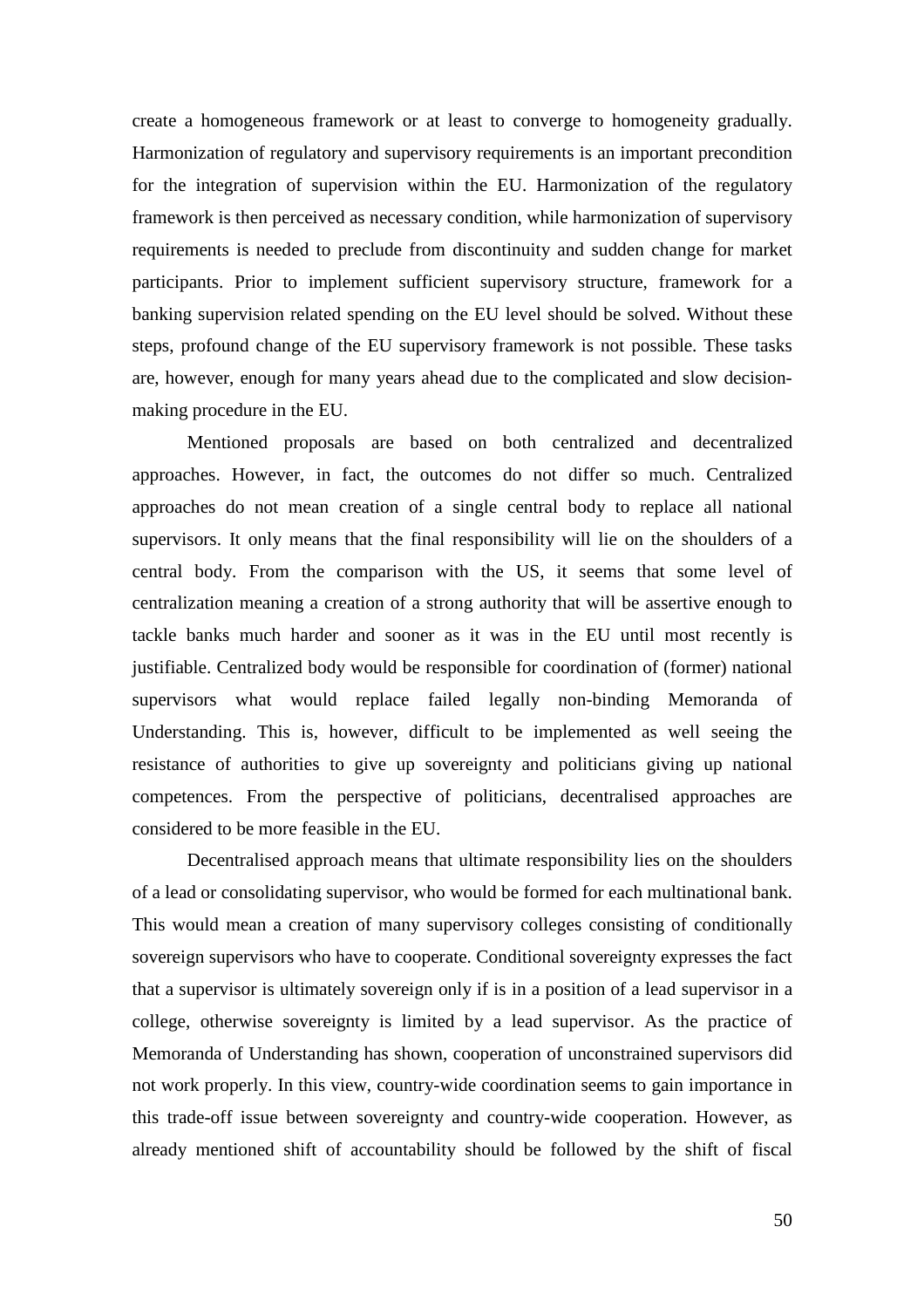create a homogeneous framework or at least to converge to homogeneity gradually. Harmonization of regulatory and supervisory requirements is an important precondition for the integration of supervision within the EU. Harmonization of the regulatory framework is then perceived as necessary condition, while harmonization of supervisory requirements is needed to preclude from discontinuity and sudden change for market participants. Prior to implement sufficient supervisory structure, framework for a banking supervision related spending on the EU level should be solved. Without these steps, profound change of the EU supervisory framework is not possible. These tasks are, however, enough for many years ahead due to the complicated and slow decision-making procedure in the EU.

Mentioned proposals are based on both centralized and decentralized approaches. However, in fact, the outcomes do not differ so much. Centralized approaches do not mean creation of a single central body to replace all national supervisors. It only means that the final responsibility will lie on the shoulders of a central body. From the comparison with the US, it seems that some level of centralization meaning a creation of a strong authority that will be assertive enough to tackle banks much harder and sooner as it was in the EU until most recently is justifiable. Centralized body would be responsible for coordination of (former) national supervisors what would replace failed legally non-binding Memoranda of Understanding. This is, however, difficult to be implemented as well seeing the resistance of authorities to give up sovereignty and politicians giving up national competences. From the perspective of politicians, decentralised approaches are considered to be more feasible in the EU.

Decentralised approach means that ultimate responsibility lies on the shoulders of a lead or consolidating supervisor, who would be formed for each multinational bank. This would mean a creation of many supervisory colleges consisting of conditionally sovereign supervisors who have to cooperate. Conditional sovereignty expresses the fact that a supervisor is ultimately sovereign only if is in a position of a lead supervisor in a college, otherwise sovereignty is limited by a lead supervisor. As the practice of Memoranda of Understanding has shown, cooperation of unconstrained supervisors did not work properly. In this view, country-wide coordination seems to gain importance in this trade-off issue between sovereignty and country-wide cooperation. However, as already mentioned shift of accountability should be followed by the shift of fiscal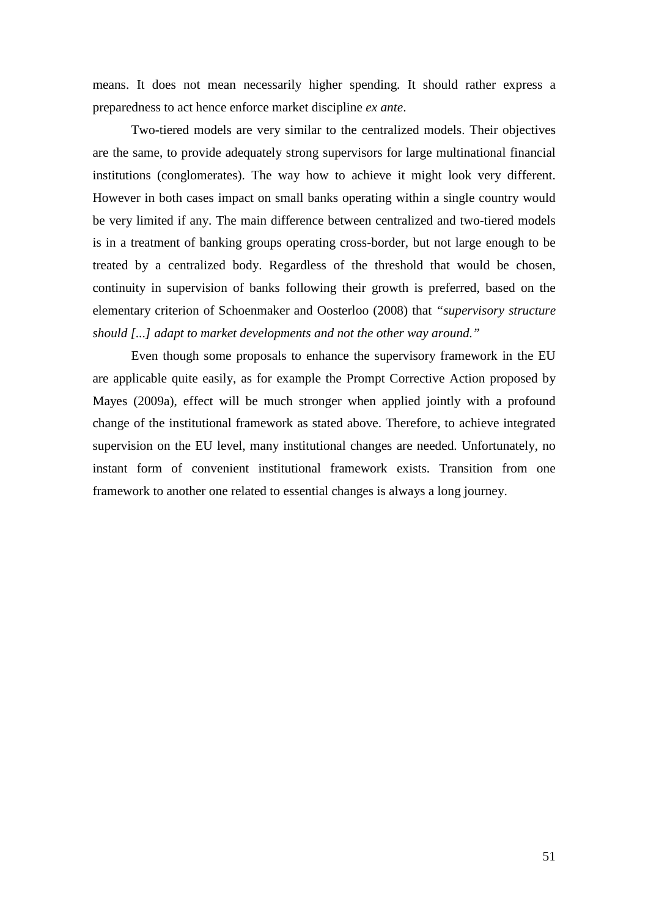means. It does not mean necessarily higher spending. It should rather express a preparedness to act hence enforce market discipline *ex ante*.

Two-tiered models are very similar to the centralized models. Their objectives are the same, to provide adequately strong supervisors for large multinational financial institutions (conglomerates). The way how to achieve it might look very different. However in both cases impact on small banks operating within a single country would be very limited if any. The main difference between centralized and two-tiered models is in a treatment of banking groups operating cross-border, but not large enough to be treated by a centralized body. Regardless of the threshold that would be chosen, continuity in supervision of banks following their growth is preferred, based on the elementary criterion of Schoenmaker and Oosterloo (2008) that *"supervisory structure should [...] adapt to market developments and not the other way around."*

Even though some proposals to enhance the supervisory framework in the EU are applicable quite easily, as for example the Prompt Corrective Action proposed by Mayes (2009a), effect will be much stronger when applied jointly with a profound change of the institutional framework as stated above. Therefore, to achieve integrated supervision on the EU level, many institutional changes are needed. Unfortunately, no instant form of convenient institutional framework exists. Transition from one framework to another one related to essential changes is always a long journey.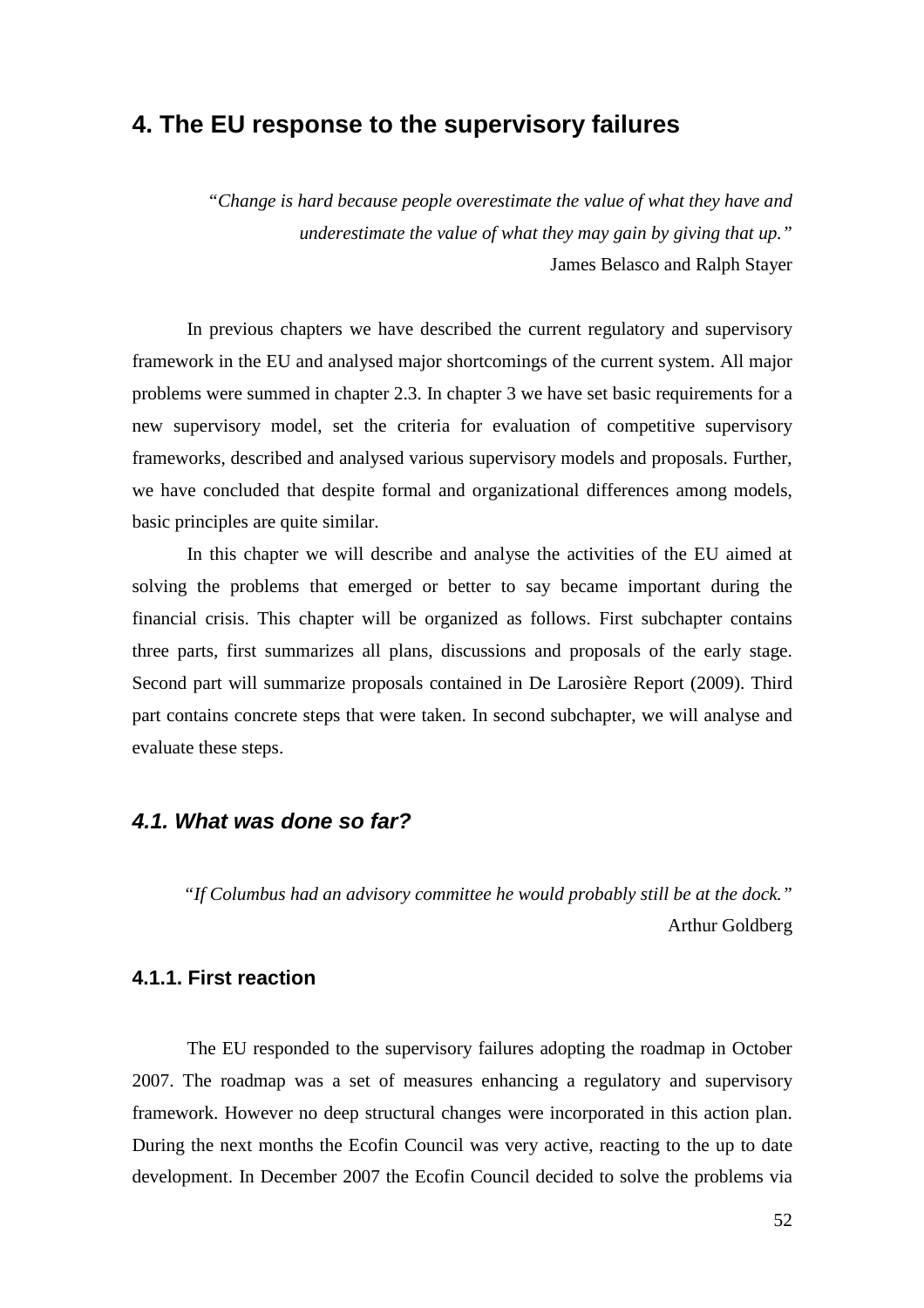# 4. The EU response to the supervisory failures

*"Change is hard because people overestimate the value of what they have and underestimate the value of what they may gain by giving that up."*
James Belasco and Ralph Stayer

In previous chapters we have described the current regulatory and supervisory framework in the EU and analysed major shortcomings of the current system. All major problems were summed in chapter 2.3. In chapter 3 we have set basic requirements for a new supervisory model, set the criteria for evaluation of competitive supervisory frameworks, described and analysed various supervisory models and proposals. Further, we have concluded that despite formal and organizational differences among models, basic principles are quite similar.

In this chapter we will describe and analyse the activities of the EU aimed at solving the problems that emerged or better to say became important during the financial crisis. This chapter will be organized as follows. First subchapter contains three parts, first summarizes all plans, discussions and proposals of the early stage. Second part will summarize proposals contained in De Larosière Report (2009). Third part contains concrete steps that were taken. In second subchapter, we will analyse and evaluate these steps.

## *4.1. What was done so far?*

*"If Columbus had an advisory committee he would probably still be at the dock."*
Arthur Goldberg

### 4.1.1. First reaction

The EU responded to the supervisory failures adopting the roadmap in October 2007. The roadmap was a set of measures enhancing a regulatory and supervisory framework. However no deep structural changes were incorporated in this action plan. During the next months the Ecofin Council was very active, reacting to the up to date development. In December 2007 the Ecofin Council decided to solve the problems via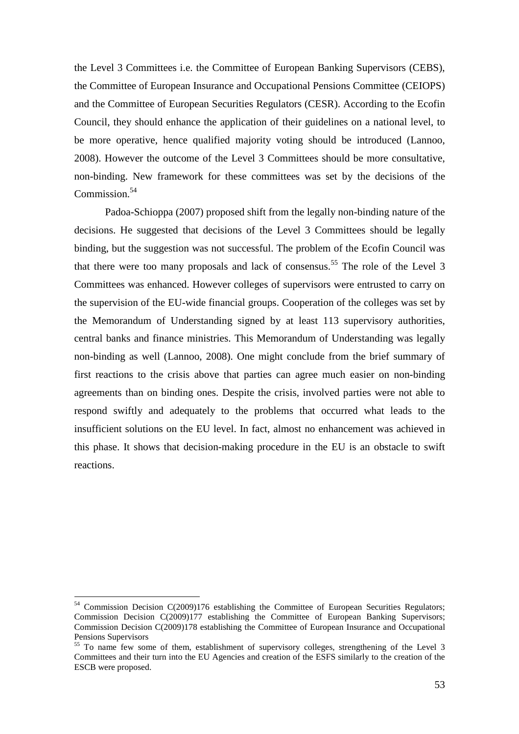the Level 3 Committees i.e. the Committee of European Banking Supervisors (CEBS), the Committee of European Insurance and Occupational Pensions Committee (CEIOPS) and the Committee of European Securities Regulators (CESR). According to the Ecofin Council, they should enhance the application of their guidelines on a national level, to be more operative, hence qualified majority voting should be introduced (Lannoo, 2008). However the outcome of the Level 3 Committees should be more consultative, non-binding. New framework for these committees was set by the decisions of the Commission.[54]

Padoa-Schioppa (2007) proposed shift from the legally non-binding nature of the decisions. He suggested that decisions of the Level 3 Committees should be legally binding, but the suggestion was not successful. The problem of the Ecofin Council was that there were too many proposals and lack of consensus.[55] The role of the Level 3 Committees was enhanced. However colleges of supervisors were entrusted to carry on the supervision of the EU-wide financial groups. Cooperation of the colleges was set by the Memorandum of Understanding signed by at least 113 supervisory authorities, central banks and finance ministries. This Memorandum of Understanding was legally non-binding as well (Lannoo, 2008). One might conclude from the brief summary of first reactions to the crisis above that parties can agree much easier on non-binding agreements than on binding ones. Despite the crisis, involved parties were not able to respond swiftly and adequately to the problems that occurred what leads to the insufficient solutions on the EU level. In fact, almost no enhancement was achieved in this phase. It shows that decision-making procedure in the EU is an obstacle to swift reactions.

---

[54] Commission Decision C(2009)176 establishing the Committee of European Securities Regulators; Commission Decision C(2009)177 establishing the Committee of European Banking Supervisors; Commission Decision C(2009)178 establishing the Committee of European Insurance and Occupational Pensions Supervisors

[55] To name few some of them, establishment of supervisory colleges, strengthening of the Level 3 Committees and their turn into the EU Agencies and creation of the ESFS similarly to the creation of the ESCB were proposed.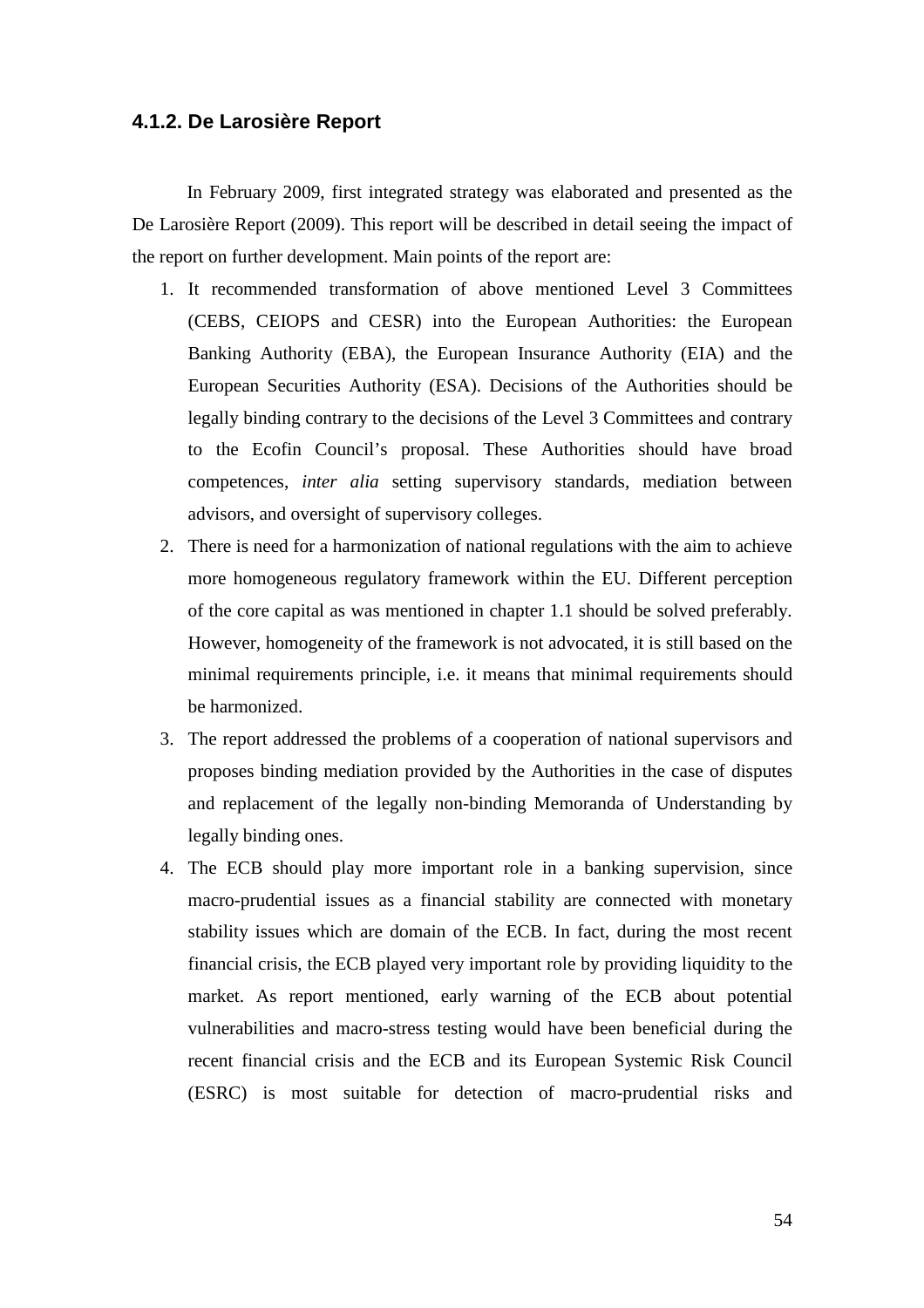### 4.1.2. De Larosière Report

In February 2009, first integrated strategy was elaborated and presented as the De Larosière Report (2009). This report will be described in detail seeing the impact of the report on further development. Main points of the report are:

1. It recommended transformation of above mentioned Level 3 Committees (CEBS, CEIOPS and CESR) into the European Authorities: the European Banking Authority (EBA), the European Insurance Authority (EIA) and the European Securities Authority (ESA). Decisions of the Authorities should be legally binding contrary to the decisions of the Level 3 Committees and contrary to the Ecofin Council's proposal. These Authorities should have broad competences, *inter alia* setting supervisory standards, mediation between advisors, and oversight of supervisory colleges.
2. There is need for a harmonization of national regulations with the aim to achieve more homogeneous regulatory framework within the EU. Different perception of the core capital as was mentioned in chapter 1.1 should be solved preferably. However, homogeneity of the framework is not advocated, it is still based on the minimal requirements principle, i.e. it means that minimal requirements should be harmonized.
3. The report addressed the problems of a cooperation of national supervisors and proposes binding mediation provided by the Authorities in the case of disputes and replacement of the legally non-binding Memoranda of Understanding by legally binding ones.
4. The ECB should play more important role in a banking supervision, since macro-prudential issues as a financial stability are connected with monetary stability issues which are domain of the ECB. In fact, during the most recent financial crisis, the ECB played very important role by providing liquidity to the market. As report mentioned, early warning of the ECB about potential vulnerabilities and macro-stress testing would have been beneficial during the recent financial crisis and the ECB and its European Systemic Risk Council (ESRC) is most suitable for detection of macro-prudential risks and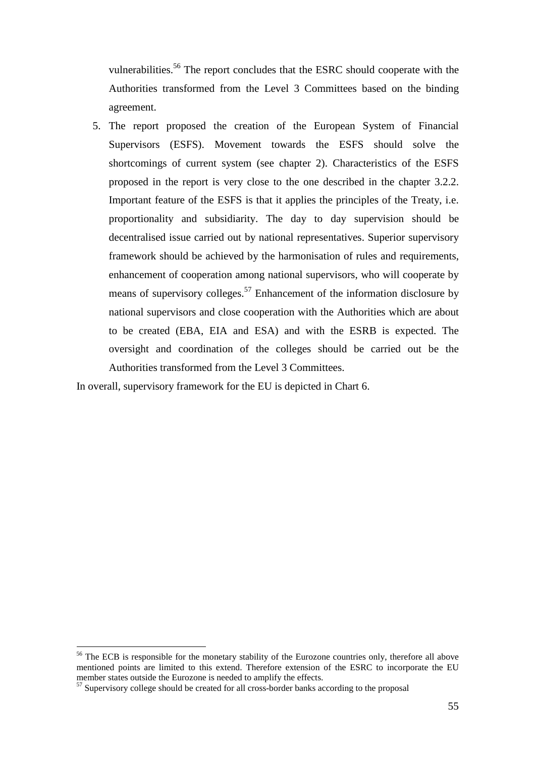vulnerabilities.[56] The report concludes that the ESRC should cooperate with the Authorities transformed from the Level 3 Committees based on the binding agreement.

5. The report proposed the creation of the European System of Financial Supervisors (ESFS). Movement towards the ESFS should solve the shortcomings of current system (see chapter 2). Characteristics of the ESFS proposed in the report is very close to the one described in the chapter 3.2.2. Important feature of the ESFS is that it applies the principles of the Treaty, i.e. proportionality and subsidiarity. The day to day supervision should be decentralised issue carried out by national representatives. Superior supervisory framework should be achieved by the harmonisation of rules and requirements, enhancement of cooperation among national supervisors, who will cooperate by means of supervisory colleges.[57] Enhancement of the information disclosure by national supervisors and close cooperation with the Authorities which are about to be created (EBA, EIA and ESA) and with the ESRB is expected. The oversight and coordination of the colleges should be carried out be the Authorities transformed from the Level 3 Committees.

In overall, supervisory framework for the EU is depicted in Chart 6.

---

[56] The ECB is responsible for the monetary stability of the Eurozone countries only, therefore all above mentioned points are limited to this extend. Therefore extension of the ESRC to incorporate the EU member states outside the Eurozone is needed to amplify the effects.

[57] Supervisory college should be created for all cross-border banks according to the proposal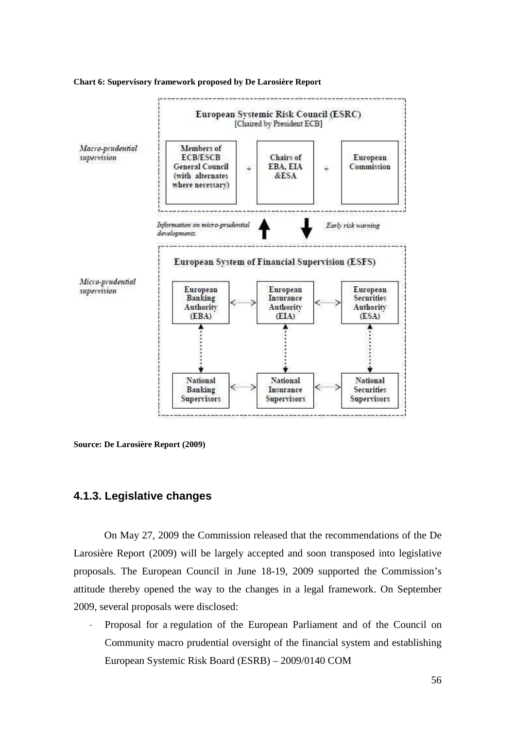**Chart 6: Supervisory framework proposed by De Larosière Report**

*Macro-prudential supervision*

**European Systemic Risk Council (ESRC)**
[Chaired by President ECB]

Members of ECB/ESCB General Council (with alternates where necessary) + Chairs of EBA, EIA &ESA + European Commission

*Information on micro-prudential developments* ↑ ↓ *Early risk warning*

*Micro-prudential supervision*

**European System of Financial Supervision (ESFS)**

European Banking Authority (EBA) ↔ European Insurance Authority (EIA) ↔ European Securities Authority (ESA)

National Banking Supervisors ↔ National Insurance Supervisors ↔ National Securities Supervisors

**Source: De Larosière Report (2009)**

### 4.1.3. Legislative changes

On May 27, 2009 the Commission released that the recommendations of the De Larosière Report (2009) will be largely accepted and soon transposed into legislative proposals. The European Council in June 18-19, 2009 supported the Commission's attitude thereby opened the way to the changes in a legal framework. On September 2009, several proposals were disclosed:

- Proposal for a regulation of the European Parliament and of the Council on Community macro prudential oversight of the financial system and establishing European Systemic Risk Board (ESRB) – 2009/0140 COM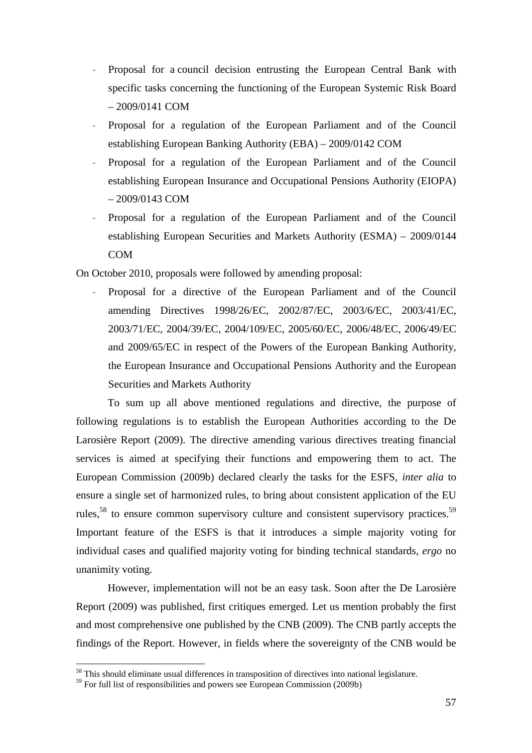- Proposal for a council decision entrusting the European Central Bank with specific tasks concerning the functioning of the European Systemic Risk Board – 2009/0141 COM
- Proposal for a regulation of the European Parliament and of the Council establishing European Banking Authority (EBA) – 2009/0142 COM
- Proposal for a regulation of the European Parliament and of the Council establishing European Insurance and Occupational Pensions Authority (EIOPA) – 2009/0143 COM
- Proposal for a regulation of the European Parliament and of the Council establishing European Securities and Markets Authority (ESMA) – 2009/0144 COM

On October 2010, proposals were followed by amending proposal:

- Proposal for a directive of the European Parliament and of the Council amending Directives 1998/26/EC, 2002/87/EC, 2003/6/EC, 2003/41/EC, 2003/71/EC, 2004/39/EC, 2004/109/EC, 2005/60/EC, 2006/48/EC, 2006/49/EC and 2009/65/EC in respect of the Powers of the European Banking Authority, the European Insurance and Occupational Pensions Authority and the European Securities and Markets Authority

To sum up all above mentioned regulations and directive, the purpose of following regulations is to establish the European Authorities according to the De Larosière Report (2009). The directive amending various directives treating financial services is aimed at specifying their functions and empowering them to act. The European Commission (2009b) declared clearly the tasks for the ESFS, *inter alia* to ensure a single set of harmonized rules, to bring about consistent application of the EU rules,[58] to ensure common supervisory culture and consistent supervisory practices.[59] Important feature of the ESFS is that it introduces a simple majority voting for individual cases and qualified majority voting for binding technical standards, *ergo* no unanimity voting.

However, implementation will not be an easy task. Soon after the De Larosière Report (2009) was published, first critiques emerged. Let us mention probably the first and most comprehensive one published by the CNB (2009). The CNB partly accepts the findings of the Report. However, in fields where the sovereignty of the CNB would be

[58] This should eliminate usual differences in transposition of directives into national legislature.

[59] For full list of responsibilities and powers see European Commission (2009b)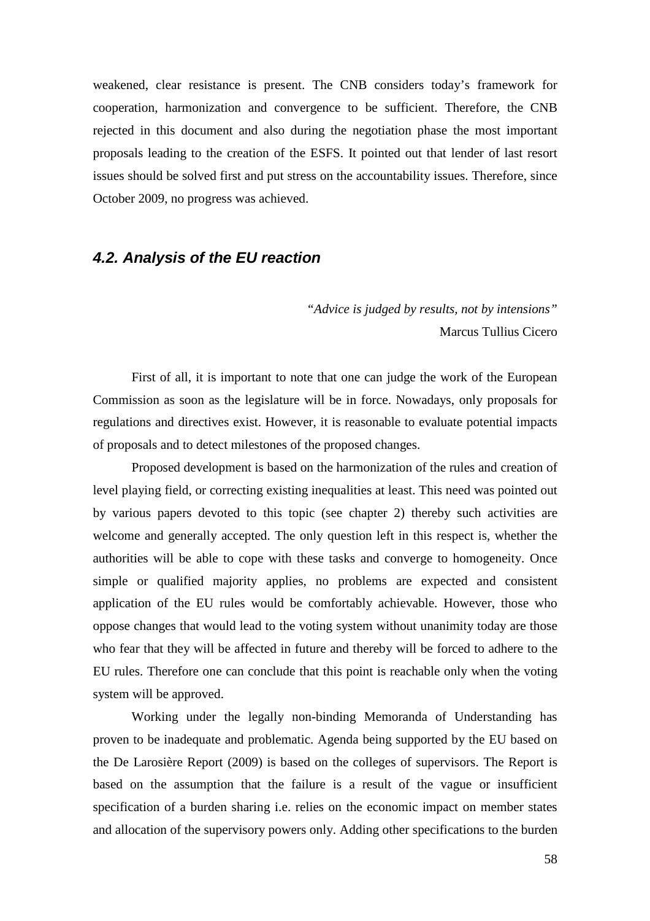weakened, clear resistance is present. The CNB considers today's framework for cooperation, harmonization and convergence to be sufficient. Therefore, the CNB rejected in this document and also during the negotiation phase the most important proposals leading to the creation of the ESFS. It pointed out that lender of last resort issues should be solved first and put stress on the accountability issues. Therefore, since October 2009, no progress was achieved.

### *4.2. Analysis of the EU reaction*

*"Advice is judged by results, not by intensions"*
Marcus Tullius Cicero

First of all, it is important to note that one can judge the work of the European Commission as soon as the legislature will be in force. Nowadays, only proposals for regulations and directives exist. However, it is reasonable to evaluate potential impacts of proposals and to detect milestones of the proposed changes.

Proposed development is based on the harmonization of the rules and creation of level playing field, or correcting existing inequalities at least. This need was pointed out by various papers devoted to this topic (see chapter 2) thereby such activities are welcome and generally accepted. The only question left in this respect is, whether the authorities will be able to cope with these tasks and converge to homogeneity. Once simple or qualified majority applies, no problems are expected and consistent application of the EU rules would be comfortably achievable. However, those who oppose changes that would lead to the voting system without unanimity today are those who fear that they will be affected in future and thereby will be forced to adhere to the EU rules. Therefore one can conclude that this point is reachable only when the voting system will be approved.

Working under the legally non-binding Memoranda of Understanding has proven to be inadequate and problematic. Agenda being supported by the EU based on the De Larosière Report (2009) is based on the colleges of supervisors. The Report is based on the assumption that the failure is a result of the vague or insufficient specification of a burden sharing i.e. relies on the economic impact on member states and allocation of the supervisory powers only. Adding other specifications to the burden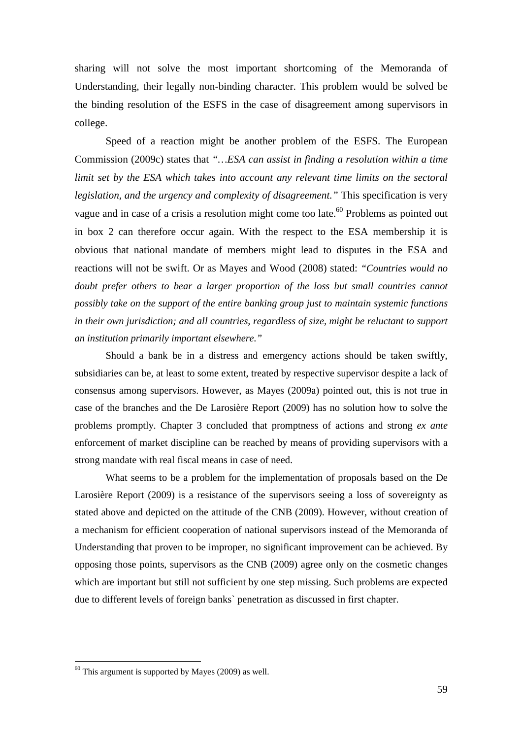sharing will not solve the most important shortcoming of the Memoranda of Understanding, their legally non-binding character. This problem would be solved be the binding resolution of the ESFS in the case of disagreement among supervisors in college.

Speed of a reaction might be another problem of the ESFS. The European Commission (2009c) states that *"…ESA can assist in finding a resolution within a time limit set by the ESA which takes into account any relevant time limits on the sectoral legislation, and the urgency and complexity of disagreement."* This specification is very vague and in case of a crisis a resolution might come too late.[60] Problems as pointed out in box 2 can therefore occur again. With the respect to the ESA membership it is obvious that national mandate of members might lead to disputes in the ESA and reactions will not be swift. Or as Mayes and Wood (2008) stated: *"Countries would no doubt prefer others to bear a larger proportion of the loss but small countries cannot possibly take on the support of the entire banking group just to maintain systemic functions in their own jurisdiction; and all countries, regardless of size, might be reluctant to support an institution primarily important elsewhere."*

Should a bank be in a distress and emergency actions should be taken swiftly, subsidiaries can be, at least to some extent, treated by respective supervisor despite a lack of consensus among supervisors. However, as Mayes (2009a) pointed out, this is not true in case of the branches and the De Larosière Report (2009) has no solution how to solve the problems promptly. Chapter 3 concluded that promptness of actions and strong *ex ante* enforcement of market discipline can be reached by means of providing supervisors with a strong mandate with real fiscal means in case of need.

What seems to be a problem for the implementation of proposals based on the De Larosière Report (2009) is a resistance of the supervisors seeing a loss of sovereignty as stated above and depicted on the attitude of the CNB (2009). However, without creation of a mechanism for efficient cooperation of national supervisors instead of the Memoranda of Understanding that proven to be improper, no significant improvement can be achieved. By opposing those points, supervisors as the CNB (2009) agree only on the cosmetic changes which are important but still not sufficient by one step missing. Such problems are expected due to different levels of foreign banks` penetration as discussed in first chapter.

[60] This argument is supported by Mayes (2009) as well.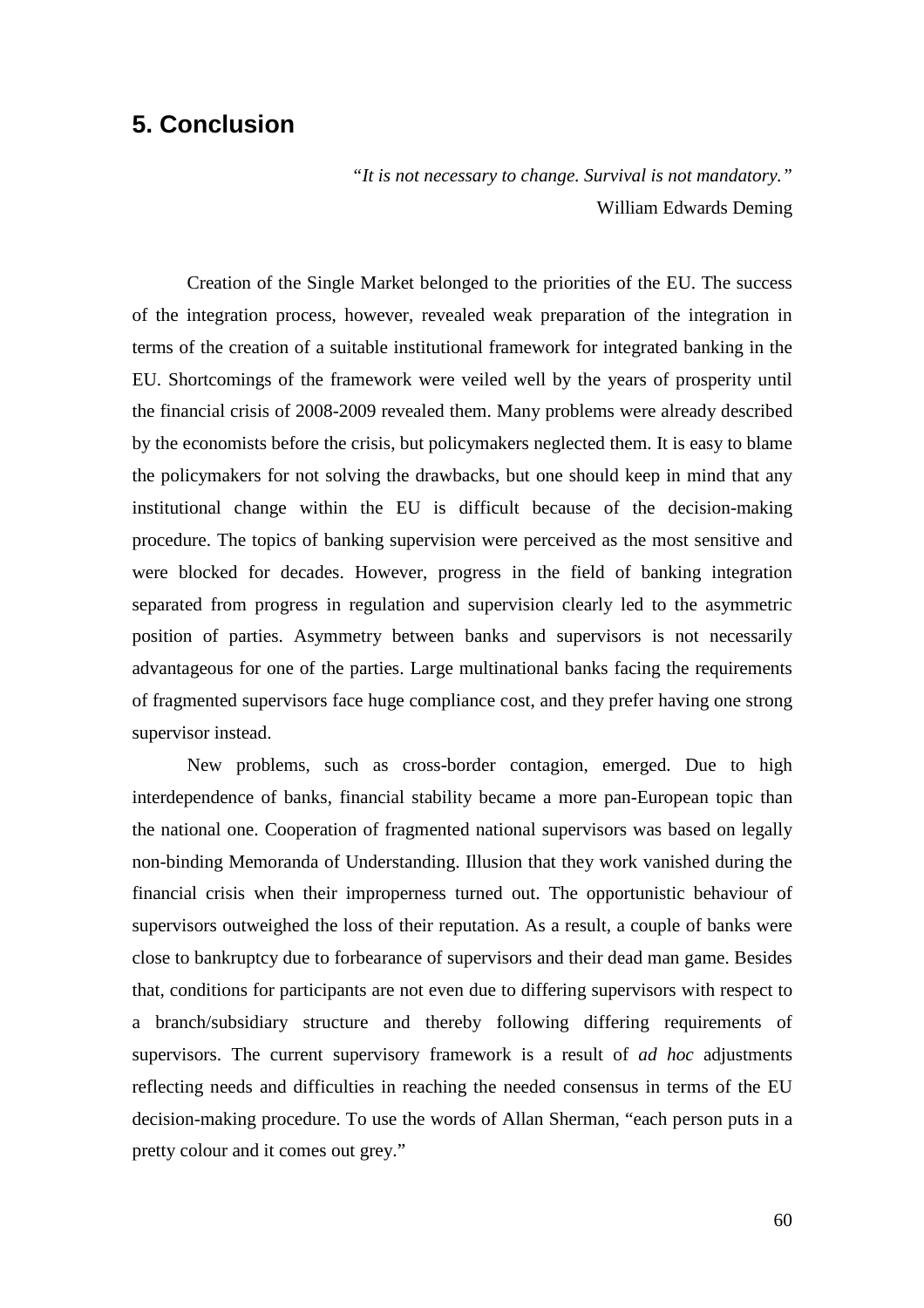## 5. Conclusion

*"It is not necessary to change. Survival is not mandatory."*
William Edwards Deming

Creation of the Single Market belonged to the priorities of the EU. The success of the integration process, however, revealed weak preparation of the integration in terms of the creation of a suitable institutional framework for integrated banking in the EU. Shortcomings of the framework were veiled well by the years of prosperity until the financial crisis of 2008-2009 revealed them. Many problems were already described by the economists before the crisis, but policymakers neglected them. It is easy to blame the policymakers for not solving the drawbacks, but one should keep in mind that any institutional change within the EU is difficult because of the decision-making procedure. The topics of banking supervision were perceived as the most sensitive and were blocked for decades. However, progress in the field of banking integration separated from progress in regulation and supervision clearly led to the asymmetric position of parties. Asymmetry between banks and supervisors is not necessarily advantageous for one of the parties. Large multinational banks facing the requirements of fragmented supervisors face huge compliance cost, and they prefer having one strong supervisor instead.

New problems, such as cross-border contagion, emerged. Due to high interdependence of banks, financial stability became a more pan-European topic than the national one. Cooperation of fragmented national supervisors was based on legally non-binding Memoranda of Understanding. Illusion that they work vanished during the financial crisis when their improperness turned out. The opportunistic behaviour of supervisors outweighed the loss of their reputation. As a result, a couple of banks were close to bankruptcy due to forbearance of supervisors and their dead man game. Besides that, conditions for participants are not even due to differing supervisors with respect to a branch/subsidiary structure and thereby following differing requirements of supervisors. The current supervisory framework is a result of *ad hoc* adjustments reflecting needs and difficulties in reaching the needed consensus in terms of the EU decision-making procedure. To use the words of Allan Sherman, "each person puts in a pretty colour and it comes out grey."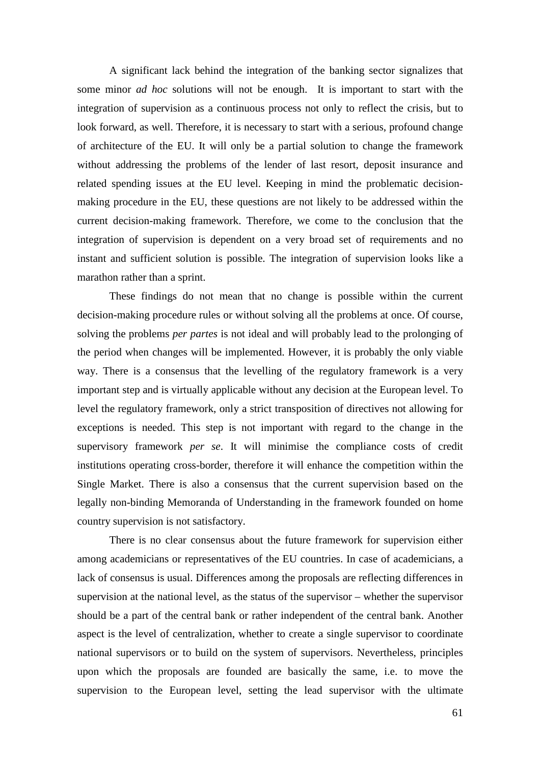A significant lack behind the integration of the banking sector signalizes that some minor *ad hoc* solutions will not be enough. It is important to start with the integration of supervision as a continuous process not only to reflect the crisis, but to look forward, as well. Therefore, it is necessary to start with a serious, profound change of architecture of the EU. It will only be a partial solution to change the framework without addressing the problems of the lender of last resort, deposit insurance and related spending issues at the EU level. Keeping in mind the problematic decision-making procedure in the EU, these questions are not likely to be addressed within the current decision-making framework. Therefore, we come to the conclusion that the integration of supervision is dependent on a very broad set of requirements and no instant and sufficient solution is possible. The integration of supervision looks like a marathon rather than a sprint.

These findings do not mean that no change is possible within the current decision-making procedure rules or without solving all the problems at once. Of course, solving the problems *per partes* is not ideal and will probably lead to the prolonging of the period when changes will be implemented. However, it is probably the only viable way. There is a consensus that the levelling of the regulatory framework is a very important step and is virtually applicable without any decision at the European level. To level the regulatory framework, only a strict transposition of directives not allowing for exceptions is needed. This step is not important with regard to the change in the supervisory framework *per se*. It will minimise the compliance costs of credit institutions operating cross-border, therefore it will enhance the competition within the Single Market. There is also a consensus that the current supervision based on the legally non-binding Memoranda of Understanding in the framework founded on home country supervision is not satisfactory.

There is no clear consensus about the future framework for supervision either among academicians or representatives of the EU countries. In case of academicians, a lack of consensus is usual. Differences among the proposals are reflecting differences in supervision at the national level, as the status of the supervisor – whether the supervisor should be a part of the central bank or rather independent of the central bank. Another aspect is the level of centralization, whether to create a single supervisor to coordinate national supervisors or to build on the system of supervisors. Nevertheless, principles upon which the proposals are founded are basically the same, i.e. to move the supervision to the European level, setting the lead supervisor with the ultimate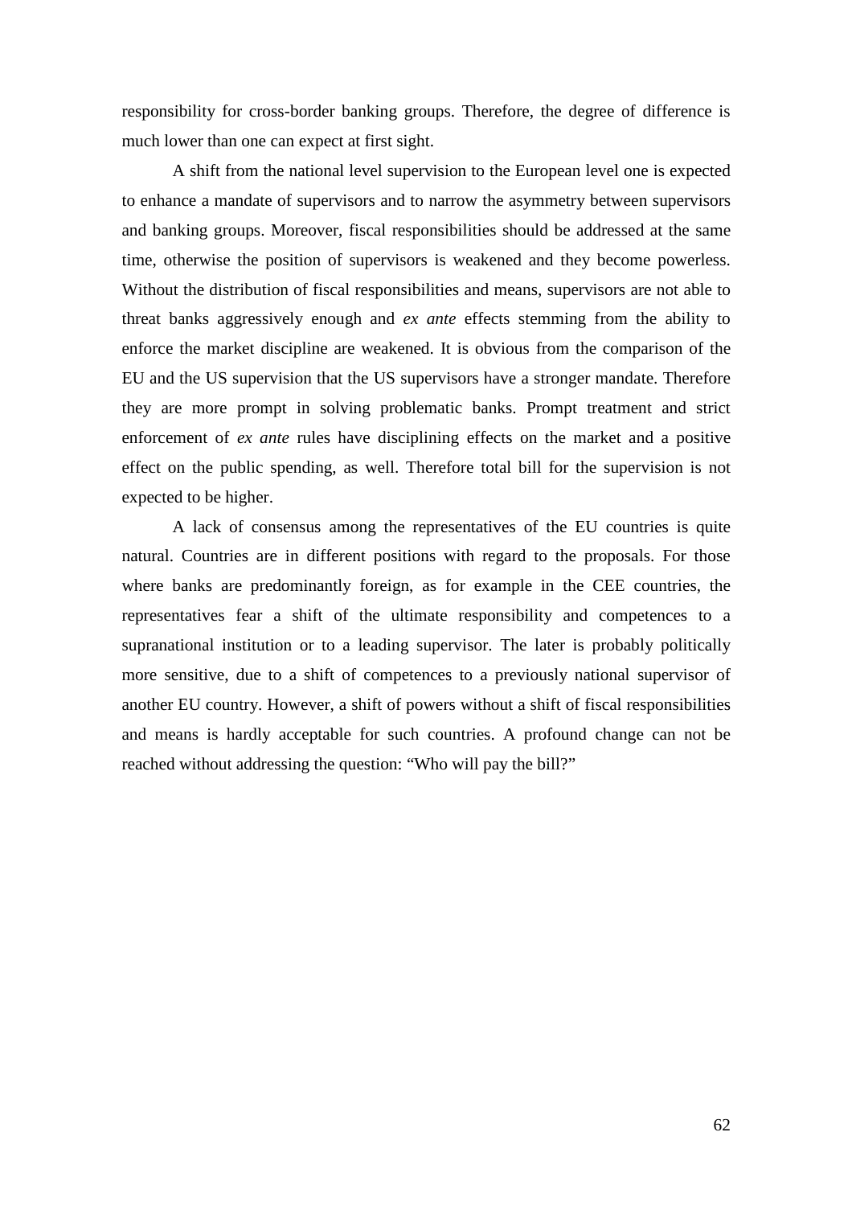responsibility for cross-border banking groups. Therefore, the degree of difference is much lower than one can expect at first sight.

A shift from the national level supervision to the European level one is expected to enhance a mandate of supervisors and to narrow the asymmetry between supervisors and banking groups. Moreover, fiscal responsibilities should be addressed at the same time, otherwise the position of supervisors is weakened and they become powerless. Without the distribution of fiscal responsibilities and means, supervisors are not able to threat banks aggressively enough and *ex ante* effects stemming from the ability to enforce the market discipline are weakened. It is obvious from the comparison of the EU and the US supervision that the US supervisors have a stronger mandate. Therefore they are more prompt in solving problematic banks. Prompt treatment and strict enforcement of *ex ante* rules have disciplining effects on the market and a positive effect on the public spending, as well. Therefore total bill for the supervision is not expected to be higher.

A lack of consensus among the representatives of the EU countries is quite natural. Countries are in different positions with regard to the proposals. For those where banks are predominantly foreign, as for example in the CEE countries, the representatives fear a shift of the ultimate responsibility and competences to a supranational institution or to a leading supervisor. The later is probably politically more sensitive, due to a shift of competences to a previously national supervisor of another EU country. However, a shift of powers without a shift of fiscal responsibilities and means is hardly acceptable for such countries. A profound change can not be reached without addressing the question: "Who will pay the bill?"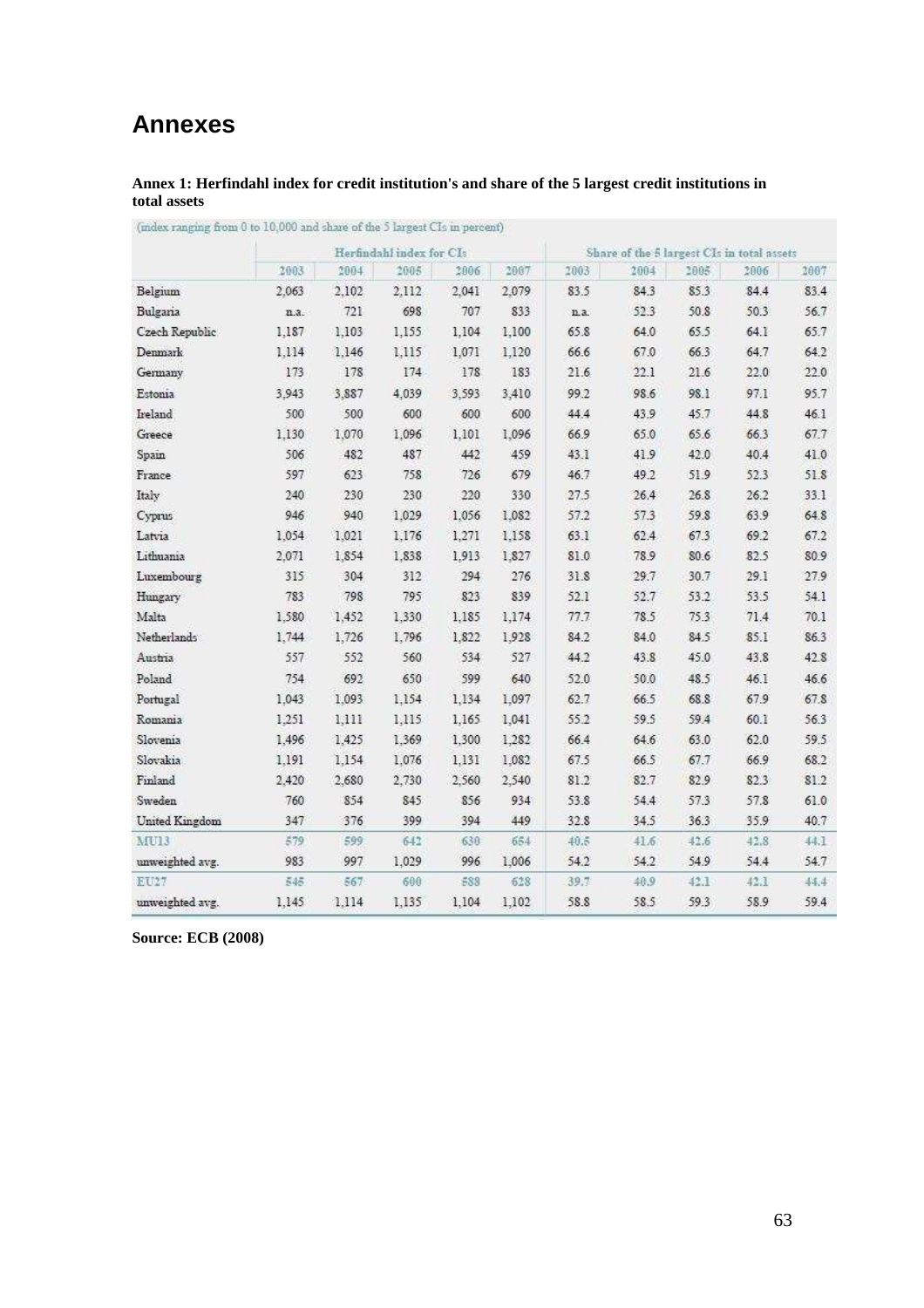# Annexes

**Annex 1: Herfindahl index for credit institution's and share of the 5 largest credit institutions in total assets**

(index ranging from 0 to 10,000 and share of the 5 largest CIs in percent)

| | Herfindahl index for CIs | | | | | Share of the 5 largest CIs in total assets | | | | |
|---|---|---|---|---|---|---|---|---|---|---|
| | 2003 | 2004 | 2005 | 2006 | 2007 | 2003 | 2004 | 2005 | 2006 | 2007 |
| Belgium | 2,063 | 2,102 | 2,112 | 2,041 | 2,079 | 83.5 | 84.3 | 85.3 | 84.4 | 83.4 |
| Bulgaria | n.a. | 721 | 698 | 707 | 833 | n.a. | 52.3 | 50.8 | 50.3 | 56.7 |
| Czech Republic | 1,187 | 1,103 | 1,155 | 1,104 | 1,100 | 65.8 | 64.0 | 65.5 | 64.1 | 65.7 |
| Denmark | 1,114 | 1,146 | 1,115 | 1,071 | 1,120 | 66.6 | 67.0 | 66.3 | 64.7 | 64.2 |
| Germany | 173 | 178 | 174 | 178 | 183 | 21.6 | 22.1 | 21.6 | 22.0 | 22.0 |
| Estonia | 3,943 | 3,887 | 4,039 | 3,593 | 3,410 | 99.2 | 98.6 | 98.1 | 97.1 | 95.7 |
| Ireland | 500 | 500 | 600 | 600 | 600 | 44.4 | 43.9 | 45.7 | 44.8 | 46.1 |
| Greece | 1,130 | 1,070 | 1,096 | 1,101 | 1,096 | 66.9 | 65.0 | 65.6 | 66.3 | 67.7 |
| Spain | 506 | 482 | 487 | 442 | 459 | 43.1 | 41.9 | 42.0 | 40.4 | 41.0 |
| France | 597 | 623 | 758 | 726 | 679 | 46.7 | 49.2 | 51.9 | 52.3 | 51.8 |
| Italy | 240 | 230 | 230 | 220 | 330 | 27.5 | 26.4 | 26.8 | 26.2 | 33.1 |
| Cyprus | 946 | 940 | 1,029 | 1,056 | 1,082 | 57.2 | 57.3 | 59.8 | 63.9 | 64.8 |
| Latvia | 1,054 | 1,021 | 1,176 | 1,271 | 1,158 | 63.1 | 62.4 | 67.3 | 69.2 | 67.2 |
| Lithuania | 2,071 | 1,854 | 1,838 | 1,913 | 1,827 | 81.0 | 78.9 | 80.6 | 82.5 | 80.9 |
| Luxembourg | 315 | 304 | 312 | 294 | 276 | 31.8 | 29.7 | 30.7 | 29.1 | 27.9 |
| Hungary | 783 | 798 | 795 | 823 | 839 | 52.1 | 52.7 | 53.2 | 53.5 | 54.1 |
| Malta | 1,580 | 1,452 | 1,330 | 1,185 | 1,174 | 77.7 | 78.5 | 75.3 | 71.4 | 70.1 |
| Netherlands | 1,744 | 1,726 | 1,796 | 1,822 | 1,928 | 84.2 | 84.0 | 84.5 | 85.1 | 86.3 |
| Austria | 557 | 552 | 560 | 534 | 527 | 44.2 | 43.8 | 45.0 | 43.8 | 42.8 |
| Poland | 754 | 692 | 650 | 599 | 640 | 52.0 | 50.0 | 48.5 | 46.1 | 46.6 |
| Portugal | 1,043 | 1,093 | 1,154 | 1,134 | 1,097 | 62.7 | 66.5 | 68.8 | 67.9 | 67.8 |
| Romania | 1,251 | 1,111 | 1,115 | 1,165 | 1,041 | 55.2 | 59.5 | 59.4 | 60.1 | 56.3 |
| Slovenia | 1,496 | 1,425 | 1,369 | 1,300 | 1,282 | 66.4 | 64.6 | 63.0 | 62.0 | 59.5 |
| Slovakia | 1,191 | 1,154 | 1,076 | 1,131 | 1,082 | 67.5 | 66.5 | 67.7 | 66.9 | 68.2 |
| Finland | 2,420 | 2,680 | 2,730 | 2,560 | 2,540 | 81.2 | 82.7 | 82.9 | 82.3 | 81.2 |
| Sweden | 760 | 854 | 845 | 856 | 934 | 53.8 | 54.4 | 57.3 | 57.8 | 61.0 |
| United Kingdom | 347 | 376 | 399 | 394 | 449 | 32.8 | 34.5 | 36.3 | 35.9 | 40.7 |
| MU13 | 579 | 599 | 642 | 630 | 654 | 40.5 | 41.6 | 42.6 | 42.8 | 44.1 |
| unweighted avg. | 983 | 997 | 1,029 | 996 | 1,006 | 54.2 | 54.2 | 54.9 | 54.4 | 54.7 |
| EU27 | 545 | 567 | 600 | 588 | 628 | 39.7 | 40.9 | 42.1 | 42.1 | 44.4 |
| unweighted avg. | 1,145 | 1,114 | 1,135 | 1,104 | 1,102 | 58.8 | 58.5 | 59.3 | 58.9 | 59.4 |

**Source: ECB (2008)**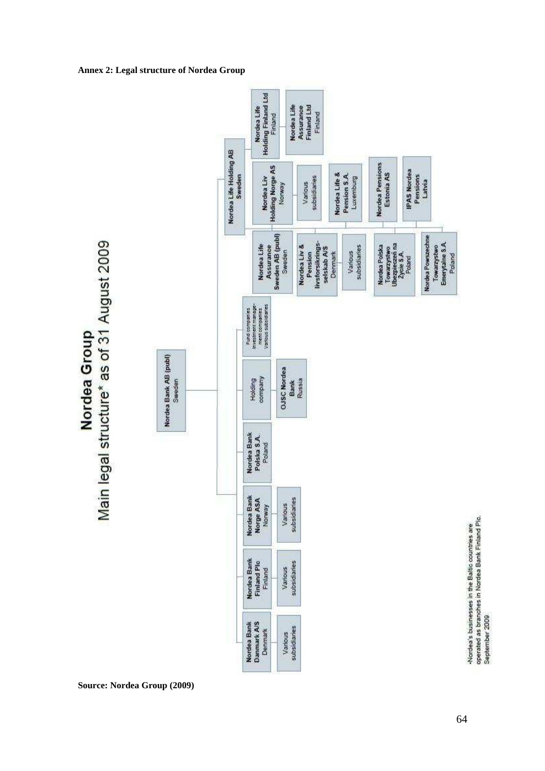**Annex 2: Legal structure of Nordea Group**

# Nordea Group

Main legal structure* as of 31 August 2009

- Nordea Bank AB (publ) Sweden
  - Nordea Bank Danmark A/S Denmark
    - Various subsidiaries
  - Nordea Bank Finland Plc Finland
    - Various subsidiaries
  - Nordea Bank Norge ASA Norway
    - Various subsidiaries
  - Nordea Bank Polska S.A. Poland
  - Holding company
    - OJSC Nordea Bank Russia
  - Fund companies / Investment management companies / Various subsidiaries
  - Nordea Life Holding AB Sweden
    - Nordea Life Assurance Sweden AB (publ) Sweden
    - Nordea Liv & Pension livsforsikringsselskab A/S Denmark
      - Various subsidiaries
    - Nordea Polska Towarzystwo Ubezpieczeń na Życie S.A. Poland
    - Nordea Powszechne Towarzystwo Emerytalne S.A. Poland
    - Nordea Liv Holding Norge AS Norway
      - Various subsidiaries
    - Nordea Life & Pension S.A. Luxemburg
    - Nordea Pensions Estonia AS
    - IPAS Nordea Pensions Latvia
    - Nordea Life Holding Finland Ltd Finland
      - Nordea Life Assurance Finland Ltd Finland

*Nordea's businesses in the Baltic countries are operated as branches in Nordea Bank Finland Plc. September 2009

**Source: Nordea Group (2009)**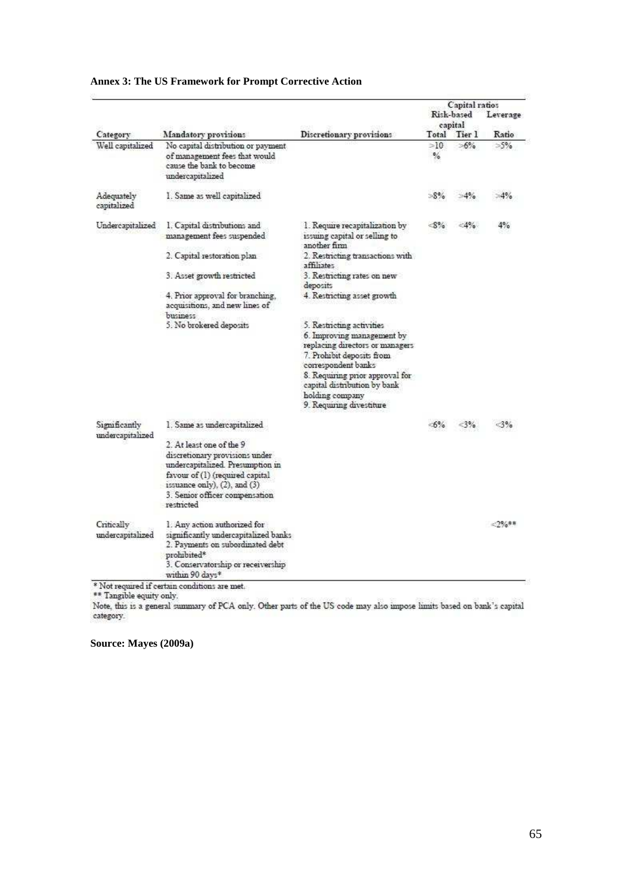**Annex 3: The US Framework for Prompt Corrective Action**

| Category | Mandatory provisions | Discretionary provisions | Capital ratios: Risk-based capital Total | Capital ratios: Risk-based capital Tier 1 | Capital ratios: Leverage Ratio |
|---|---|---|---|---|---|
| Well capitalized | No capital distribution or payment of management fees that would cause the bank to become undercapitalized | | >10 % | >6% | >5% |
| Adequately capitalized | 1. Same as well capitalized | | >8% | >4% | >4% |
| Undercapitalized | 1. Capital distributions and management fees suspended<br>2. Capital restoration plan<br>3. Asset growth restricted<br>4. Prior approval for branching, acquisitions, and new lines of business<br>5. No brokered deposits | 1. Require recapitalization by issuing capital or selling to another firm<br>2. Restricting transactions with affiliates<br>3. Restricting rates on new deposits<br>4. Restricting asset growth<br>5. Restricting activities<br>6. Improving management by replacing directors or managers<br>7. Prohibit deposits from correspondent banks<br>8. Requiring prior approval for capital distribution by bank holding company<br>9. Requiring divestiture | <8% | <4% | 4% |
| Significantly undercapitalized | 1. Same as undercapitalized<br>2. At least one of the 9 discretionary provisions under undercapitalized. Presumption in favour of (1) (required capital issuance only), (2), and (3)<br>3. Senior officer compensation restricted | | <6% | <3% | <3% |
| Critically undercapitalized | 1. Any action authorized for significantly undercapitalized banks<br>2. Payments on subordinated debt prohibited*<br>3. Conservatorship or receivership within 90 days* | | | | <2%** |

* Not required if certain conditions are met.

** Tangible equity only.

Note, this is a general summary of PCA only. Other parts of the US code may also impose limits based on bank's capital category.

**Source: Mayes (2009a)**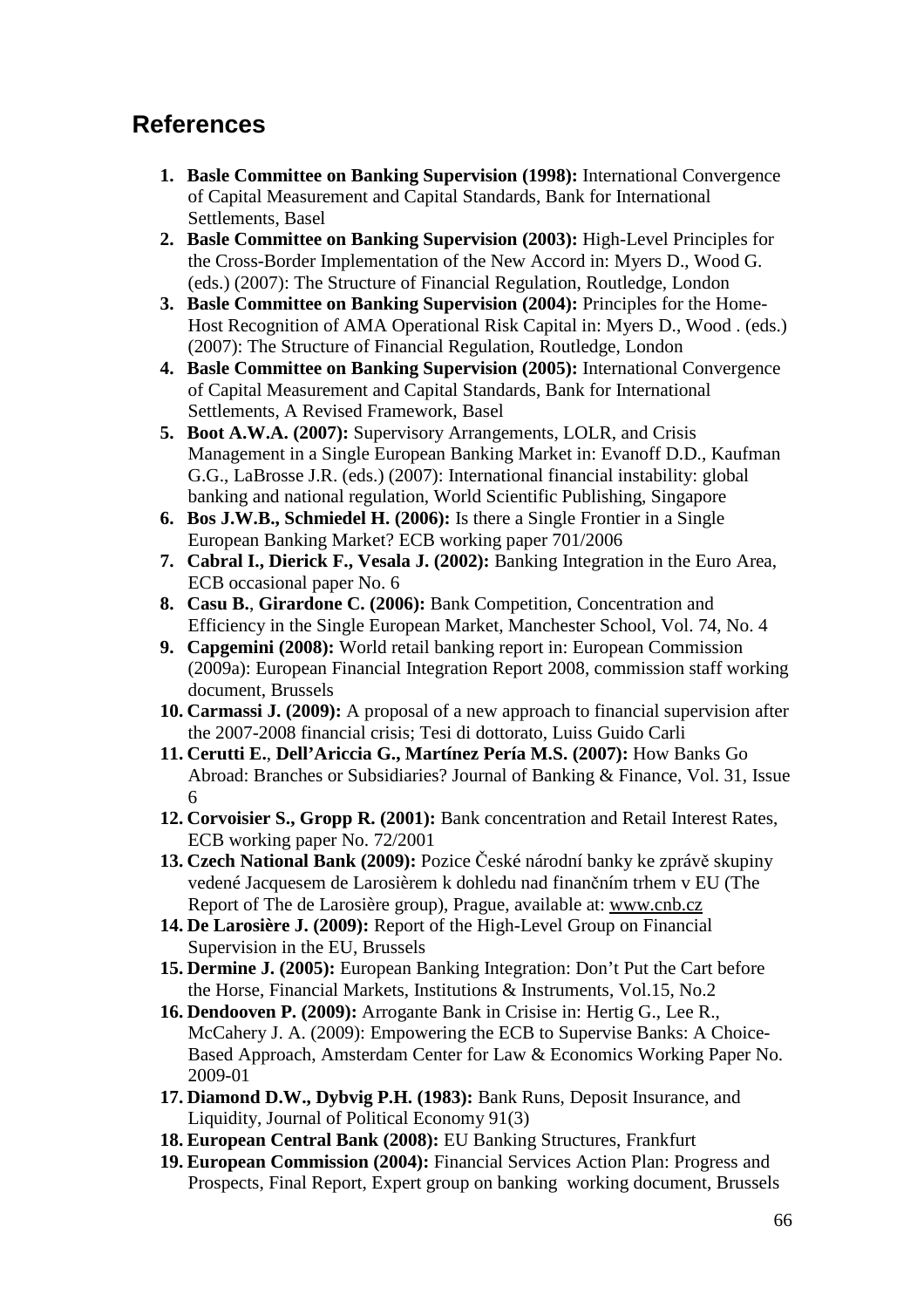## References

1. **Basle Committee on Banking Supervision (1998):** International Convergence of Capital Measurement and Capital Standards, Bank for International Settlements, Basel
2. **Basle Committee on Banking Supervision (2003):** High-Level Principles for the Cross-Border Implementation of the New Accord in: Myers D., Wood G. (eds.) (2007): The Structure of Financial Regulation, Routledge, London
3. **Basle Committee on Banking Supervision (2004):** Principles for the Home-Host Recognition of AMA Operational Risk Capital in: Myers D., Wood . (eds.) (2007): The Structure of Financial Regulation, Routledge, London
4. **Basle Committee on Banking Supervision (2005):** International Convergence of Capital Measurement and Capital Standards, Bank for International Settlements, A Revised Framework, Basel
5. **Boot A.W.A. (2007):** Supervisory Arrangements, LOLR, and Crisis Management in a Single European Banking Market in: Evanoff D.D., Kaufman G.G., LaBrosse J.R. (eds.) (2007): International financial instability: global banking and national regulation, World Scientific Publishing, Singapore
6. **Bos J.W.B., Schmiedel H. (2006):** Is there a Single Frontier in a Single European Banking Market? ECB working paper 701/2006
7. **Cabral I., Dierick F., Vesala J. (2002):** Banking Integration in the Euro Area, ECB occasional paper No. 6
8. **Casu B.**, **Girardone C. (2006):** Bank Competition, Concentration and Efficiency in the Single European Market, Manchester School, Vol. 74, No. 4
9. **Capgemini (2008):** World retail banking report in: European Commission (2009a): European Financial Integration Report 2008, commission staff working document, Brussels
10. **Carmassi J. (2009):** A proposal of a new approach to financial supervision after the 2007-2008 financial crisis; Tesi di dottorato, Luiss Guido Carli
11. **Cerutti E.**, **Dell'Ariccia G., Martínez Pería M.S. (2007):** How Banks Go Abroad: Branches or Subsidiaries? Journal of Banking & Finance, Vol. 31, Issue 6
12. **Corvoisier S., Gropp R. (2001):** Bank concentration and Retail Interest Rates, ECB working paper No. 72/2001
13. **Czech National Bank (2009):** Pozice České národní banky ke zprávě skupiny vedené Jacquesem de Larosièrem k dohledu nad finančním trhem v EU (The Report of The de Larosière group), Prague, available at: www.cnb.cz
14. **De Larosière J. (2009):** Report of the High-Level Group on Financial Supervision in the EU, Brussels
15. **Dermine J. (2005):** European Banking Integration: Don't Put the Cart before the Horse, Financial Markets, Institutions & Instruments, Vol.15, No.2
16. **Dendooven P. (2009):** Arrogante Bank in Crisise in: Hertig G., Lee R., McCahery J. A. (2009): Empowering the ECB to Supervise Banks: A Choice-Based Approach, Amsterdam Center for Law & Economics Working Paper No. 2009-01
17. **Diamond D.W., Dybvig P.H. (1983):** Bank Runs, Deposit Insurance, and Liquidity, Journal of Political Economy 91(3)
18. **European Central Bank (2008):** EU Banking Structures, Frankfurt
19. **European Commission (2004):** Financial Services Action Plan: Progress and Prospects, Final Report, Expert group on banking working document, Brussels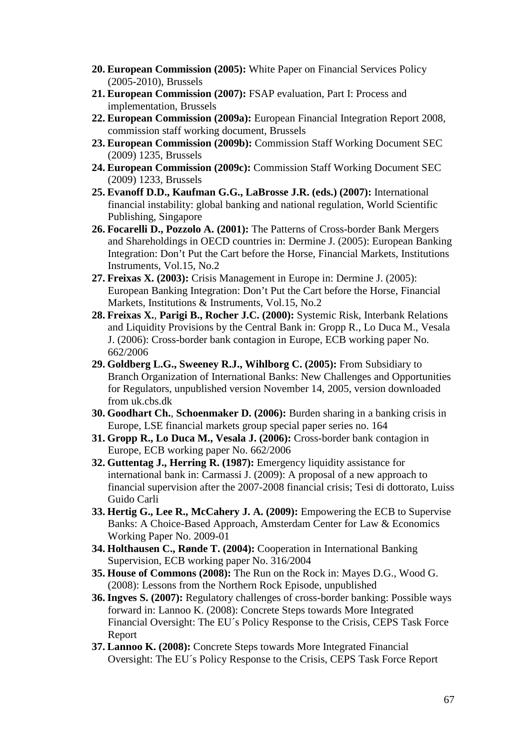20. **European Commission (2005):** White Paper on Financial Services Policy (2005-2010), Brussels
21. **European Commission (2007):** FSAP evaluation, Part I: Process and implementation, Brussels
22. **European Commission (2009a):** European Financial Integration Report 2008, commission staff working document, Brussels
23. **European Commission (2009b):** Commission Staff Working Document SEC (2009) 1235, Brussels
24. **European Commission (2009c):** Commission Staff Working Document SEC (2009) 1233, Brussels
25. **Evanoff D.D., Kaufman G.G., LaBrosse J.R. (eds.) (2007):** International financial instability: global banking and national regulation, World Scientific Publishing, Singapore
26. **Focarelli D., Pozzolo A. (2001):** The Patterns of Cross-border Bank Mergers and Shareholdings in OECD countries in: Dermine J. (2005): European Banking Integration: Don't Put the Cart before the Horse, Financial Markets, Institutions Instruments, Vol.15, No.2
27. **Freixas X. (2003):** Crisis Management in Europe in: Dermine J. (2005): European Banking Integration: Don't Put the Cart before the Horse, Financial Markets, Institutions & Instruments, Vol.15, No.2
28. **Freixas X.**, **Parigi B., Rocher J.C. (2000):** Systemic Risk, Interbank Relations and Liquidity Provisions by the Central Bank in: Gropp R., Lo Duca M., Vesala J. (2006): Cross-border bank contagion in Europe, ECB working paper No. 662/2006
29. **Goldberg L.G., Sweeney R.J., Wihlborg C. (2005):** From Subsidiary to Branch Organization of International Banks: New Challenges and Opportunities for Regulators, unpublished version November 14, 2005, version downloaded from uk.cbs.dk
30. **Goodhart Ch.**, **Schoenmaker D. (2006):** Burden sharing in a banking crisis in Europe, LSE financial markets group special paper series no. 164
31. **Gropp R., Lo Duca M., Vesala J. (2006):** Cross-border bank contagion in Europe, ECB working paper No. 662/2006
32. **Guttentag J., Herring R. (1987):** Emergency liquidity assistance for international bank in: Carmassi J. (2009): A proposal of a new approach to financial supervision after the 2007-2008 financial crisis; Tesi di dottorato, Luiss Guido Carli
33. **Hertig G., Lee R., McCahery J. A. (2009):** Empowering the ECB to Supervise Banks: A Choice-Based Approach, Amsterdam Center for Law & Economics Working Paper No. 2009-01
34. **Holthausen C., Rønde T. (2004):** Cooperation in International Banking Supervision, ECB working paper No. 316/2004
35. **House of Commons (2008):** The Run on the Rock in: Mayes D.G., Wood G. (2008): Lessons from the Northern Rock Episode, unpublished
36. **Ingves S. (2007):** Regulatory challenges of cross-border banking: Possible ways forward in: Lannoo K. (2008): Concrete Steps towards More Integrated Financial Oversight: The EU´s Policy Response to the Crisis, CEPS Task Force Report
37. **Lannoo K. (2008):** Concrete Steps towards More Integrated Financial Oversight: The EU´s Policy Response to the Crisis, CEPS Task Force Report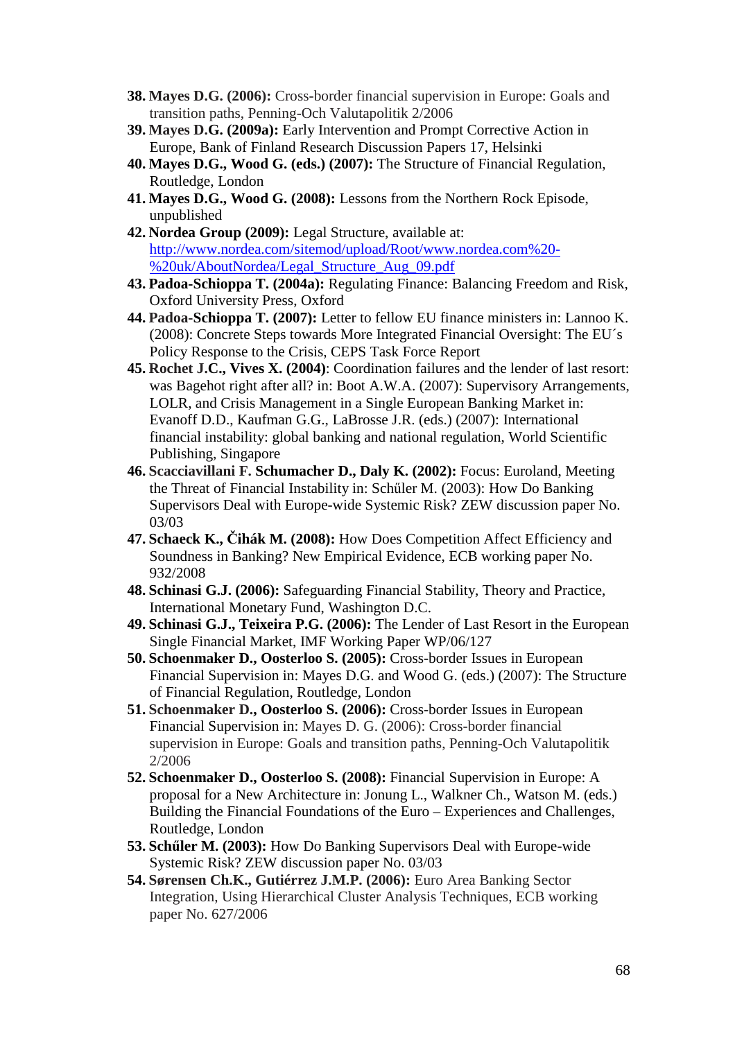38. **Mayes D.G. (2006):** Cross-border financial supervision in Europe: Goals and transition paths, Penning-Och Valutapolitik 2/2006
39. **Mayes D.G. (2009a):** Early Intervention and Prompt Corrective Action in Europe, Bank of Finland Research Discussion Papers 17, Helsinki
40. **Mayes D.G., Wood G. (eds.) (2007):** The Structure of Financial Regulation, Routledge, London
41. **Mayes D.G., Wood G. (2008):** Lessons from the Northern Rock Episode, unpublished
42. **Nordea Group (2009):** Legal Structure, available at: [http://www.nordea.com/sitemod/upload/Root/www.nordea.com%20-%20uk/AboutNordea/Legal_Structure_Aug_09.pdf](http://www.nordea.com/sitemod/upload/Root/www.nordea.com%20-%20uk/AboutNordea/Legal_Structure_Aug_09.pdf)
43. **Padoa-Schioppa T. (2004a):** Regulating Finance: Balancing Freedom and Risk, Oxford University Press, Oxford
44. **Padoa-Schioppa T. (2007):** Letter to fellow EU finance ministers in: Lannoo K. (2008): Concrete Steps towards More Integrated Financial Oversight: The EU´s Policy Response to the Crisis, CEPS Task Force Report
45. **Rochet J.C., Vives X. (2004)**: Coordination failures and the lender of last resort: was Bagehot right after all? in: Boot A.W.A. (2007): Supervisory Arrangements, LOLR, and Crisis Management in a Single European Banking Market in: Evanoff D.D., Kaufman G.G., LaBrosse J.R. (eds.) (2007): International financial instability: global banking and national regulation, World Scientific Publishing, Singapore
46. **Scacciavillani F. Schumacher D., Daly K. (2002):** Focus: Euroland, Meeting the Threat of Financial Instability in: Schűler M. (2003): How Do Banking Supervisors Deal with Europe-wide Systemic Risk? ZEW discussion paper No. 03/03
47. **Schaeck K., Čihák M. (2008):** How Does Competition Affect Efficiency and Soundness in Banking? New Empirical Evidence, ECB working paper No. 932/2008
48. **Schinasi G.J. (2006):** Safeguarding Financial Stability, Theory and Practice, International Monetary Fund, Washington D.C.
49. **Schinasi G.J., Teixeira P.G. (2006):** The Lender of Last Resort in the European Single Financial Market, IMF Working Paper WP/06/127
50. **Schoenmaker D., Oosterloo S. (2005):** Cross-border Issues in European Financial Supervision in: Mayes D.G. and Wood G. (eds.) (2007): The Structure of Financial Regulation, Routledge, London
51. **Schoenmaker D., Oosterloo S. (2006):** Cross-border Issues in European Financial Supervision in: Mayes D. G. (2006): Cross-border financial supervision in Europe: Goals and transition paths, Penning-Och Valutapolitik 2/2006
52. **Schoenmaker D., Oosterloo S. (2008):** Financial Supervision in Europe: A proposal for a New Architecture in: Jonung L., Walkner Ch., Watson M. (eds.) Building the Financial Foundations of the Euro – Experiences and Challenges, Routledge, London
53. **Schűler M. (2003):** How Do Banking Supervisors Deal with Europe-wide Systemic Risk? ZEW discussion paper No. 03/03
54. **Sørensen Ch.K., Gutiérrez J.M.P. (2006):** Euro Area Banking Sector Integration, Using Hierarchical Cluster Analysis Techniques, ECB working paper No. 627/2006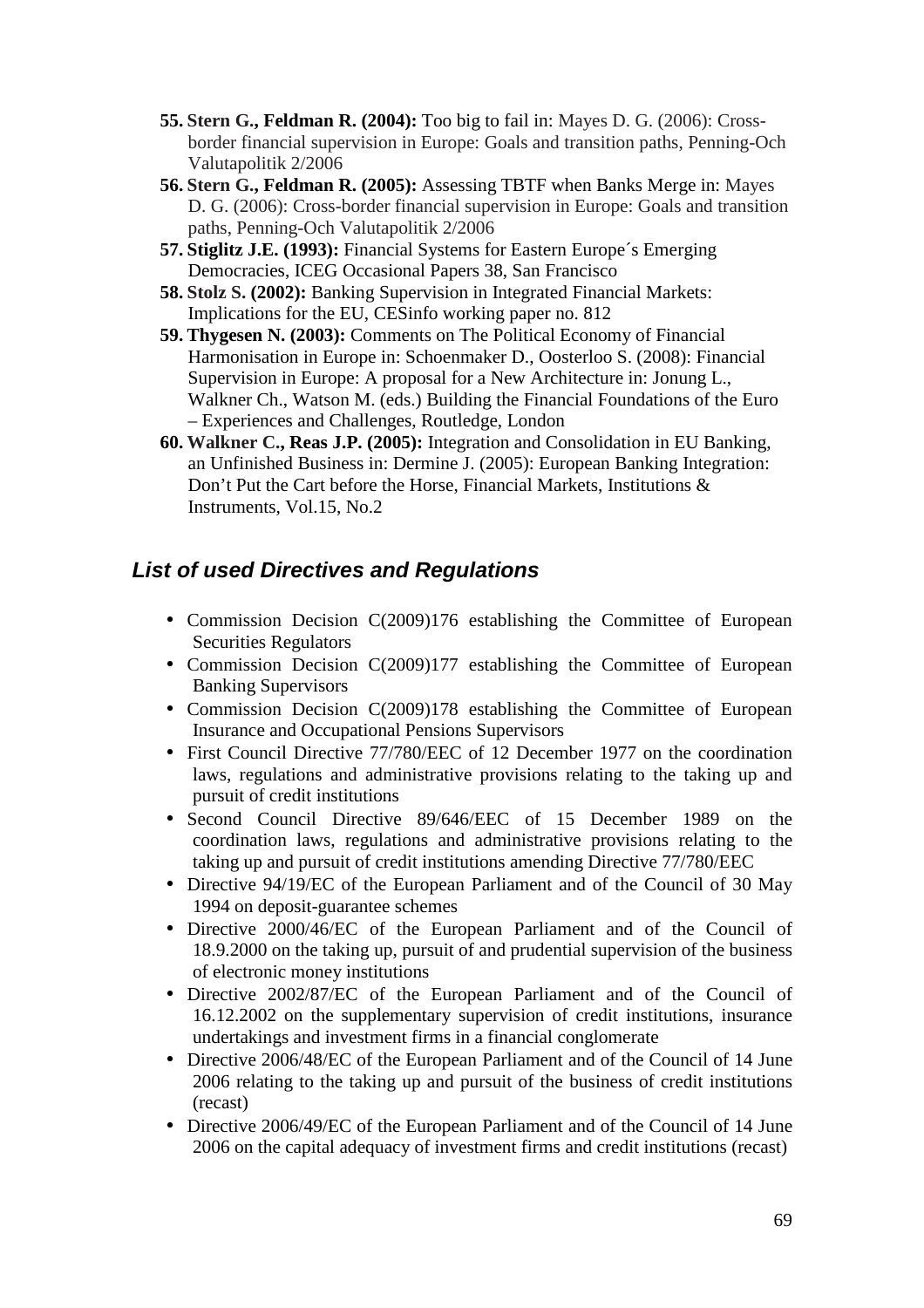55. **Stern G., Feldman R. (2004):** Too big to fail in: Mayes D. G. (2006): Cross-border financial supervision in Europe: Goals and transition paths, Penning-Och Valutapolitik 2/2006
56. **Stern G., Feldman R. (2005):** Assessing TBTF when Banks Merge in: Mayes D. G. (2006): Cross-border financial supervision in Europe: Goals and transition paths, Penning-Och Valutapolitik 2/2006
57. **Stiglitz J.E. (1993):** Financial Systems for Eastern Europe´s Emerging Democracies, ICEG Occasional Papers 38, San Francisco
58. **Stolz S. (2002):** Banking Supervision in Integrated Financial Markets: Implications for the EU, CESinfo working paper no. 812
59. **Thygesen N. (2003):** Comments on The Political Economy of Financial Harmonisation in Europe in: Schoenmaker D., Oosterloo S. (2008): Financial Supervision in Europe: A proposal for a New Architecture in: Jonung L., Walkner Ch., Watson M. (eds.) Building the Financial Foundations of the Euro – Experiences and Challenges, Routledge, London
60. **Walkner C., Reas J.P. (2005):** Integration and Consolidation in EU Banking, an Unfinished Business in: Dermine J. (2005): European Banking Integration: Don't Put the Cart before the Horse, Financial Markets, Institutions & Instruments, Vol.15, No.2

## *List of used Directives and Regulations*

- Commission Decision C(2009)176 establishing the Committee of European Securities Regulators
- Commission Decision C(2009)177 establishing the Committee of European Banking Supervisors
- Commission Decision C(2009)178 establishing the Committee of European Insurance and Occupational Pensions Supervisors
- First Council Directive 77/780/EEC of 12 December 1977 on the coordination laws, regulations and administrative provisions relating to the taking up and pursuit of credit institutions
- Second Council Directive 89/646/EEC of 15 December 1989 on the coordination laws, regulations and administrative provisions relating to the taking up and pursuit of credit institutions amending Directive 77/780/EEC
- Directive 94/19/EC of the European Parliament and of the Council of 30 May 1994 on deposit-guarantee schemes
- Directive 2000/46/EC of the European Parliament and of the Council of 18.9.2000 on the taking up, pursuit of and prudential supervision of the business of electronic money institutions
- Directive 2002/87/EC of the European Parliament and of the Council of 16.12.2002 on the supplementary supervision of credit institutions, insurance undertakings and investment firms in a financial conglomerate
- Directive 2006/48/EC of the European Parliament and of the Council of 14 June 2006 relating to the taking up and pursuit of the business of credit institutions (recast)
- Directive 2006/49/EC of the European Parliament and of the Council of 14 June 2006 on the capital adequacy of investment firms and credit institutions (recast)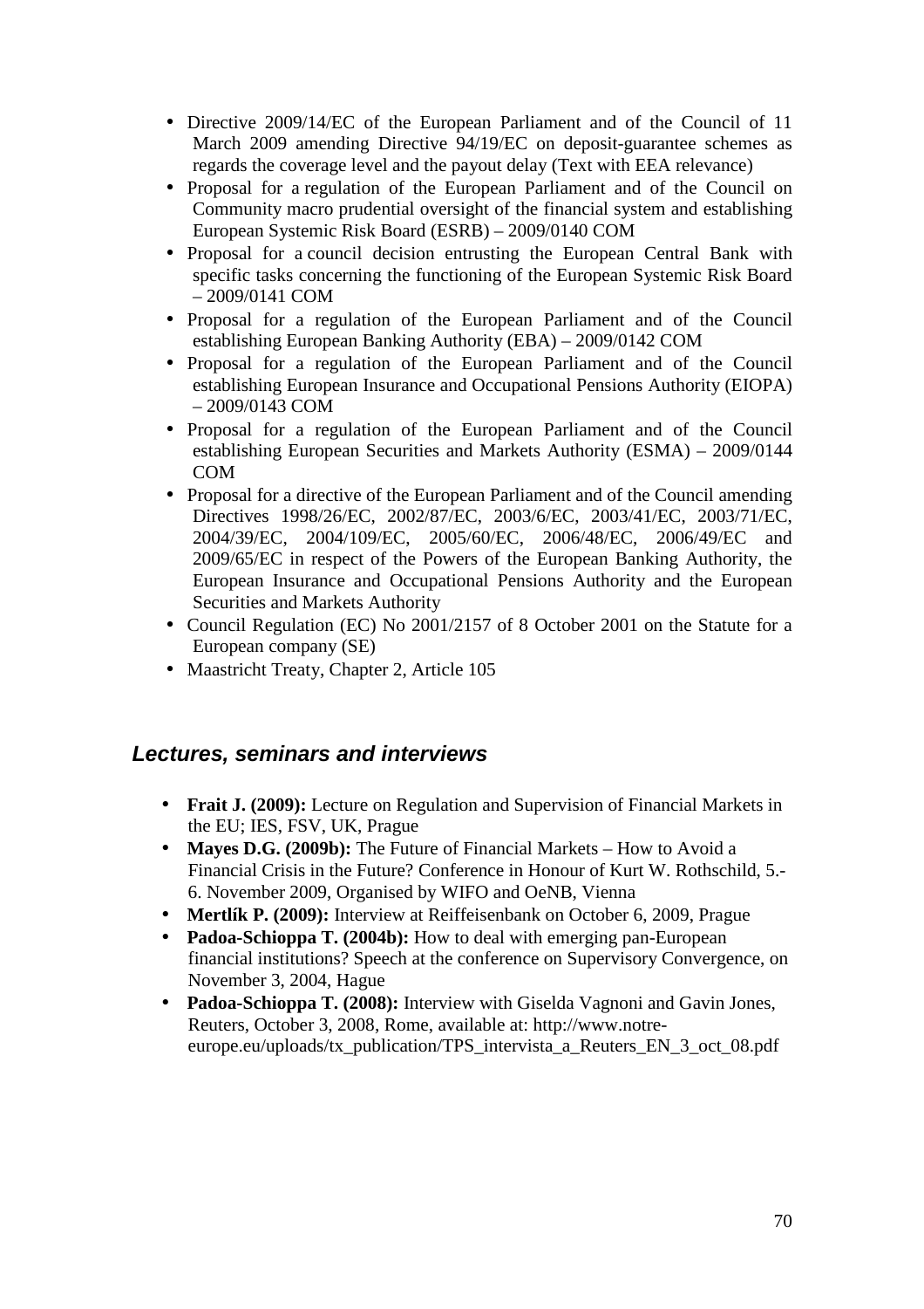- Directive 2009/14/EC of the European Parliament and of the Council of 11 March 2009 amending Directive 94/19/EC on deposit-guarantee schemes as regards the coverage level and the payout delay (Text with EEA relevance)
- Proposal for a regulation of the European Parliament and of the Council on Community macro prudential oversight of the financial system and establishing European Systemic Risk Board (ESRB) – 2009/0140 COM
- Proposal for a council decision entrusting the European Central Bank with specific tasks concerning the functioning of the European Systemic Risk Board – 2009/0141 COM
- Proposal for a regulation of the European Parliament and of the Council establishing European Banking Authority (EBA) – 2009/0142 COM
- Proposal for a regulation of the European Parliament and of the Council establishing European Insurance and Occupational Pensions Authority (EIOPA) – 2009/0143 COM
- Proposal for a regulation of the European Parliament and of the Council establishing European Securities and Markets Authority (ESMA) – 2009/0144 COM
- Proposal for a directive of the European Parliament and of the Council amending Directives 1998/26/EC, 2002/87/EC, 2003/6/EC, 2003/41/EC, 2003/71/EC, 2004/39/EC, 2004/109/EC, 2005/60/EC, 2006/48/EC, 2006/49/EC and 2009/65/EC in respect of the Powers of the European Banking Authority, the European Insurance and Occupational Pensions Authority and the European Securities and Markets Authority
- Council Regulation (EC) No 2001/2157 of 8 October 2001 on the Statute for a European company (SE)
- Maastricht Treaty, Chapter 2, Article 105

## *Lectures, seminars and interviews*

- **Frait J. (2009):** Lecture on Regulation and Supervision of Financial Markets in the EU; IES, FSV, UK, Prague
- **Mayes D.G. (2009b):** The Future of Financial Markets – How to Avoid a Financial Crisis in the Future? Conference in Honour of Kurt W. Rothschild, 5.-6. November 2009, Organised by WIFO and OeNB, Vienna
- **Mertlík P. (2009):** Interview at Reiffeisenbank on October 6, 2009, Prague
- **Padoa-Schioppa T. (2004b):** How to deal with emerging pan-European financial institutions? Speech at the conference on Supervisory Convergence, on November 3, 2004, Hague
- **Padoa-Schioppa T. (2008):** Interview with Giselda Vagnoni and Gavin Jones, Reuters, October 3, 2008, Rome, available at: http://www.notre-europe.eu/uploads/tx_publication/TPS_intervista_a_Reuters_EN_3_oct_08.pdf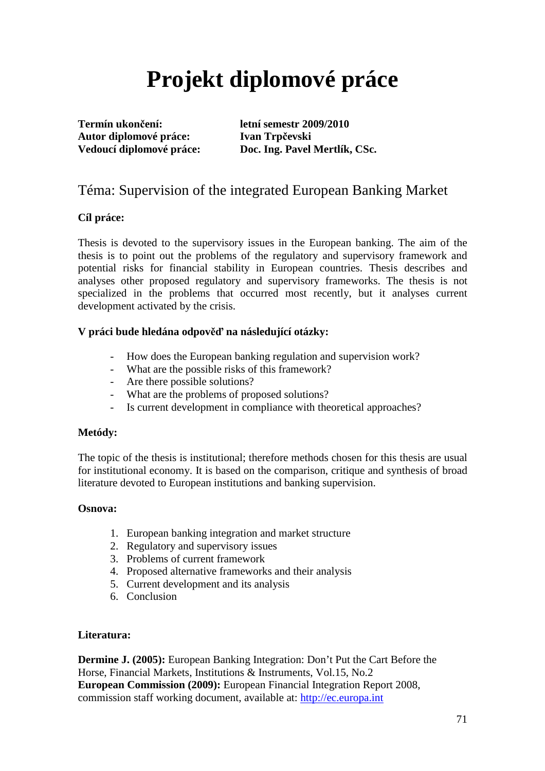# Projekt diplomové práce

**Termín ukončení:** **letní semestr 2009/2010**
**Autor diplomové práce:** **Ivan Trpčevski**
**Vedoucí diplomové práce:** **Doc. Ing. Pavel Mertlík, CSc.**

## Téma: Supervision of the integrated European Banking Market

**Cíl práce:**

Thesis is devoted to the supervisory issues in the European banking. The aim of the thesis is to point out the problems of the regulatory and supervisory framework and potential risks for financial stability in European countries. Thesis describes and analyses other proposed regulatory and supervisory frameworks. The thesis is not specialized in the problems that occurred most recently, but it analyses current development activated by the crisis.

**V práci bude hledána odpověď na následující otázky:**

- How does the European banking regulation and supervision work?
- What are the possible risks of this framework?
- Are there possible solutions?
- What are the problems of proposed solutions?
- Is current development in compliance with theoretical approaches?

**Metódy:**

The topic of the thesis is institutional; therefore methods chosen for this thesis are usual for institutional economy. It is based on the comparison, critique and synthesis of broad literature devoted to European institutions and banking supervision.

**Osnova:**

1. European banking integration and market structure
2. Regulatory and supervisory issues
3. Problems of current framework
4. Proposed alternative frameworks and their analysis
5. Current development and its analysis
6. Conclusion

**Literatura:**

**Dermine J. (2005):** European Banking Integration: Don't Put the Cart Before the Horse, Financial Markets, Institutions & Instruments, Vol.15, No.2
**European Commission (2009):** European Financial Integration Report 2008, commission staff working document, available at: http://ec.europa.int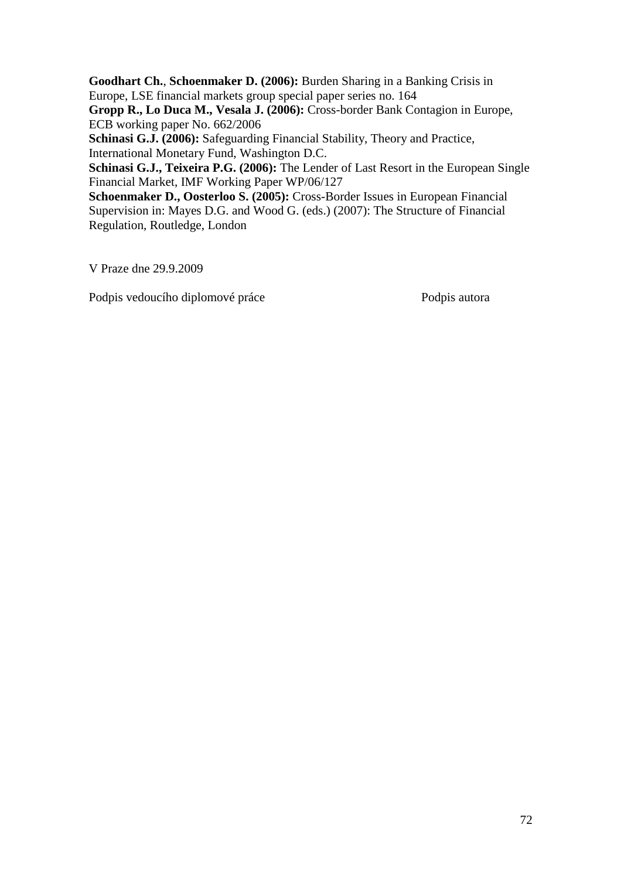**Goodhart Ch.**, **Schoenmaker D. (2006):** Burden Sharing in a Banking Crisis in Europe, LSE financial markets group special paper series no. 164

**Gropp R., Lo Duca M., Vesala J. (2006):** Cross-border Bank Contagion in Europe, ECB working paper No. 662/2006

**Schinasi G.J. (2006):** Safeguarding Financial Stability, Theory and Practice, International Monetary Fund, Washington D.C.

**Schinasi G.J., Teixeira P.G. (2006):** The Lender of Last Resort in the European Single Financial Market, IMF Working Paper WP/06/127

**Schoenmaker D., Oosterloo S. (2005):** Cross-Border Issues in European Financial Supervision in: Mayes D.G. and Wood G. (eds.) (2007): The Structure of Financial Regulation, Routledge, London

V Praze dne 29.9.2009

Podpis vedoucího diplomové práce                                        Podpis autora